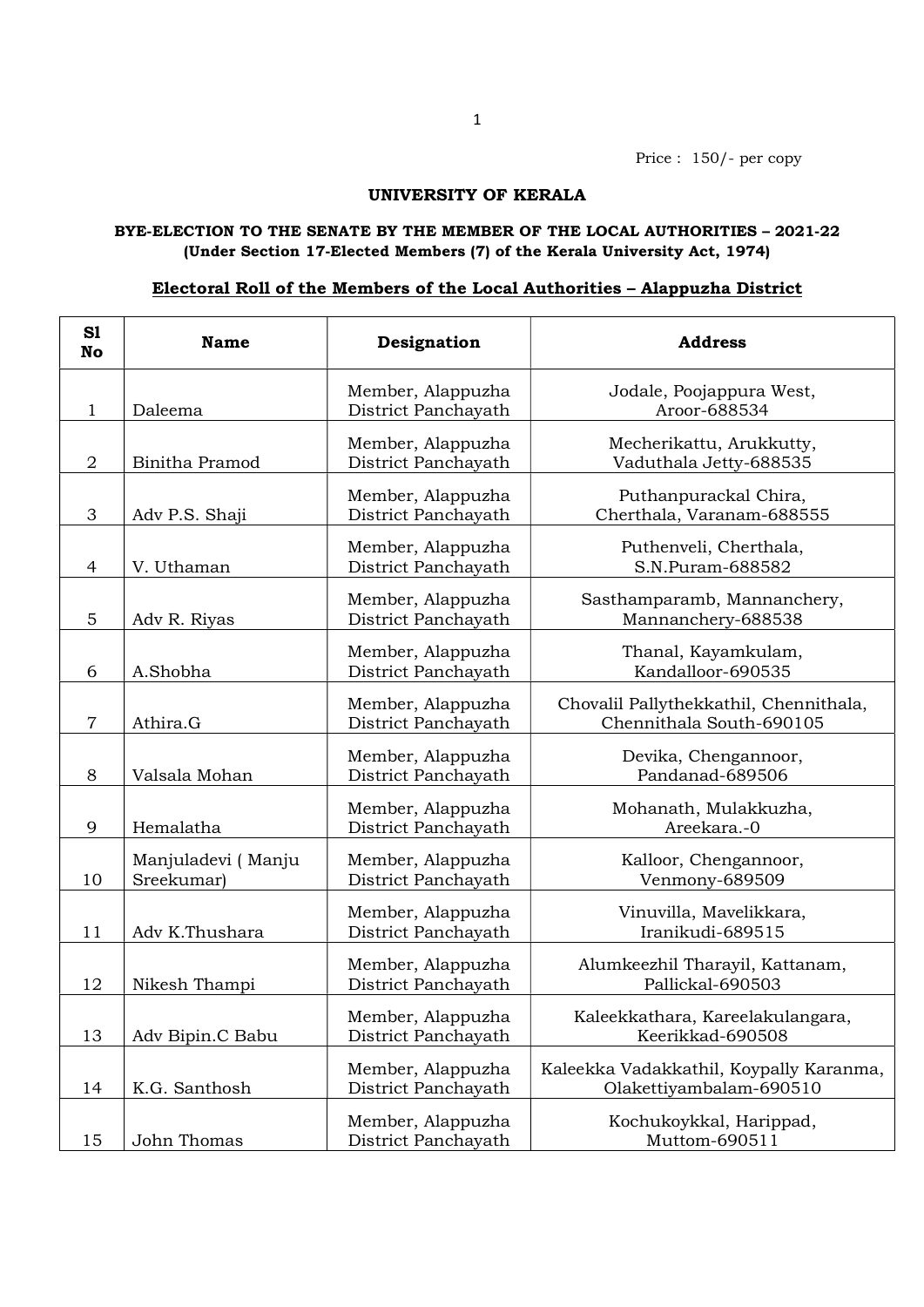Price : 150/- per copy

**UNIVERSITY OF KERALA**

**BYE-ELECTION TO THE SENATE BY THE MEMBER OF THE LOCAL AUTHORITIES – 2021-22**
**(Under Section 17-Elected Members (7) of the Kerala University Act, 1974)**

**Electoral Roll of the Members of the Local Authorities – Alappuzha District**

| Sl No | Name | Designation | Address |
|---|---|---|---|
| 1 | Daleema | Member, Alappuzha District Panchayath | Jodale, Poojappura West, Aroor-688534 |
| 2 | Binitha Pramod | Member, Alappuzha District Panchayath | Mecherikattu, Arukkutty, Vaduthala Jetty-688535 |
| 3 | Adv P.S. Shaji | Member, Alappuzha District Panchayath | Puthanpurackal Chira, Cherthala, Varanam-688555 |
| 4 | V. Uthaman | Member, Alappuzha District Panchayath | Puthenveli, Cherthala, S.N.Puram-688582 |
| 5 | Adv R. Riyas | Member, Alappuzha District Panchayath | Sasthamparamb, Mannanchery, Mannanchery-688538 |
| 6 | A.Shobha | Member, Alappuzha District Panchayath | Thanal, Kayamkulam, Kandalloor-690535 |
| 7 | Athira.G | Member, Alappuzha District Panchayath | Chovalil Pallythekkathil, Chennithala, Chennithala South-690105 |
| 8 | Valsala Mohan | Member, Alappuzha District Panchayath | Devika, Chengannoor, Pandanad-689506 |
| 9 | Hemalatha | Member, Alappuzha District Panchayath | Mohanath, Mulakkuzha, Areekara.-0 |
| 10 | Manjuladevi ( Manju Sreekumar) | Member, Alappuzha District Panchayath | Kalloor, Chengannoor, Venmony-689509 |
| 11 | Adv K.Thushara | Member, Alappuzha District Panchayath | Vinuvilla, Mavelikkara, Iranikudi-689515 |
| 12 | Nikesh Thampi | Member, Alappuzha District Panchayath | Alumkeezhil Tharayil, Kattanam, Pallickal-690503 |
| 13 | Adv Bipin.C Babu | Member, Alappuzha District Panchayath | Kaleekkathara, Kareelakulangara, Keerikkad-690508 |
| 14 | K.G. Santhosh | Member, Alappuzha District Panchayath | Kaleekka Vadakkathil, Koypally Karanma, Olakettiyambalam-690510 |
| 15 | John Thomas | Member, Alappuzha District Panchayath | Kochukoykkal, Harippad, Muttom-690511 |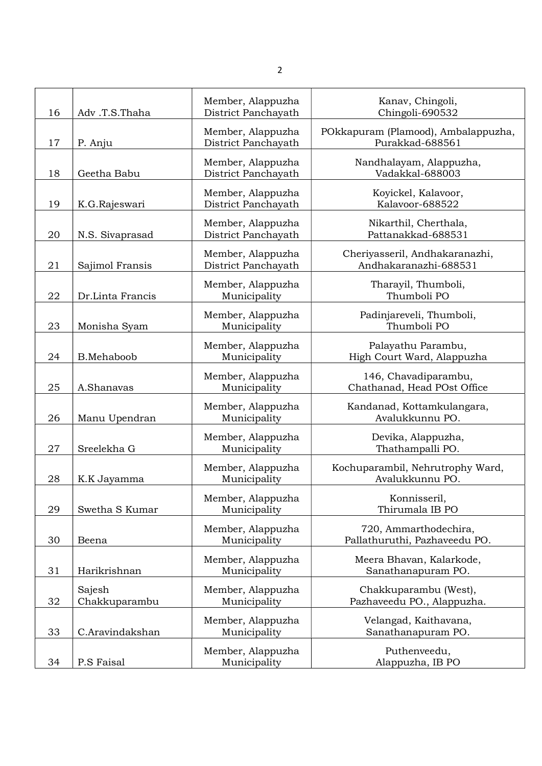| 16 | Adv .T.S.Thaha | Member, Alappuzha District Panchayath | Kanav, Chingoli, Chingoli-690532 |
|---|---|---|---|
| 17 | P. Anju | Member, Alappuzha District Panchayath | POkkapuram (Plamood), Ambalappuzha, Purakkad-688561 |
| 18 | Geetha Babu | Member, Alappuzha District Panchayath | Nandhalayam, Alappuzha, Vadakkal-688003 |
| 19 | K.G.Rajeswari | Member, Alappuzha District Panchayath | Koyickel, Kalavoor, Kalavoor-688522 |
| 20 | N.S. Sivaprasad | Member, Alappuzha District Panchayath | Nikarthil, Cherthala, Pattanakkad-688531 |
| 21 | Sajimol Fransis | Member, Alappuzha District Panchayath | Cheriyasseril, Andhakaranazhi, Andhakaranazhi-688531 |
| 22 | Dr.Linta Francis | Member, Alappuzha Municipality | Tharayil, Thumboli, Thumboli PO |
| 23 | Monisha Syam | Member, Alappuzha Municipality | Padinjareveli, Thumboli, Thumboli PO |
| 24 | B.Mehaboob | Member, Alappuzha Municipality | Palayathu Parambu, High Court Ward, Alappuzha |
| 25 | A.Shanavas | Member, Alappuzha Municipality | 146, Chavadiparambu, Chathanad, Head POst Office |
| 26 | Manu Upendran | Member, Alappuzha Municipality | Kandanad, Kottamkulangara, Avalukkunnu PO. |
| 27 | Sreelekha G | Member, Alappuzha Municipality | Devika, Alappuzha, Thathampalli PO. |
| 28 | K.K Jayamma | Member, Alappuzha Municipality | Kochuparambil, Nehrutrophy Ward, Avalukkunnu PO. |
| 29 | Swetha S Kumar | Member, Alappuzha Municipality | Konnisseril, Thirumala IB PO |
| 30 | Beena | Member, Alappuzha Municipality | 720, Ammarthodechira, Pallathuruthi, Pazhaveedu PO. |
| 31 | Harikrishnan | Member, Alappuzha Municipality | Meera Bhavan, Kalarkode, Sanathanapuram PO. |
| 32 | Sajesh Chakkuparambu | Member, Alappuzha Municipality | Chakkuparambu (West), Pazhaveedu PO., Alappuzha. |
| 33 | C.Aravindakshan | Member, Alappuzha Municipality | Velangad, Kaithavana, Sanathanapuram PO. |
| 34 | P.S Faisal | Member, Alappuzha Municipality | Puthenveedu, Alappuzha, IB PO |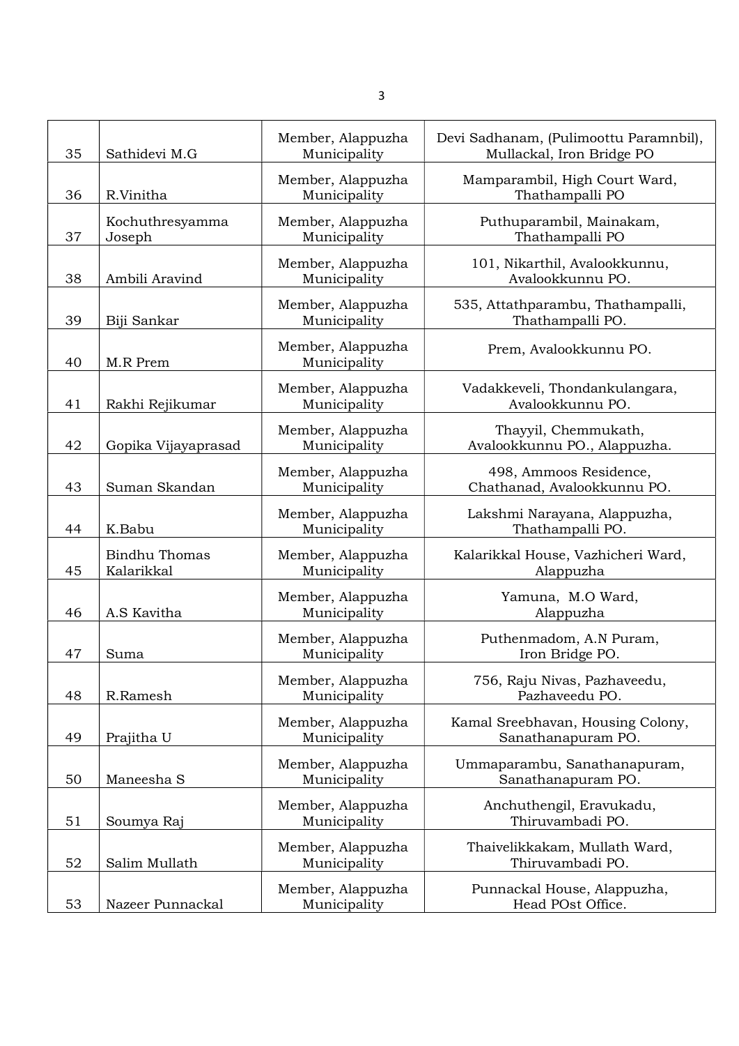| 35 | Sathidevi M.G | Member, Alappuzha Municipality | Devi Sadhanam, (Pulimoottu Paramnbil), Mullackal, Iron Bridge PO |
|---|---|---|---|
| 36 | R.Vinitha | Member, Alappuzha Municipality | Mamparambil, High Court Ward, Thathampalli PO |
| 37 | Kochuthresyamma Joseph | Member, Alappuzha Municipality | Puthuparambil, Mainakam, Thathampalli PO |
| 38 | Ambili Aravind | Member, Alappuzha Municipality | 101, Nikarthil, Avalookkunnu, Avalookkunnu PO. |
| 39 | Biji Sankar | Member, Alappuzha Municipality | 535, Attathparambu, Thathampalli, Thathampalli PO. |
| 40 | M.R Prem | Member, Alappuzha Municipality | Prem, Avalookkunnu PO. |
| 41 | Rakhi Rejikumar | Member, Alappuzha Municipality | Vadakkeveli, Thondankulangara, Avalookkunnu PO. |
| 42 | Gopika Vijayaprasad | Member, Alappuzha Municipality | Thayyil, Chemmukath, Avalookkunnu PO., Alappuzha. |
| 43 | Suman Skandan | Member, Alappuzha Municipality | 498, Ammoos Residence, Chathanad, Avalookkunnu PO. |
| 44 | K.Babu | Member, Alappuzha Municipality | Lakshmi Narayana, Alappuzha, Thathampalli PO. |
| 45 | Bindhu Thomas Kalarikkal | Member, Alappuzha Municipality | Kalarikkal House, Vazhicheri Ward, Alappuzha |
| 46 | A.S Kavitha | Member, Alappuzha Municipality | Yamuna, M.O Ward, Alappuzha |
| 47 | Suma | Member, Alappuzha Municipality | Puthenmadom, A.N Puram, Iron Bridge PO. |
| 48 | R.Ramesh | Member, Alappuzha Municipality | 756, Raju Nivas, Pazhaveedu, Pazhaveedu PO. |
| 49 | Prajitha U | Member, Alappuzha Municipality | Kamal Sreebhavan, Housing Colony, Sanathanapuram PO. |
| 50 | Maneesha S | Member, Alappuzha Municipality | Ummaparambu, Sanathanapuram, Sanathanapuram PO. |
| 51 | Soumya Raj | Member, Alappuzha Municipality | Anchuthengil, Eravukadu, Thiruvambadi PO. |
| 52 | Salim Mullath | Member, Alappuzha Municipality | Thaivelikkakam, Mullath Ward, Thiruvambadi PO. |
| 53 | Nazeer Punnackal | Member, Alappuzha Municipality | Punnackal House, Alappuzha, Head POst Office. |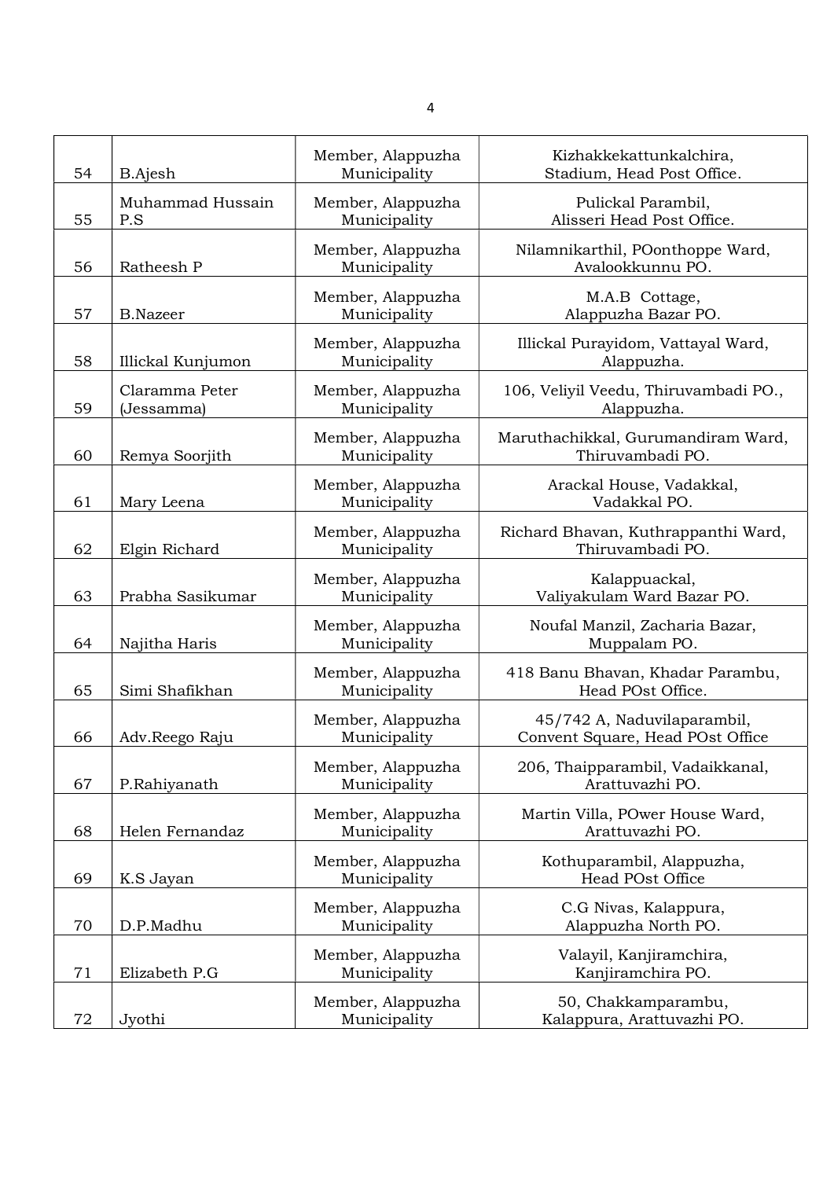| 54 | B.Ajesh | Member, Alappuzha Municipality | Kizhakkekattunkalchira, Stadium, Head Post Office. |
|---|---|---|---|
| 55 | Muhammad Hussain P.S | Member, Alappuzha Municipality | Pulickal Parambil, Alisseri Head Post Office. |
| 56 | Ratheesh P | Member, Alappuzha Municipality | Nilamnikarthil, POonthoppe Ward, Avalookkunnu PO. |
| 57 | B.Nazeer | Member, Alappuzha Municipality | M.A.B Cottage, Alappuzha Bazar PO. |
| 58 | Illickal Kunjumon | Member, Alappuzha Municipality | Illickal Purayidom, Vattayal Ward, Alappuzha. |
| 59 | Claramma Peter (Jessamma) | Member, Alappuzha Municipality | 106, Veliyil Veedu, Thiruvambadi PO., Alappuzha. |
| 60 | Remya Soorjith | Member, Alappuzha Municipality | Maruthachikkal, Gurumandiram Ward, Thiruvambadi PO. |
| 61 | Mary Leena | Member, Alappuzha Municipality | Arackal House, Vadakkal, Vadakkal PO. |
| 62 | Elgin Richard | Member, Alappuzha Municipality | Richard Bhavan, Kuthrappanthi Ward, Thiruvambadi PO. |
| 63 | Prabha Sasikumar | Member, Alappuzha Municipality | Kalappuackal, Valiyakulam Ward Bazar PO. |
| 64 | Najitha Haris | Member, Alappuzha Municipality | Noufal Manzil, Zacharia Bazar, Muppalam PO. |
| 65 | Simi Shafikhan | Member, Alappuzha Municipality | 418 Banu Bhavan, Khadar Parambu, Head POst Office. |
| 66 | Adv.Reego Raju | Member, Alappuzha Municipality | 45/742 A, Naduvilaparambil, Convent Square, Head POst Office |
| 67 | P.Rahiyanath | Member, Alappuzha Municipality | 206, Thaipparambil, Vadaikkanal, Arattuvazhi PO. |
| 68 | Helen Fernandaz | Member, Alappuzha Municipality | Martin Villa, POwer House Ward, Arattuvazhi PO. |
| 69 | K.S Jayan | Member, Alappuzha Municipality | Kothuparambil, Alappuzha, Head POst Office |
| 70 | D.P.Madhu | Member, Alappuzha Municipality | C.G Nivas, Kalappura, Alappuzha North PO. |
| 71 | Elizabeth P.G | Member, Alappuzha Municipality | Valayil, Kanjiramchira, Kanjiramchira PO. |
| 72 | Jyothi | Member, Alappuzha Municipality | 50, Chakkamparambu, Kalappura, Arattuvazhi PO. |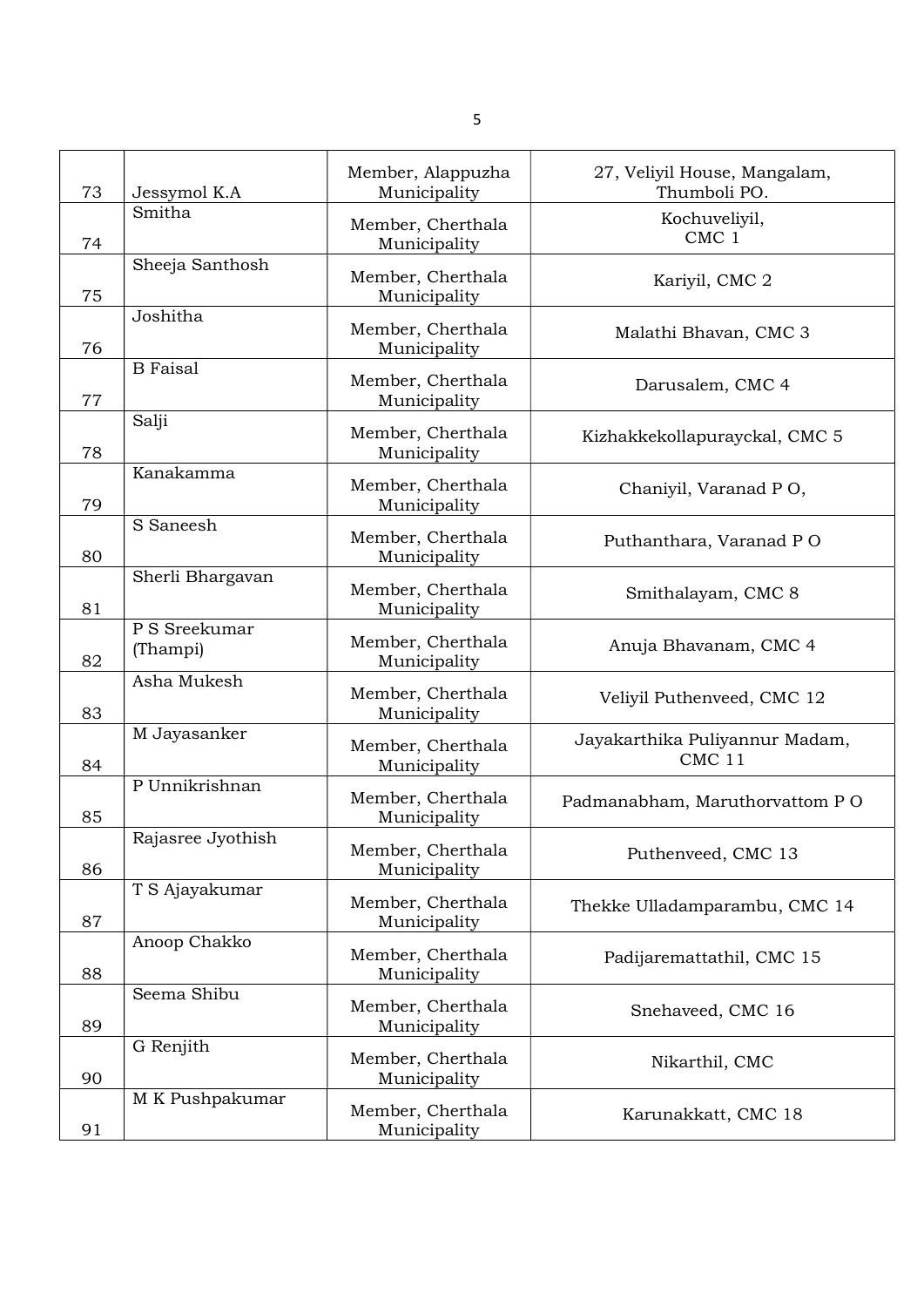| 73 | Jessymol K.A | Member, Alappuzha Municipality | 27, Veliyil House, Mangalam, Thumboli PO. |
|---|---|---|---|
| 74 | Smitha | Member, Cherthala Municipality | Kochuveliyil, CMC 1 |
| 75 | Sheeja Santhosh | Member, Cherthala Municipality | Kariyil, CMC 2 |
| 76 | Joshitha | Member, Cherthala Municipality | Malathi Bhavan, CMC 3 |
| 77 | B Faisal | Member, Cherthala Municipality | Darusalem, CMC 4 |
| 78 | Salji | Member, Cherthala Municipality | Kizhakkekollapurayckal, CMC 5 |
| 79 | Kanakamma | Member, Cherthala Municipality | Chaniyil, Varanad P O, |
| 80 | S Saneesh | Member, Cherthala Municipality | Puthanthara, Varanad P O |
| 81 | Sherli Bhargavan | Member, Cherthala Municipality | Smithalayam, CMC 8 |
| 82 | P S Sreekumar (Thampi) | Member, Cherthala Municipality | Anuja Bhavanam, CMC 4 |
| 83 | Asha Mukesh | Member, Cherthala Municipality | Veliyil Puthenveed, CMC 12 |
| 84 | M Jayasanker | Member, Cherthala Municipality | Jayakarthika Puliyannur Madam, CMC 11 |
| 85 | P Unnikrishnan | Member, Cherthala Municipality | Padmanabham, Maruthorvattom P O |
| 86 | Rajasree Jyothish | Member, Cherthala Municipality | Puthenveed, CMC 13 |
| 87 | T S Ajayakumar | Member, Cherthala Municipality | Thekke Ulladamparambu, CMC 14 |
| 88 | Anoop Chakko | Member, Cherthala Municipality | Padijaremattathil, CMC 15 |
| 89 | Seema Shibu | Member, Cherthala Municipality | Snehaveed, CMC 16 |
| 90 | G Renjith | Member, Cherthala Municipality | Nikarthil, CMC |
| 91 | M K Pushpakumar | Member, Cherthala Municipality | Karunakkatt, CMC 18 |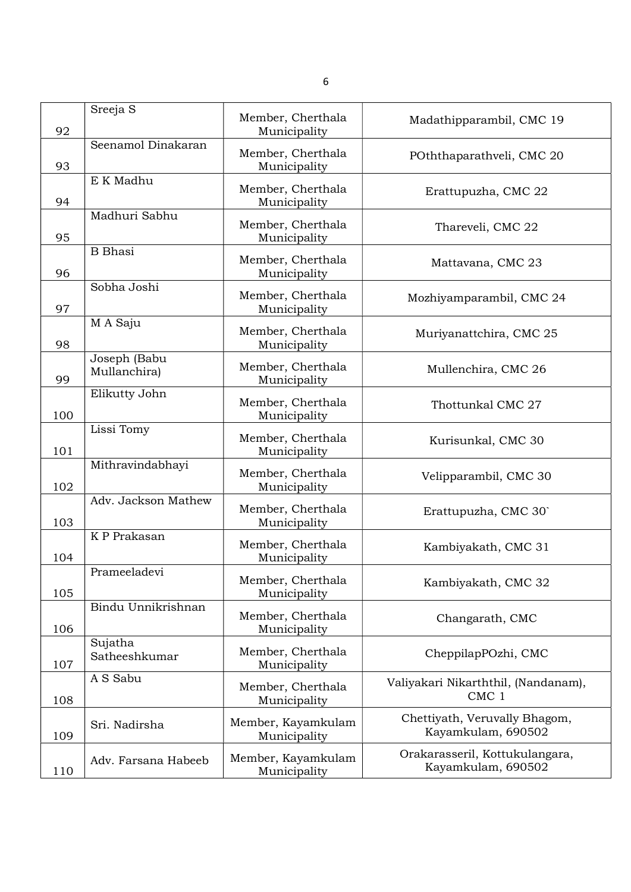| 92 | Sreeja S | Member, Cherthala Municipality | Madathipparambil, CMC 19 |
|---|---|---|---|
| 93 | Seenamol Dinakaran | Member, Cherthala Municipality | POththaparathveli, CMC 20 |
| 94 | E K Madhu | Member, Cherthala Municipality | Erattupuzha, CMC 22 |
| 95 | Madhuri Sabhu | Member, Cherthala Municipality | Thareveli, CMC 22 |
| 96 | B Bhasi | Member, Cherthala Municipality | Mattavana, CMC 23 |
| 97 | Sobha Joshi | Member, Cherthala Municipality | Mozhiyamparambil, CMC 24 |
| 98 | M A Saju | Member, Cherthala Municipality | Muriyanattchira, CMC 25 |
| 99 | Joseph (Babu Mullanchira) | Member, Cherthala Municipality | Mullenchira, CMC 26 |
| 100 | Elikutty John | Member, Cherthala Municipality | Thottunkal CMC 27 |
| 101 | Lissi Tomy | Member, Cherthala Municipality | Kurisunkal, CMC 30 |
| 102 | Mithravindabhayi | Member, Cherthala Municipality | Velipparambil, CMC 30 |
| 103 | Adv. Jackson Mathew | Member, Cherthala Municipality | Erattupuzha, CMC 30` |
| 104 | K P Prakasan | Member, Cherthala Municipality | Kambiyakath, CMC 31 |
| 105 | Prameeladevi | Member, Cherthala Municipality | Kambiyakath, CMC 32 |
| 106 | Bindu Unnikrishnan | Member, Cherthala Municipality | Changarath, CMC |
| 107 | Sujatha Satheeshkumar | Member, Cherthala Municipality | CheppilapPOzhi, CMC |
| 108 | A S Sabu | Member, Cherthala Municipality | Valiyakari Nikarththil, (Nandanam), CMC 1 |
| 109 | Sri. Nadirsha | Member, Kayamkulam Municipality | Chettiyath, Veruvally Bhagom, Kayamkulam, 690502 |
| 110 | Adv. Farsana Habeeb | Member, Kayamkulam Municipality | Orakarasseril, Kottukulangara, Kayamkulam, 690502 |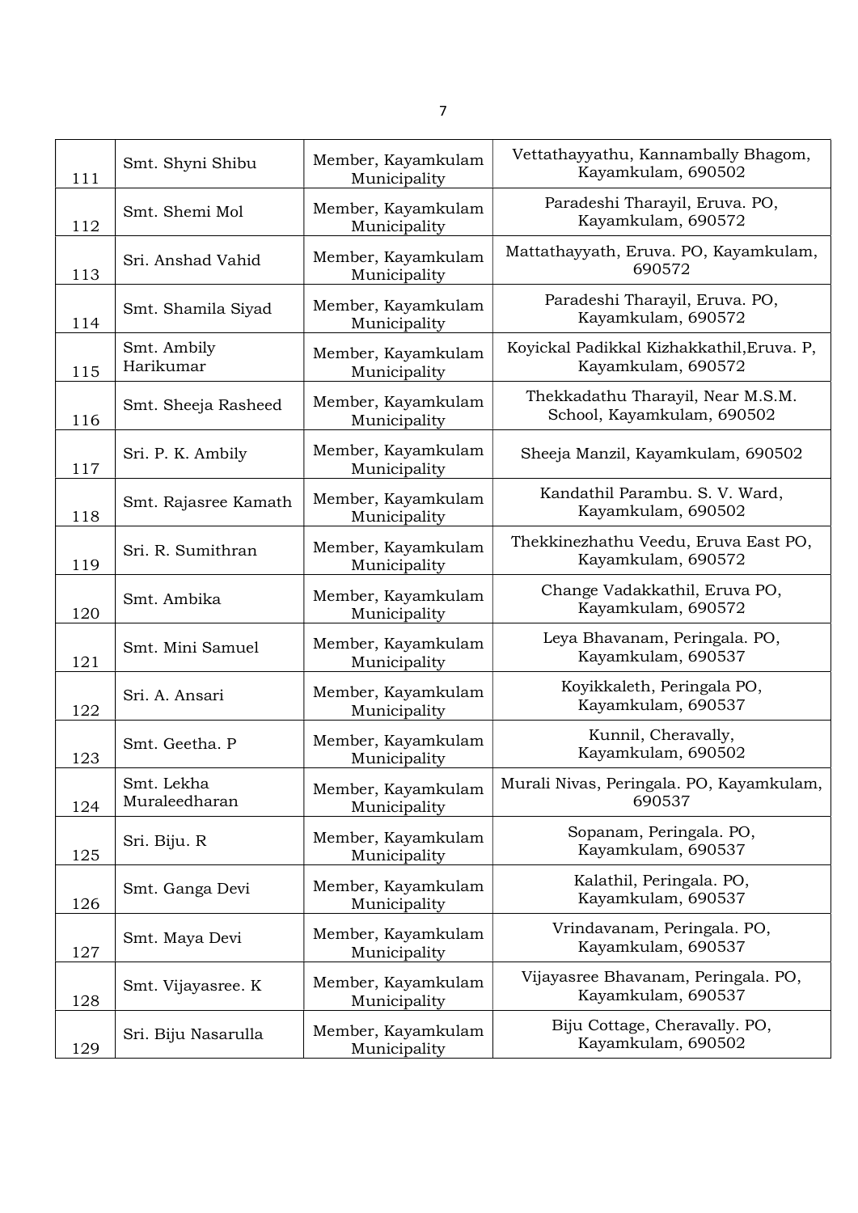| | | | |
|---|---|---|---|
| 111 | Smt. Shyni Shibu | Member, Kayamkulam Municipality | Vettathayyathu, Kannambally Bhagom, Kayamkulam, 690502 |
| 112 | Smt. Shemi Mol | Member, Kayamkulam Municipality | Paradeshi Tharayil, Eruva. PO, Kayamkulam, 690572 |
| 113 | Sri. Anshad Vahid | Member, Kayamkulam Municipality | Mattathayyath, Eruva. PO, Kayamkulam, 690572 |
| 114 | Smt. Shamila Siyad | Member, Kayamkulam Municipality | Paradeshi Tharayil, Eruva. PO, Kayamkulam, 690572 |
| 115 | Smt. Ambily Harikumar | Member, Kayamkulam Municipality | Koyickal Padikkal Kizhakkathil,Eruva. P, Kayamkulam, 690572 |
| 116 | Smt. Sheeja Rasheed | Member, Kayamkulam Municipality | Thekkadathu Tharayil, Near M.S.M. School, Kayamkulam, 690502 |
| 117 | Sri. P. K. Ambily | Member, Kayamkulam Municipality | Sheeja Manzil, Kayamkulam, 690502 |
| 118 | Smt. Rajasree Kamath | Member, Kayamkulam Municipality | Kandathil Parambu. S. V. Ward, Kayamkulam, 690502 |
| 119 | Sri. R. Sumithran | Member, Kayamkulam Municipality | Thekkinezhathu Veedu, Eruva East PO, Kayamkulam, 690572 |
| 120 | Smt. Ambika | Member, Kayamkulam Municipality | Change Vadakkathil, Eruva PO, Kayamkulam, 690572 |
| 121 | Smt. Mini Samuel | Member, Kayamkulam Municipality | Leya Bhavanam, Peringala. PO, Kayamkulam, 690537 |
| 122 | Sri. A. Ansari | Member, Kayamkulam Municipality | Koyikkaleth, Peringala PO, Kayamkulam, 690537 |
| 123 | Smt. Geetha. P | Member, Kayamkulam Municipality | Kunnil, Cheravally, Kayamkulam, 690502 |
| 124 | Smt. Lekha Muraleedharan | Member, Kayamkulam Municipality | Murali Nivas, Peringala. PO, Kayamkulam, 690537 |
| 125 | Sri. Biju. R | Member, Kayamkulam Municipality | Sopanam, Peringala. PO, Kayamkulam, 690537 |
| 126 | Smt. Ganga Devi | Member, Kayamkulam Municipality | Kalathil, Peringala. PO, Kayamkulam, 690537 |
| 127 | Smt. Maya Devi | Member, Kayamkulam Municipality | Vrindavanam, Peringala. PO, Kayamkulam, 690537 |
| 128 | Smt. Vijayasree. K | Member, Kayamkulam Municipality | Vijayasree Bhavanam, Peringala. PO, Kayamkulam, 690537 |
| 129 | Sri. Biju Nasarulla | Member, Kayamkulam Municipality | Biju Cottage, Cheravally. PO, Kayamkulam, 690502 |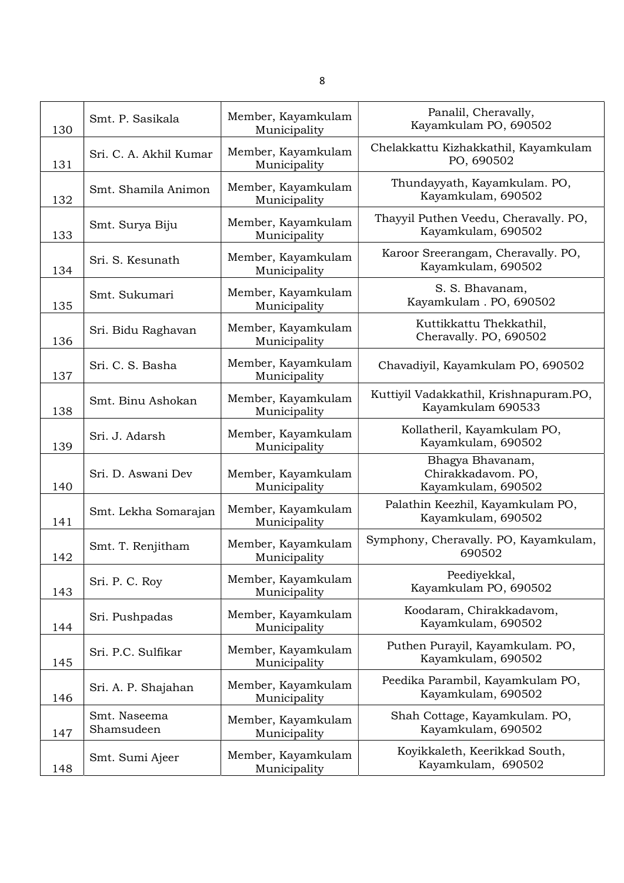| 130 | Smt. P. Sasikala | Member, Kayamkulam Municipality | Panalil, Cheravally, Kayamkulam PO, 690502 |
|---|---|---|---|
| 131 | Sri. C. A. Akhil Kumar | Member, Kayamkulam Municipality | Chelakkattu Kizhakkathil, Kayamkulam PO, 690502 |
| 132 | Smt. Shamila Animon | Member, Kayamkulam Municipality | Thundayyath, Kayamkulam. PO, Kayamkulam, 690502 |
| 133 | Smt. Surya Biju | Member, Kayamkulam Municipality | Thayyil Puthen Veedu, Cheravally. PO, Kayamkulam, 690502 |
| 134 | Sri. S. Kesunath | Member, Kayamkulam Municipality | Karoor Sreerangam, Cheravally. PO, Kayamkulam, 690502 |
| 135 | Smt. Sukumari | Member, Kayamkulam Municipality | S. S. Bhavanam, Kayamkulam . PO, 690502 |
| 136 | Sri. Bidu Raghavan | Member, Kayamkulam Municipality | Kuttikkattu Thekkathil, Cheravally. PO, 690502 |
| 137 | Sri. C. S. Basha | Member, Kayamkulam Municipality | Chavadiyil, Kayamkulam PO, 690502 |
| 138 | Smt. Binu Ashokan | Member, Kayamkulam Municipality | Kuttiyil Vadakkathil, Krishnapuram.PO, Kayamkulam 690533 |
| 139 | Sri. J. Adarsh | Member, Kayamkulam Municipality | Kollatheril, Kayamkulam PO, Kayamkulam, 690502 |
| 140 | Sri. D. Aswani Dev | Member, Kayamkulam Municipality | Bhagya Bhavanam, Chirakkadavom. PO, Kayamkulam, 690502 |
| 141 | Smt. Lekha Somarajan | Member, Kayamkulam Municipality | Palathin Keezhil, Kayamkulam PO, Kayamkulam, 690502 |
| 142 | Smt. T. Renjitham | Member, Kayamkulam Municipality | Symphony, Cheravally. PO, Kayamkulam, 690502 |
| 143 | Sri. P. C. Roy | Member, Kayamkulam Municipality | Peediyekkal, Kayamkulam PO, 690502 |
| 144 | Sri. Pushpadas | Member, Kayamkulam Municipality | Koodaram, Chirakkadavom, Kayamkulam, 690502 |
| 145 | Sri. P.C. Sulfikar | Member, Kayamkulam Municipality | Puthen Purayil, Kayamkulam. PO, Kayamkulam, 690502 |
| 146 | Sri. A. P. Shajahan | Member, Kayamkulam Municipality | Peedika Parambil, Kayamkulam PO, Kayamkulam, 690502 |
| 147 | Smt. Naseema Shamsudeen | Member, Kayamkulam Municipality | Shah Cottage, Kayamkulam. PO, Kayamkulam, 690502 |
| 148 | Smt. Sumi Ajeer | Member, Kayamkulam Municipality | Koyikkaleth, Keerikkad South, Kayamkulam, 690502 |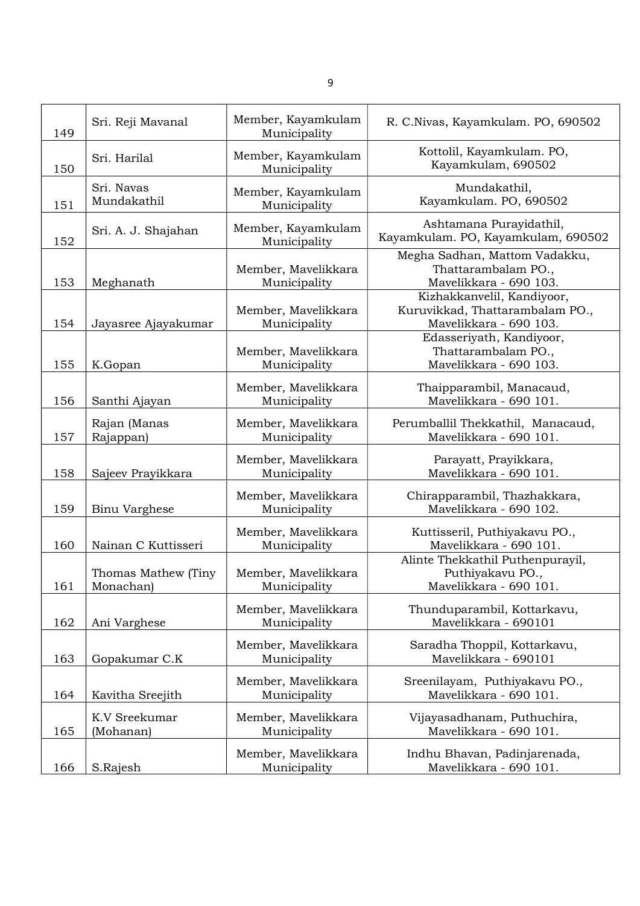| | | | |
|---|---|---|---|
| 149 | Sri. Reji Mavanal | Member, Kayamkulam Municipality | R. C.Nivas, Kayamkulam. PO, 690502 |
| 150 | Sri. Harilal | Member, Kayamkulam Municipality | Kottolil, Kayamkulam. PO, Kayamkulam, 690502 |
| 151 | Sri. Navas Mundakathil | Member, Kayamkulam Municipality | Mundakathil, Kayamkulam. PO, 690502 |
| 152 | Sri. A. J. Shajahan | Member, Kayamkulam Municipality | Ashtamana Purayidathil, Kayamkulam. PO, Kayamkulam, 690502 |
| 153 | Meghanath | Member, Mavelikkara Municipality | Megha Sadhan, Mattom Vadakku, Thattarambalam PO., Mavelikkara - 690 103. |
| 154 | Jayasree Ajayakumar | Member, Mavelikkara Municipality | Kizhakkanvelil, Kandiyoor, Kuruvikkad, Thattarambalam PO., Mavelikkara - 690 103. |
| 155 | K.Gopan | Member, Mavelikkara Municipality | Edasseriyath, Kandiyoor, Thattarambalam PO., Mavelikkara - 690 103. |
| 156 | Santhi Ajayan | Member, Mavelikkara Municipality | Thaipparambil, Manacaud, Mavelikkara - 690 101. |
| 157 | Rajan (Manas Rajappan) | Member, Mavelikkara Municipality | Perumballil Thekkathil, Manacaud, Mavelikkara - 690 101. |
| 158 | Sajeev Prayikkara | Member, Mavelikkara Municipality | Parayatt, Prayikkara, Mavelikkara - 690 101. |
| 159 | Binu Varghese | Member, Mavelikkara Municipality | Chirapparambil, Thazhakkara, Mavelikkara - 690 102. |
| 160 | Nainan C Kuttisseri | Member, Mavelikkara Municipality | Kuttisseril, Puthiyakavu PO., Mavelikkara - 690 101. |
| 161 | Thomas Mathew (Tiny Monachan) | Member, Mavelikkara Municipality | Alinte Thekkathil Puthenpurayil, Puthiyakavu PO., Mavelikkara - 690 101. |
| 162 | Ani Varghese | Member, Mavelikkara Municipality | Thunduparambil, Kottarkavu, Mavelikkara - 690101 |
| 163 | Gopakumar C.K | Member, Mavelikkara Municipality | Saradha Thoppil, Kottarkavu, Mavelikkara - 690101 |
| 164 | Kavitha Sreejith | Member, Mavelikkara Municipality | Sreenilayam, Puthiyakavu PO., Mavelikkara - 690 101. |
| 165 | K.V Sreekumar (Mohanan) | Member, Mavelikkara Municipality | Vijayasadhanam, Puthuchira, Mavelikkara - 690 101. |
| 166 | S.Rajesh | Member, Mavelikkara Municipality | Indhu Bhavan, Padinjarenada, Mavelikkara - 690 101. |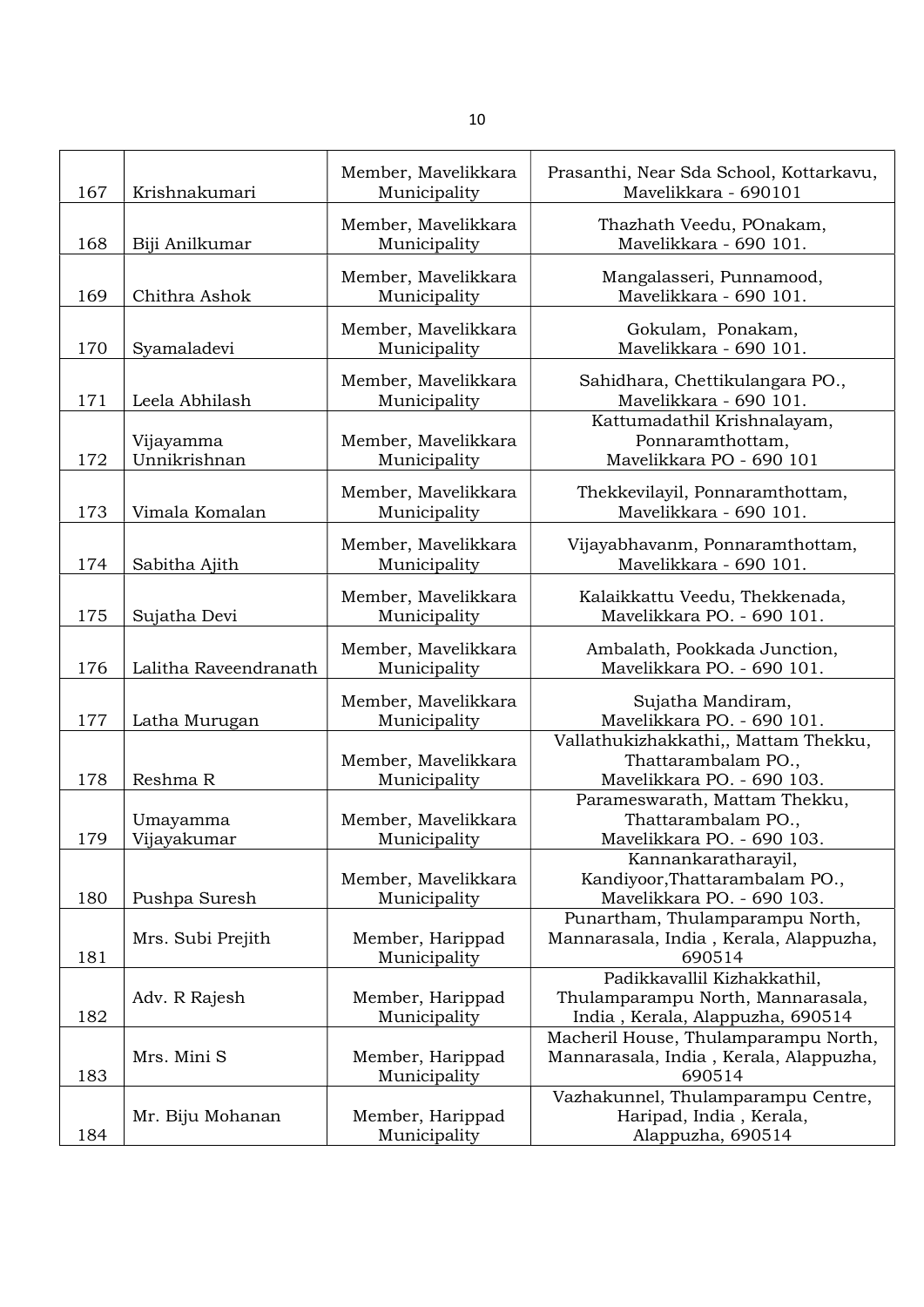| 167 | Krishnakumari | Member, Mavelikkara Municipality | Prasanthi, Near Sda School, Kottarkavu, Mavelikkara - 690101 |
|---|---|---|---|
| 168 | Biji Anilkumar | Member, Mavelikkara Municipality | Thazhath Veedu, POnakam, Mavelikkara - 690 101. |
| 169 | Chithra Ashok | Member, Mavelikkara Municipality | Mangalasseri, Punnamood, Mavelikkara - 690 101. |
| 170 | Syamaladevi | Member, Mavelikkara Municipality | Gokulam, Ponakam, Mavelikkara - 690 101. |
| 171 | Leela Abhilash | Member, Mavelikkara Municipality | Sahidhara, Chettikulangara PO., Mavelikkara - 690 101. |
| 172 | Vijayamma Unnikrishnan | Member, Mavelikkara Municipality | Kattumadathil Krishnalayam, Ponnaramthottam, Mavelikkara PO - 690 101 |
| 173 | Vimala Komalan | Member, Mavelikkara Municipality | Thekkevilayil, Ponnaramthottam, Mavelikkara - 690 101. |
| 174 | Sabitha Ajith | Member, Mavelikkara Municipality | Vijayabhavanm, Ponnaramthottam, Mavelikkara - 690 101. |
| 175 | Sujatha Devi | Member, Mavelikkara Municipality | Kalaikkattu Veedu, Thekkenada, Mavelikkara PO. - 690 101. |
| 176 | Lalitha Raveendranath | Member, Mavelikkara Municipality | Ambalath, Pookkada Junction, Mavelikkara PO. - 690 101. |
| 177 | Latha Murugan | Member, Mavelikkara Municipality | Sujatha Mandiram, Mavelikkara PO. - 690 101. |
| 178 | Reshma R | Member, Mavelikkara Municipality | Vallathukizhakkathi,, Mattam Thekku, Thattarambalam PO., Mavelikkara PO. - 690 103. |
| 179 | Umayamma Vijayakumar | Member, Mavelikkara Municipality | Parameswarath, Mattam Thekku, Thattarambalam PO., Mavelikkara PO. - 690 103. |
| 180 | Pushpa Suresh | Member, Mavelikkara Municipality | Kannankaratharayil, Kandiyoor,Thattarambalam PO., Mavelikkara PO. - 690 103. |
| 181 | Mrs. Subi Prejith | Member, Harippad Municipality | Punartham, Thulamparampu North, Mannarasala, India , Kerala, Alappuzha, 690514 |
| 182 | Adv. R Rajesh | Member, Harippad Municipality | Padikkavallil Kizhakkathil, Thulamparampu North, Mannarasala, India , Kerala, Alappuzha, 690514 |
| 183 | Mrs. Mini S | Member, Harippad Municipality | Macheril House, Thulamparampu North, Mannarasala, India , Kerala, Alappuzha, 690514 |
| 184 | Mr. Biju Mohanan | Member, Harippad Municipality | Vazhakunnel, Thulamparampu Centre, Haripad, India , Kerala, Alappuzha, 690514 |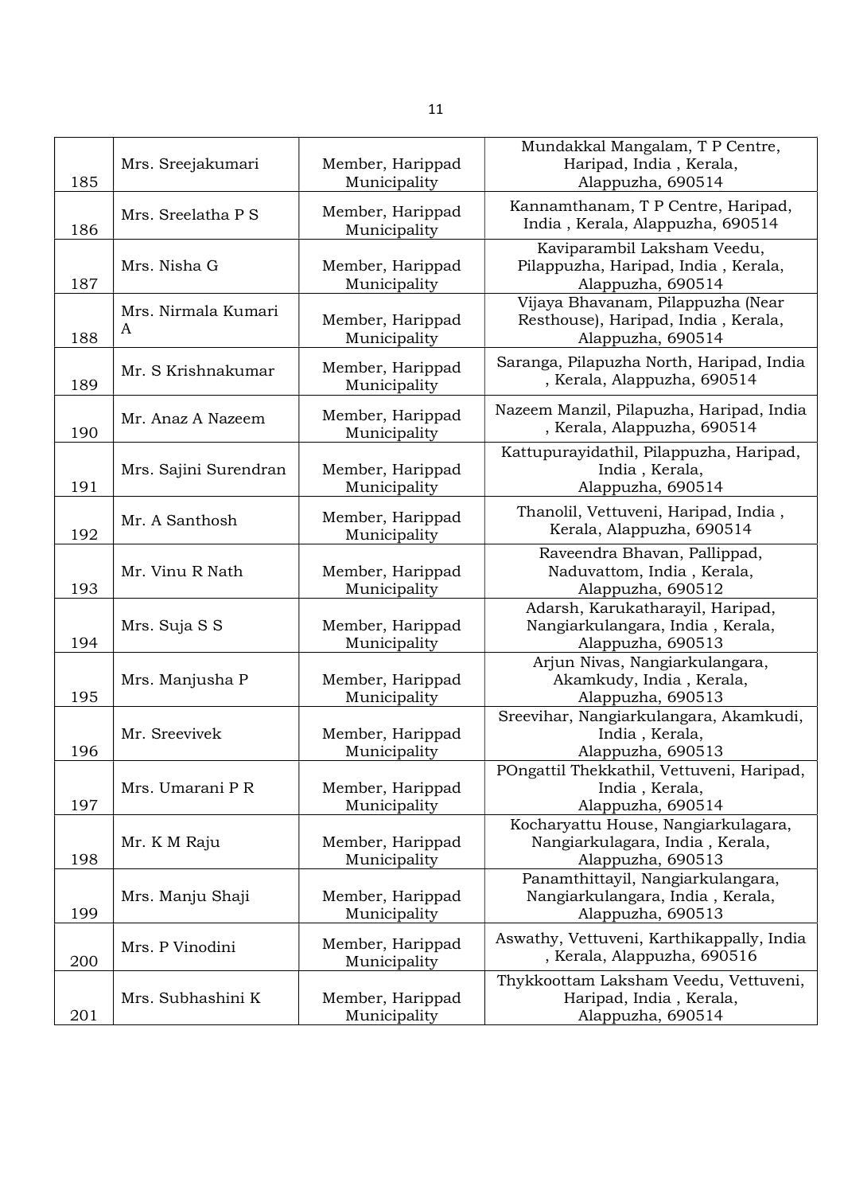| | | | |
|---|---|---|---|
| 185 | Mrs. Sreejakumari | Member, Harippad Municipality | Mundakkal Mangalam, T P Centre, Haripad, India , Kerala, Alappuzha, 690514 |
| 186 | Mrs. Sreelatha P S | Member, Harippad Municipality | Kannamthanam, T P Centre, Haripad, India , Kerala, Alappuzha, 690514 |
| 187 | Mrs. Nisha G | Member, Harippad Municipality | Kaviparambil Laksham Veedu, Pilappuzha, Haripad, India , Kerala, Alappuzha, 690514 |
| 188 | Mrs. Nirmala Kumari A | Member, Harippad Municipality | Vijaya Bhavanam, Pilappuzha (Near Resthouse), Haripad, India , Kerala, Alappuzha, 690514 |
| 189 | Mr. S Krishnakumar | Member, Harippad Municipality | Saranga, Pilapuzha North, Haripad, India , Kerala, Alappuzha, 690514 |
| 190 | Mr. Anaz A Nazeem | Member, Harippad Municipality | Nazeem Manzil, Pilapuzha, Haripad, India , Kerala, Alappuzha, 690514 |
| 191 | Mrs. Sajini Surendran | Member, Harippad Municipality | Kattupurayidathil, Pilappuzha, Haripad, India , Kerala, Alappuzha, 690514 |
| 192 | Mr. A Santhosh | Member, Harippad Municipality | Thanolil, Vettuveni, Haripad, India , Kerala, Alappuzha, 690514 |
| 193 | Mr. Vinu R Nath | Member, Harippad Municipality | Raveendra Bhavan, Pallippad, Naduvattom, India , Kerala, Alappuzha, 690512 |
| 194 | Mrs. Suja S S | Member, Harippad Municipality | Adarsh, Karukatharayil, Haripad, Nangiarkulangara, India , Kerala, Alappuzha, 690513 |
| 195 | Mrs. Manjusha P | Member, Harippad Municipality | Arjun Nivas, Nangiarkulangara, Akamkudy, India , Kerala, Alappuzha, 690513 |
| 196 | Mr. Sreevivek | Member, Harippad Municipality | Sreevihar, Nangiarkulangara, Akamkudi, India , Kerala, Alappuzha, 690513 |
| 197 | Mrs. Umarani P R | Member, Harippad Municipality | POngattil Thekkathil, Vettuveni, Haripad, India , Kerala, Alappuzha, 690514 |
| 198 | Mr. K M Raju | Member, Harippad Municipality | Kocharyattu House, Nangiarkulagara, Nangiarkulagara, India , Kerala, Alappuzha, 690513 |
| 199 | Mrs. Manju Shaji | Member, Harippad Municipality | Panamthittayil, Nangiarkulangara, Nangiarkulangara, India , Kerala, Alappuzha, 690513 |
| 200 | Mrs. P Vinodini | Member, Harippad Municipality | Aswathy, Vettuveni, Karthikappally, India , Kerala, Alappuzha, 690516 |
| 201 | Mrs. Subhashini K | Member, Harippad Municipality | Thykkoottam Laksham Veedu, Vettuveni, Haripad, India , Kerala, Alappuzha, 690514 |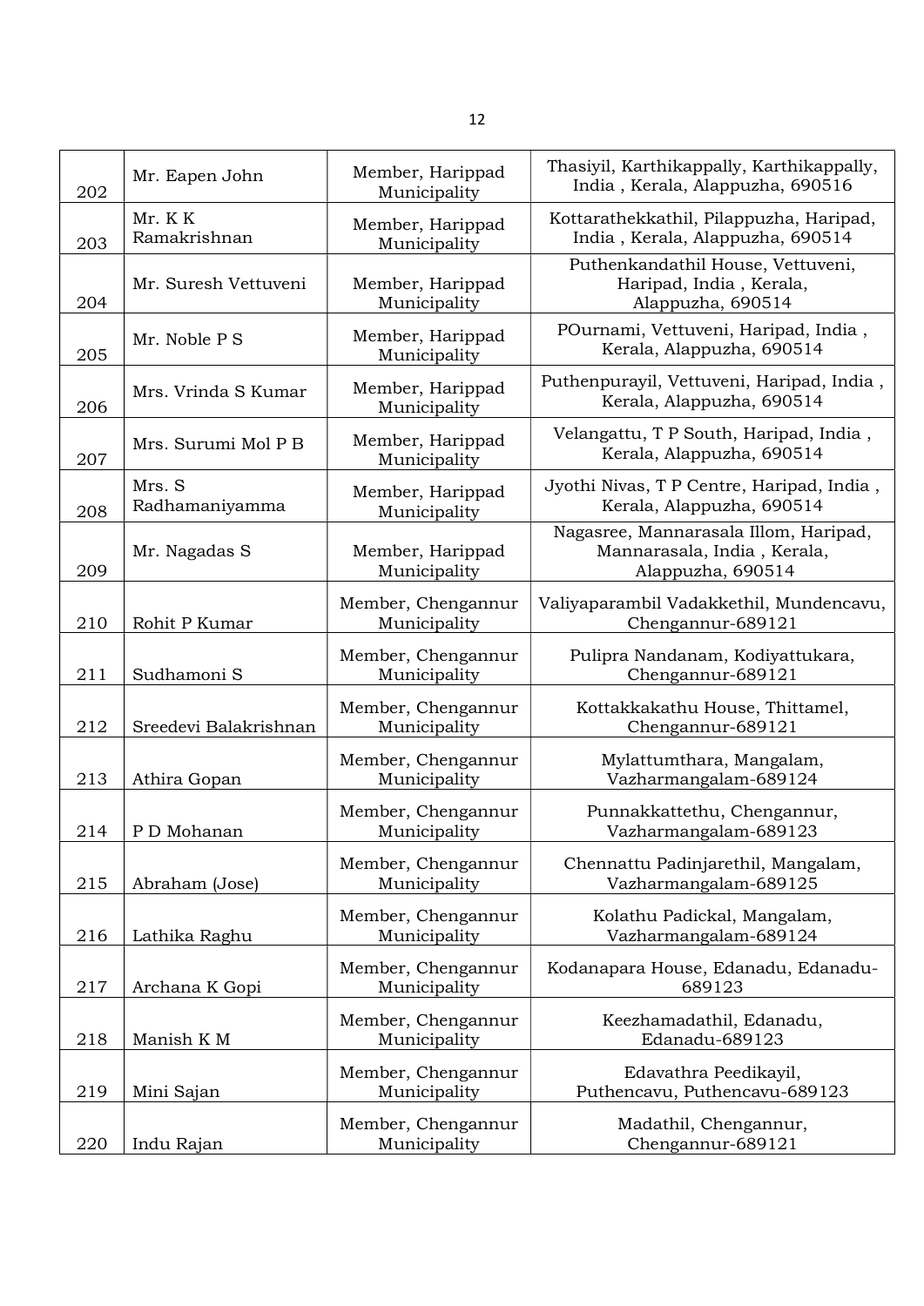| 202 | Mr. Eapen John | Member, Harippad Municipality | Thasiyil, Karthikappally, Karthikappally, India , Kerala, Alappuzha, 690516 |
|---|---|---|---|
| 203 | Mr. K K Ramakrishnan | Member, Harippad Municipality | Kottarathekkathil, Pilappuzha, Haripad, India , Kerala, Alappuzha, 690514 |
| 204 | Mr. Suresh Vettuveni | Member, Harippad Municipality | Puthenkandathil House, Vettuveni, Haripad, India , Kerala, Alappuzha, 690514 |
| 205 | Mr. Noble P S | Member, Harippad Municipality | POurnami, Vettuveni, Haripad, India , Kerala, Alappuzha, 690514 |
| 206 | Mrs. Vrinda S Kumar | Member, Harippad Municipality | Puthenpurayil, Vettuveni, Haripad, India , Kerala, Alappuzha, 690514 |
| 207 | Mrs. Surumi Mol P B | Member, Harippad Municipality | Velangattu, T P South, Haripad, India , Kerala, Alappuzha, 690514 |
| 208 | Mrs. S Radhamaniyamma | Member, Harippad Municipality | Jyothi Nivas, T P Centre, Haripad, India , Kerala, Alappuzha, 690514 |
| 209 | Mr. Nagadas S | Member, Harippad Municipality | Nagasree, Mannarasala Illom, Haripad, Mannarasala, India , Kerala, Alappuzha, 690514 |
| 210 | Rohit P Kumar | Member, Chengannur Municipality | Valiyaparambil Vadakkethil, Mundencavu, Chengannur-689121 |
| 211 | Sudhamoni S | Member, Chengannur Municipality | Pulipra Nandanam, Kodiyattukara, Chengannur-689121 |
| 212 | Sreedevi Balakrishnan | Member, Chengannur Municipality | Kottakkakathu House, Thittamel, Chengannur-689121 |
| 213 | Athira Gopan | Member, Chengannur Municipality | Mylattumthara, Mangalam, Vazharmangalam-689124 |
| 214 | P D Mohanan | Member, Chengannur Municipality | Punnakkattethu, Chengannur, Vazharmangalam-689123 |
| 215 | Abraham (Jose) | Member, Chengannur Municipality | Chennattu Padinjarethil, Mangalam, Vazharmangalam-689125 |
| 216 | Lathika Raghu | Member, Chengannur Municipality | Kolathu Padickal, Mangalam, Vazharmangalam-689124 |
| 217 | Archana K Gopi | Member, Chengannur Municipality | Kodanapara House, Edanadu, Edanadu-689123 |
| 218 | Manish K M | Member, Chengannur Municipality | Keezhamadathil, Edanadu, Edanadu-689123 |
| 219 | Mini Sajan | Member, Chengannur Municipality | Edavathra Peedikayil, Puthencavu, Puthencavu-689123 |
| 220 | Indu Rajan | Member, Chengannur Municipality | Madathil, Chengannur, Chengannur-689121 |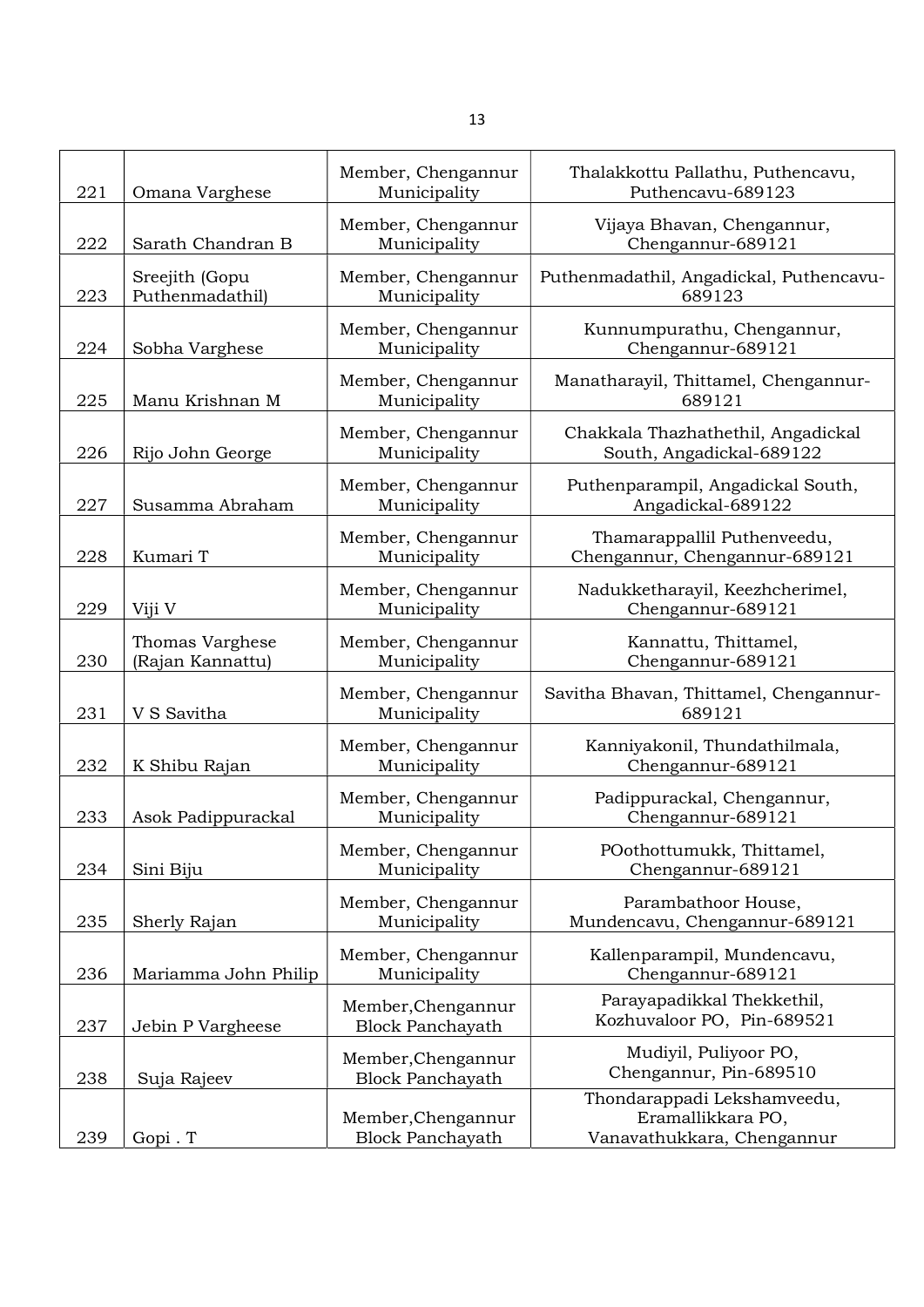| | | | |
|---|---|---|---|
| 221 | Omana Varghese | Member, Chengannur Municipality | Thalakkottu Pallathu, Puthencavu, Puthencavu-689123 |
| 222 | Sarath Chandran B | Member, Chengannur Municipality | Vijaya Bhavan, Chengannur, Chengannur-689121 |
| 223 | Sreejith (Gopu Puthenmadathil) | Member, Chengannur Municipality | Puthenmadathil, Angadickal, Puthencavu-689123 |
| 224 | Sobha Varghese | Member, Chengannur Municipality | Kunnumpurathu, Chengannur, Chengannur-689121 |
| 225 | Manu Krishnan M | Member, Chengannur Municipality | Manatharayil, Thittamel, Chengannur-689121 |
| 226 | Rijo John George | Member, Chengannur Municipality | Chakkala Thazhathethil, Angadickal South, Angadickal-689122 |
| 227 | Susamma Abraham | Member, Chengannur Municipality | Puthenparampil, Angadickal South, Angadickal-689122 |
| 228 | Kumari T | Member, Chengannur Municipality | Thamarappallil Puthenveedu, Chengannur, Chengannur-689121 |
| 229 | Viji V | Member, Chengannur Municipality | Nadukketharayil, Keezhcherimel, Chengannur-689121 |
| 230 | Thomas Varghese (Rajan Kannattu) | Member, Chengannur Municipality | Kannattu, Thittamel, Chengannur-689121 |
| 231 | V S Savitha | Member, Chengannur Municipality | Savitha Bhavan, Thittamel, Chengannur-689121 |
| 232 | K Shibu Rajan | Member, Chengannur Municipality | Kanniyakonil, Thundathilmala, Chengannur-689121 |
| 233 | Asok Padippurackal | Member, Chengannur Municipality | Padippurackal, Chengannur, Chengannur-689121 |
| 234 | Sini Biju | Member, Chengannur Municipality | POothottumukk, Thittamel, Chengannur-689121 |
| 235 | Sherly Rajan | Member, Chengannur Municipality | Parambathoor House, Mundencavu, Chengannur-689121 |
| 236 | Mariamma John Philip | Member, Chengannur Municipality | Kallenparampil, Mundencavu, Chengannur-689121 |
| 237 | Jebin P Vargheese | Member,Chengannur Block Panchayath | Parayapadikkal Thekkethil, Kozhuvaloor PO, Pin-689521 |
| 238 | Suja Rajeev | Member,Chengannur Block Panchayath | Mudiyil, Puliyoor PO, Chengannur, Pin-689510 |
| 239 | Gopi . T | Member,Chengannur Block Panchayath | Thondarappadi Lekshamveedu, Eramallikkara PO, Vanavathukkara, Chengannur |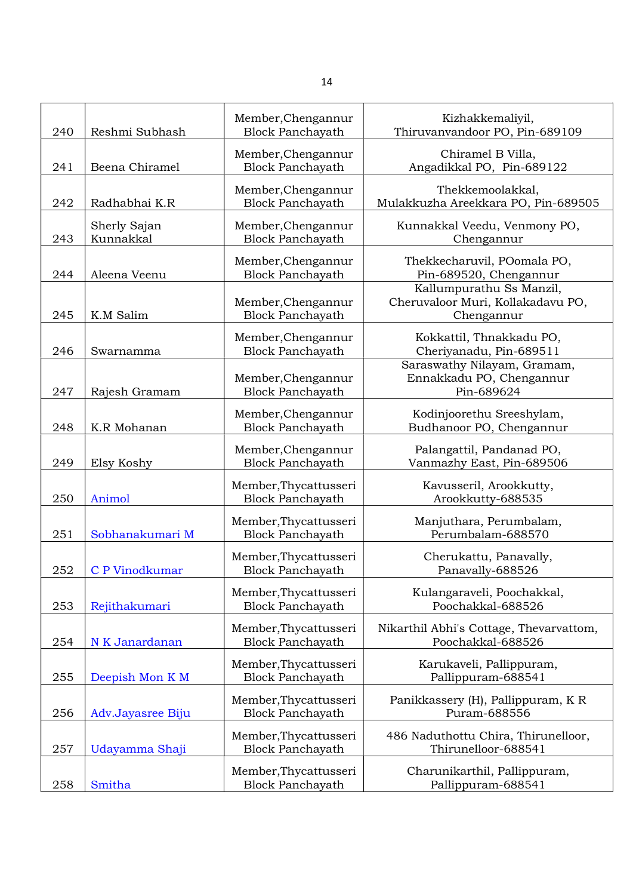| 240 | Reshmi Subhash | Member,Chengannur Block Panchayath | Kizhakkemaliyil, Thiruvanvandoor PO, Pin-689109 |
|---|---|---|---|
| 241 | Beena Chiramel | Member,Chengannur Block Panchayath | Chiramel B Villa, Angadikkal PO, Pin-689122 |
| 242 | Radhabhai K.R | Member,Chengannur Block Panchayath | Thekkemoolakkal, Mulakkuzha Areekkara PO, Pin-689505 |
| 243 | Sherly Sajan Kunnakkal | Member,Chengannur Block Panchayath | Kunnakkal Veedu, Venmony PO, Chengannur |
| 244 | Aleena Veenu | Member,Chengannur Block Panchayath | Thekkecharuvil, POomala PO, Pin-689520, Chengannur |
| 245 | K.M Salim | Member,Chengannur Block Panchayath | Kallumpurathu Ss Manzil, Cheruvaloor Muri, Kollakadavu PO, Chengannur |
| 246 | Swarnamma | Member,Chengannur Block Panchayath | Kokkattil, Thnakkadu PO, Cheriyanadu, Pin-689511 |
| 247 | Rajesh Gramam | Member,Chengannur Block Panchayath | Saraswathy Nilayam, Gramam, Ennakkadu PO, Chengannur Pin-689624 |
| 248 | K.R Mohanan | Member,Chengannur Block Panchayath | Kodinjoorethu Sreeshylam, Budhanoor PO, Chengannur |
| 249 | Elsy Koshy | Member,Chengannur Block Panchayath | Palangattil, Pandanad PO, Vanmazhy East, Pin-689506 |
| 250 | Animol | Member,Thycattusseri Block Panchayath | Kavusseril, Arookkutty, Arookkutty-688535 |
| 251 | Sobhanakumari M | Member,Thycattusseri Block Panchayath | Manjuthara, Perumbalam, Perumbalam-688570 |
| 252 | C P Vinodkumar | Member,Thycattusseri Block Panchayath | Cherukattu, Panavally, Panavally-688526 |
| 253 | Rejithakumari | Member,Thycattusseri Block Panchayath | Kulangaraveli, Poochakkal, Poochakkal-688526 |
| 254 | N K Janardanan | Member,Thycattusseri Block Panchayath | Nikarthil Abhi's Cottage, Thevarvattom, Poochakkal-688526 |
| 255 | Deepish Mon K M | Member,Thycattusseri Block Panchayath | Karukaveli, Pallippuram, Pallippuram-688541 |
| 256 | Adv.Jayasree Biju | Member,Thycattusseri Block Panchayath | Panikkassery (H), Pallippuram, K R Puram-688556 |
| 257 | Udayamma Shaji | Member,Thycattusseri Block Panchayath | 486 Naduthottu Chira, Thirunelloor, Thirunelloor-688541 |
| 258 | Smitha | Member,Thycattusseri Block Panchayath | Charunikarthil, Pallippuram, Pallippuram-688541 |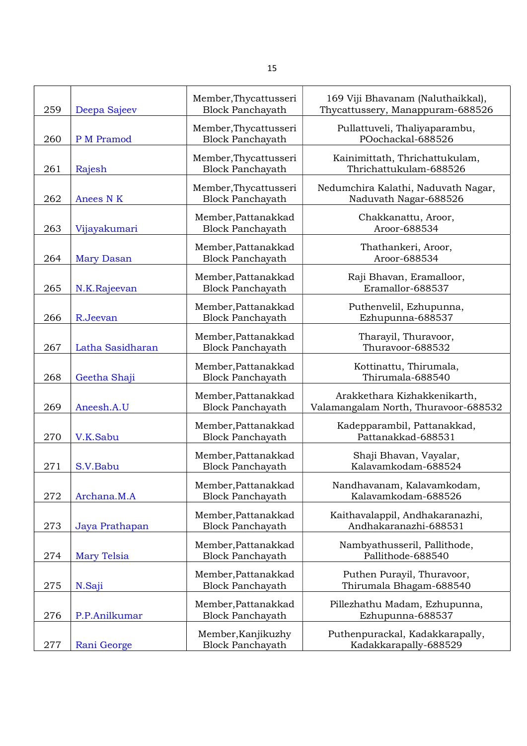| | | | |
|---|---|---|---|
| 259 | Deepa Sajeev | Member,Thycattusseri Block Panchayath | 169 Viji Bhavanam (Naluthaikkal), Thycattussery, Manappuram-688526 |
| 260 | P M Pramod | Member,Thycattusseri Block Panchayath | Pullattuveli, Thaliyaparambu, POochackal-688526 |
| 261 | Rajesh | Member,Thycattusseri Block Panchayath | Kainimittath, Thrichattukulam, Thrichattukulam-688526 |
| 262 | Anees N K | Member,Thycattusseri Block Panchayath | Nedumchira Kalathi, Naduvath Nagar, Naduvath Nagar-688526 |
| 263 | Vijayakumari | Member,Pattanakkad Block Panchayath | Chakkanattu, Aroor, Aroor-688534 |
| 264 | Mary Dasan | Member,Pattanakkad Block Panchayath | Thathankeri, Aroor, Aroor-688534 |
| 265 | N.K.Rajeevan | Member,Pattanakkad Block Panchayath | Raji Bhavan, Eramalloor, Eramallor-688537 |
| 266 | R.Jeevan | Member,Pattanakkad Block Panchayath | Puthenvelil, Ezhupunna, Ezhupunna-688537 |
| 267 | Latha Sasidharan | Member,Pattanakkad Block Panchayath | Tharayil, Thuravoor, Thuravoor-688532 |
| 268 | Geetha Shaji | Member,Pattanakkad Block Panchayath | Kottinattu, Thirumala, Thirumala-688540 |
| 269 | Aneesh.A.U | Member,Pattanakkad Block Panchayath | Arakkethara Kizhakkenikarth, Valamangalam North, Thuravoor-688532 |
| 270 | V.K.Sabu | Member,Pattanakkad Block Panchayath | Kadepparambil, Pattanakkad, Pattanakkad-688531 |
| 271 | S.V.Babu | Member,Pattanakkad Block Panchayath | Shaji Bhavan, Vayalar, Kalavamkodam-688524 |
| 272 | Archana.M.A | Member,Pattanakkad Block Panchayath | Nandhavanam, Kalavamkodam, Kalavamkodam-688526 |
| 273 | Jaya Prathapan | Member,Pattanakkad Block Panchayath | Kaithavalappil, Andhakaranazhi, Andhakaranazhi-688531 |
| 274 | Mary Telsia | Member,Pattanakkad Block Panchayath | Nambyathusseril, Pallithode, Pallithode-688540 |
| 275 | N.Saji | Member,Pattanakkad Block Panchayath | Puthen Purayil, Thuravoor, Thirumala Bhagam-688540 |
| 276 | P.P.Anilkumar | Member,Pattanakkad Block Panchayath | Pillezhathu Madam, Ezhupunna, Ezhupunna-688537 |
| 277 | Rani George | Member,Kanjikuzhy Block Panchayath | Puthenpurackal, Kadakkarapally, Kadakkarapally-688529 |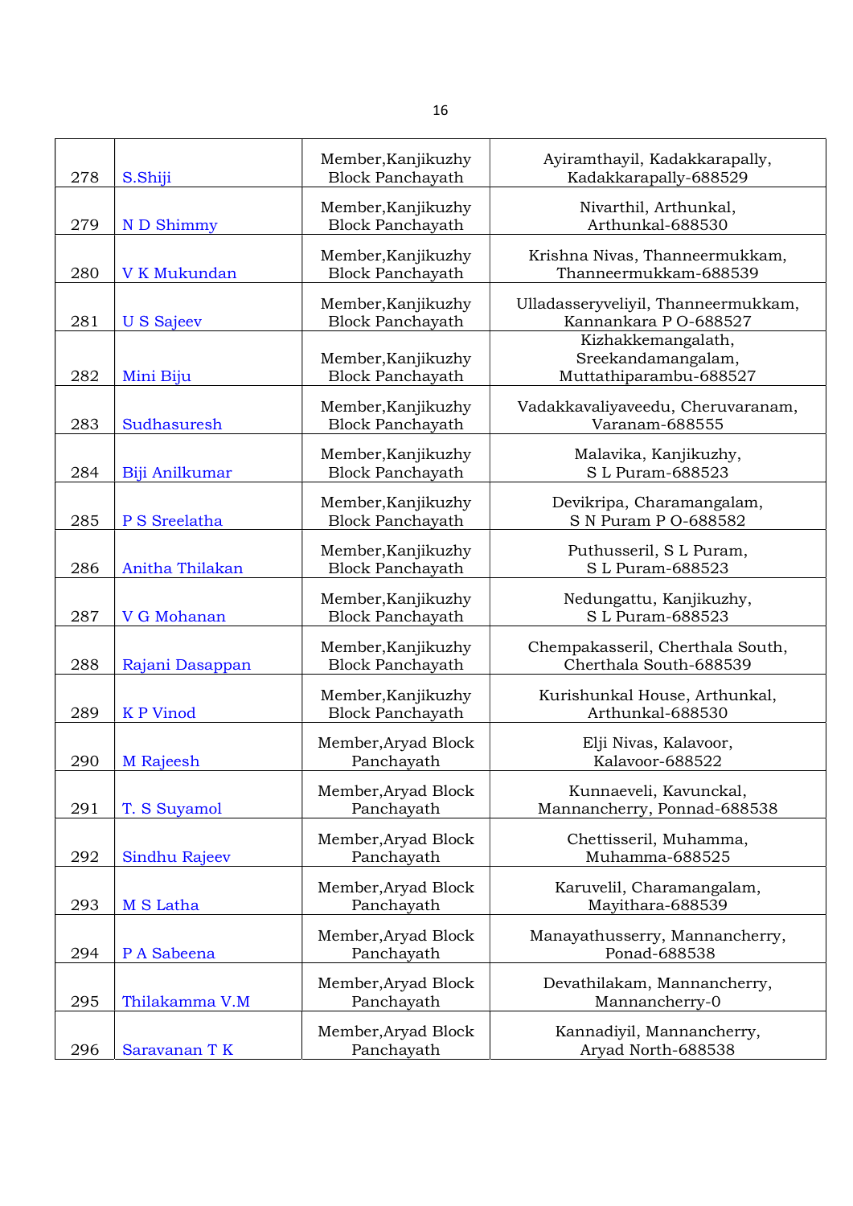| 278 | S.Shiji | Member,Kanjikuzhy Block Panchayath | Ayiramthayil, Kadakkarapally, Kadakkarapally-688529 |
|---|---|---|---|
| 279 | N D Shimmy | Member,Kanjikuzhy Block Panchayath | Nivarthil, Arthunkal, Arthunkal-688530 |
| 280 | V K Mukundan | Member,Kanjikuzhy Block Panchayath | Krishna Nivas, Thanneermukkam, Thanneermukkam-688539 |
| 281 | U S Sajeev | Member,Kanjikuzhy Block Panchayath | Ulladasseryveliyil, Thanneermukkam, Kannankara P O-688527 |
| 282 | Mini Biju | Member,Kanjikuzhy Block Panchayath | Kizhakkemangalath, Sreekandamangalam, Muttathiparambu-688527 |
| 283 | Sudhasuresh | Member,Kanjikuzhy Block Panchayath | Vadakkavaliyaveedu, Cheruvaranam, Varanam-688555 |
| 284 | Biji Anilkumar | Member,Kanjikuzhy Block Panchayath | Malavika, Kanjikuzhy, S L Puram-688523 |
| 285 | P S Sreelatha | Member,Kanjikuzhy Block Panchayath | Devikripa, Charamangalam, S N Puram P O-688582 |
| 286 | Anitha Thilakan | Member,Kanjikuzhy Block Panchayath | Puthusseril, S L Puram, S L Puram-688523 |
| 287 | V G Mohanan | Member,Kanjikuzhy Block Panchayath | Nedungattu, Kanjikuzhy, S L Puram-688523 |
| 288 | Rajani Dasappan | Member,Kanjikuzhy Block Panchayath | Chempakasseril, Cherthala South, Cherthala South-688539 |
| 289 | K P Vinod | Member,Kanjikuzhy Block Panchayath | Kurishunkal House, Arthunkal, Arthunkal-688530 |
| 290 | M Rajeesh | Member,Aryad Block Panchayath | Elji Nivas, Kalavoor, Kalavoor-688522 |
| 291 | T. S Suyamol | Member,Aryad Block Panchayath | Kunnaeveli, Kavunckal, Mannancherry, Ponnad-688538 |
| 292 | Sindhu Rajeev | Member,Aryad Block Panchayath | Chettisseril, Muhamma, Muhamma-688525 |
| 293 | M S Latha | Member,Aryad Block Panchayath | Karuvelil, Charamangalam, Mayithara-688539 |
| 294 | P A Sabeena | Member,Aryad Block Panchayath | Manayathusserry, Mannancherry, Ponad-688538 |
| 295 | Thilakamma V.M | Member,Aryad Block Panchayath | Devathilakam, Mannancherry, Mannancherry-0 |
| 296 | Saravanan T K | Member,Aryad Block Panchayath | Kannadiyil, Mannancherry, Aryad North-688538 |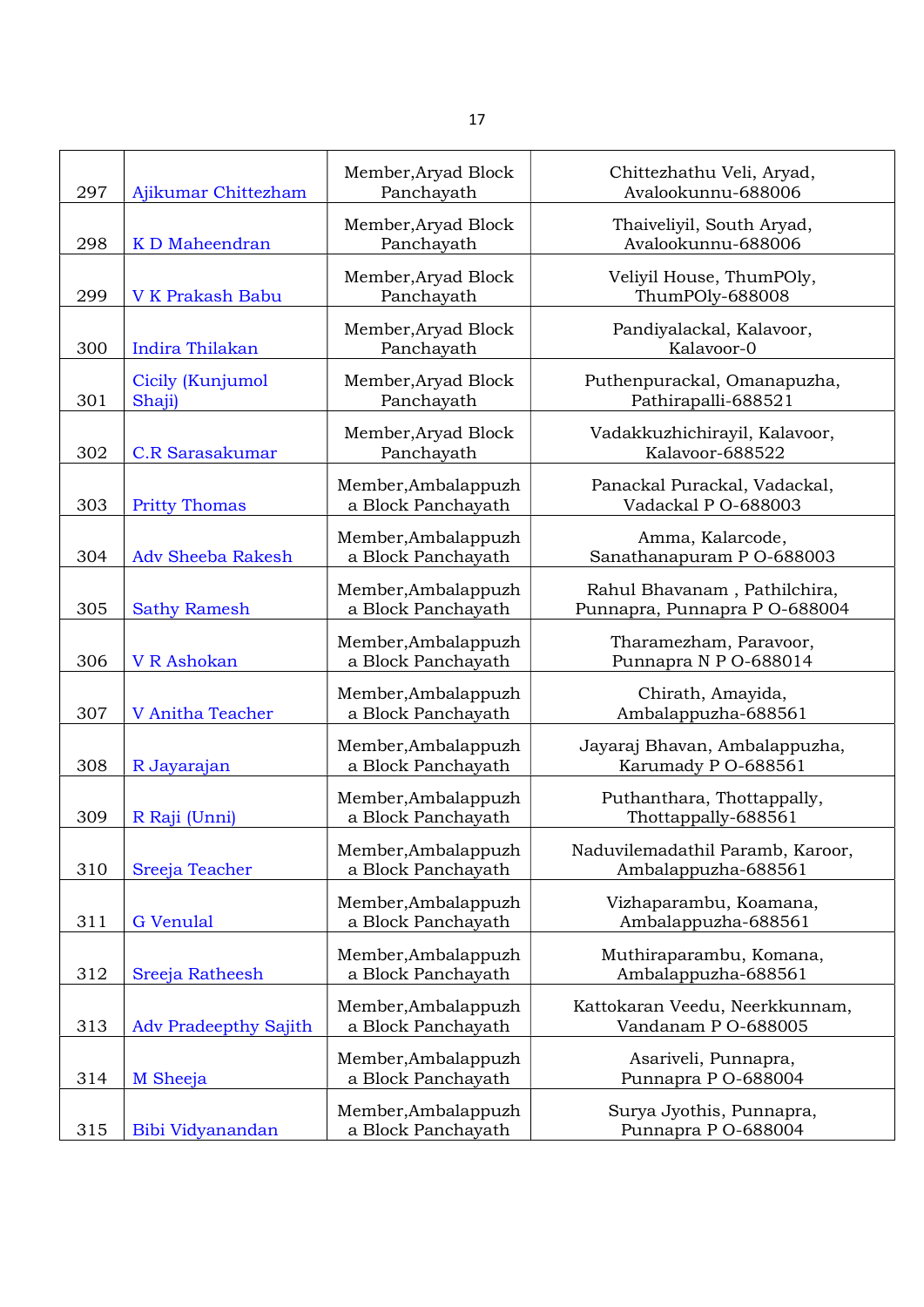| 297 | Ajikumar Chittezham | Member,Aryad Block Panchayath | Chittezhathu Veli, Aryad, Avalookunnu-688006 |
|---|---|---|---|
| 298 | K D Maheendran | Member,Aryad Block Panchayath | Thaiveliyil, South Aryad, Avalookunnu-688006 |
| 299 | V K Prakash Babu | Member,Aryad Block Panchayath | Veliyil House, ThumPOly, ThumPOly-688008 |
| 300 | Indira Thilakan | Member,Aryad Block Panchayath | Pandiyalackal, Kalavoor, Kalavoor-0 |
| 301 | Cicily (Kunjumol Shaji) | Member,Aryad Block Panchayath | Puthenpurackal, Omanapuzha, Pathirapalli-688521 |
| 302 | C.R Sarasakumar | Member,Aryad Block Panchayath | Vadakkuzhichirayil, Kalavoor, Kalavoor-688522 |
| 303 | Pritty Thomas | Member,Ambalappuzha Block Panchayath | Panackal Purackal, Vadackal, Vadackal P O-688003 |
| 304 | Adv Sheeba Rakesh | Member,Ambalappuzha Block Panchayath | Amma, Kalarcode, Sanathanapuram P O-688003 |
| 305 | Sathy Ramesh | Member,Ambalappuzha Block Panchayath | Rahul Bhavanam , Pathilchira, Punnapra, Punnapra P O-688004 |
| 306 | V R Ashokan | Member,Ambalappuzha Block Panchayath | Tharamezham, Paravoor, Punnapra N P O-688014 |
| 307 | V Anitha Teacher | Member,Ambalappuzha Block Panchayath | Chirath, Amayida, Ambalappuzha-688561 |
| 308 | R Jayarajan | Member,Ambalappuzha Block Panchayath | Jayaraj Bhavan, Ambalappuzha, Karumady P O-688561 |
| 309 | R Raji (Unni) | Member,Ambalappuzha Block Panchayath | Puthanthara, Thottappally, Thottappally-688561 |
| 310 | Sreeja Teacher | Member,Ambalappuzha Block Panchayath | Naduvilemadathil Paramb, Karoor, Ambalappuzha-688561 |
| 311 | G Venulal | Member,Ambalappuzha Block Panchayath | Vizhaparambu, Koamana, Ambalappuzha-688561 |
| 312 | Sreeja Ratheesh | Member,Ambalappuzha Block Panchayath | Muthiraparambu, Komana, Ambalappuzha-688561 |
| 313 | Adv Pradeepthy Sajith | Member,Ambalappuzha Block Panchayath | Kattokaran Veedu, Neerkkunnam, Vandanam P O-688005 |
| 314 | M Sheeja | Member,Ambalappuzha Block Panchayath | Asariveli, Punnapra, Punnapra P O-688004 |
| 315 | Bibi Vidyanandan | Member,Ambalappuzha Block Panchayath | Surya Jyothis, Punnapra, Punnapra P O-688004 |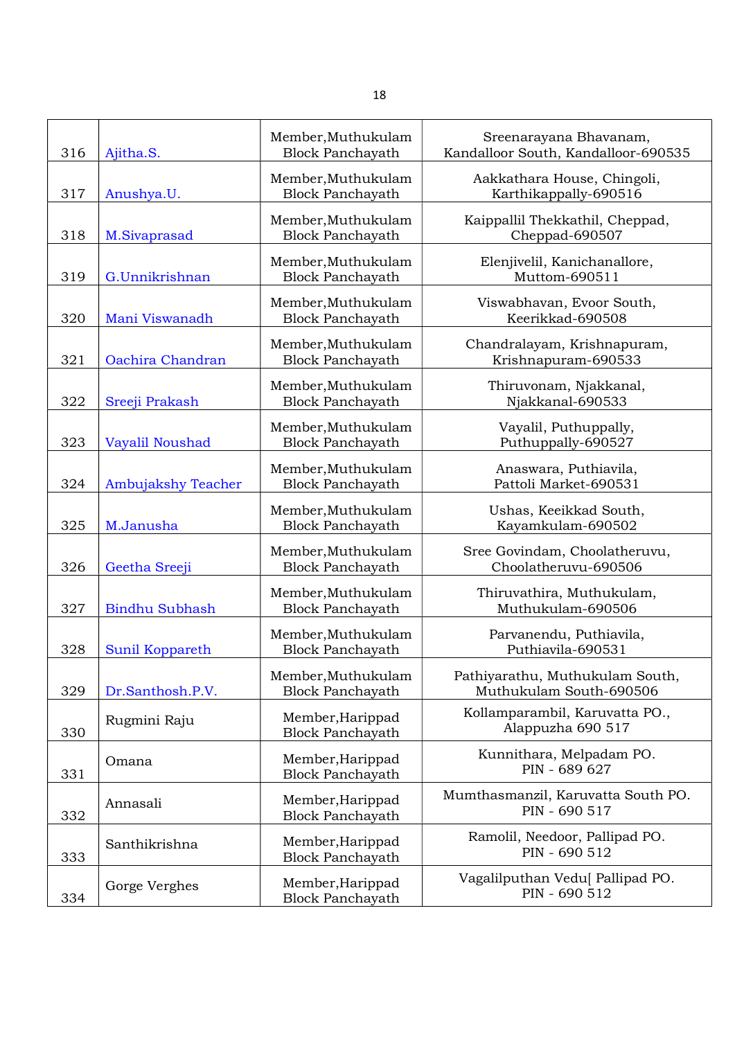| 316 | Ajitha.S. | Member,Muthukulam Block Panchayath | Sreenarayana Bhavanam, Kandalloor South, Kandalloor-690535 |
|---|---|---|---|
| 317 | Anushya.U. | Member,Muthukulam Block Panchayath | Aakkathara House, Chingoli, Karthikappally-690516 |
| 318 | M.Sivaprasad | Member,Muthukulam Block Panchayath | Kaippallil Thekkathil, Cheppad, Cheppad-690507 |
| 319 | G.Unnikrishnan | Member,Muthukulam Block Panchayath | Elenjivelil, Kanichanallore, Muttom-690511 |
| 320 | Mani Viswanadh | Member,Muthukulam Block Panchayath | Viswabhavan, Evoor South, Keerikkad-690508 |
| 321 | Oachira Chandran | Member,Muthukulam Block Panchayath | Chandralayam, Krishnapuram, Krishnapuram-690533 |
| 322 | Sreeji Prakash | Member,Muthukulam Block Panchayath | Thiruvonam, Njakkanal, Njakkanal-690533 |
| 323 | Vayalil Noushad | Member,Muthukulam Block Panchayath | Vayalil, Puthuppally, Puthuppally-690527 |
| 324 | Ambujakshy Teacher | Member,Muthukulam Block Panchayath | Anaswara, Puthiavila, Pattoli Market-690531 |
| 325 | M.Janusha | Member,Muthukulam Block Panchayath | Ushas, Keeikkad South, Kayamkulam-690502 |
| 326 | Geetha Sreeji | Member,Muthukulam Block Panchayath | Sree Govindam, Choolatheruvu, Choolatheruvu-690506 |
| 327 | Bindhu Subhash | Member,Muthukulam Block Panchayath | Thiruvathira, Muthukulam, Muthukulam-690506 |
| 328 | Sunil Koppareth | Member,Muthukulam Block Panchayath | Parvanendu, Puthiavila, Puthiavila-690531 |
| 329 | Dr.Santhosh.P.V. | Member,Muthukulam Block Panchayath | Pathiyarathu, Muthukulam South, Muthukulam South-690506 |
| 330 | Rugmini Raju | Member,Harippad Block Panchayath | Kollamparambil, Karuvatta PO., Alappuzha 690 517 |
| 331 | Omana | Member,Harippad Block Panchayath | Kunnithara, Melpadam PO. PIN - 689 627 |
| 332 | Annasali | Member,Harippad Block Panchayath | Mumthasmanzil, Karuvatta South PO. PIN - 690 517 |
| 333 | Santhikrishna | Member,Harippad Block Panchayath | Ramolil, Needoor, Pallipad PO. PIN - 690 512 |
| 334 | Gorge Verghes | Member,Harippad Block Panchayath | Vagalilputhan Vedu[ Pallipad PO. PIN - 690 512 |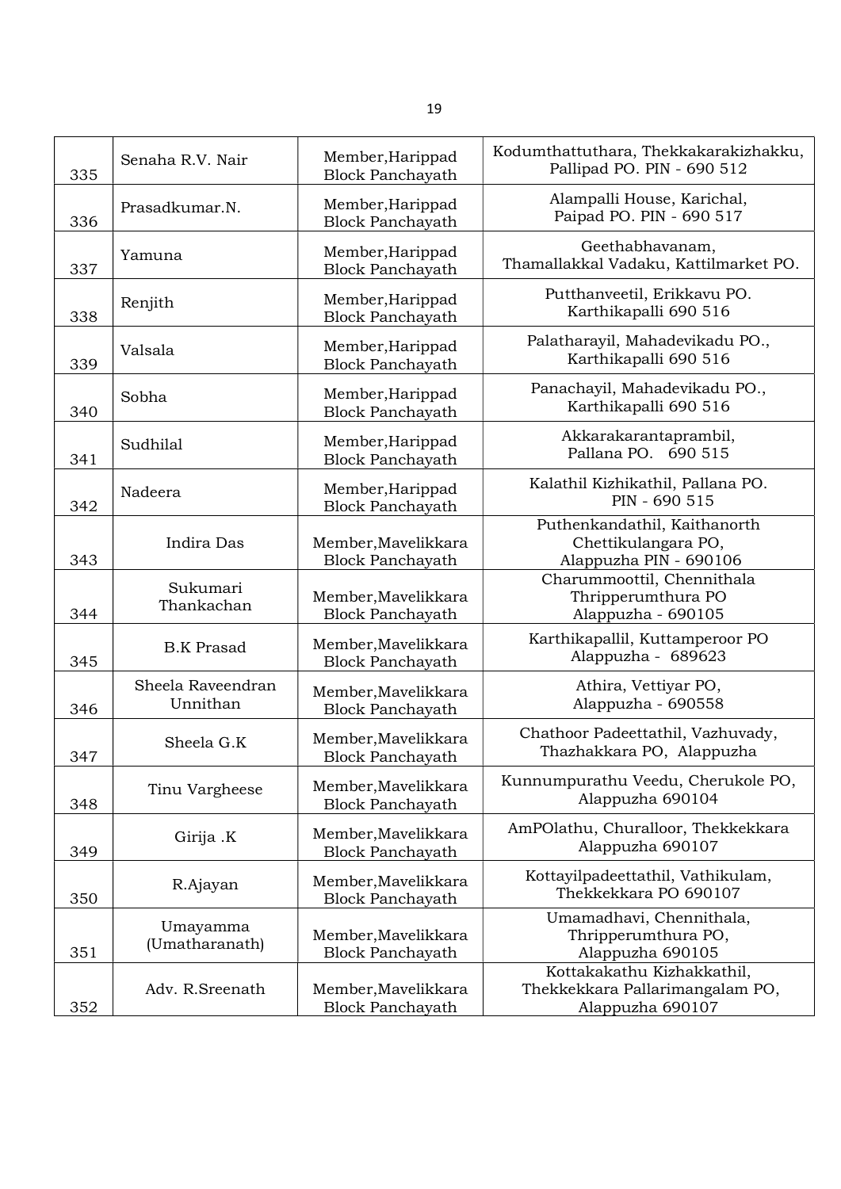| | | | |
|---|---|---|---|
| 335 | Senaha R.V. Nair | Member,Harippad Block Panchayath | Kodumthattuthara, Thekkakarakizhakku, Pallipad PO. PIN - 690 512 |
| 336 | Prasadkumar.N. | Member,Harippad Block Panchayath | Alampalli House, Karichal, Paipad PO. PIN - 690 517 |
| 337 | Yamuna | Member,Harippad Block Panchayath | Geethabhavanam, Thamallakkal Vadaku, Kattilmarket PO. |
| 338 | Renjith | Member,Harippad Block Panchayath | Putthanveetil, Erikkavu PO. Karthikapalli 690 516 |
| 339 | Valsala | Member,Harippad Block Panchayath | Palatharayil, Mahadevikadu PO., Karthikapalli 690 516 |
| 340 | Sobha | Member,Harippad Block Panchayath | Panachayil, Mahadevikadu PO., Karthikapalli 690 516 |
| 341 | Sudhilal | Member,Harippad Block Panchayath | Akkarakarantaprambil, Pallana PO. 690 515 |
| 342 | Nadeera | Member,Harippad Block Panchayath | Kalathil Kizhikathil, Pallana PO. PIN - 690 515 |
| 343 | Indira Das | Member,Mavelikkara Block Panchayath | Puthenkandathil, Kaithanorth Chettikulangara PO, Alappuzha PIN - 690106 |
| 344 | Sukumari Thankachan | Member,Mavelikkara Block Panchayath | Charummoottil, Chennithala Thripperumthura PO Alappuzha - 690105 |
| 345 | B.K Prasad | Member,Mavelikkara Block Panchayath | Karthikapallil, Kuttamperoor PO Alappuzha - 689623 |
| 346 | Sheela Raveendran Unnithan | Member,Mavelikkara Block Panchayath | Athira, Vettiyar PO, Alappuzha - 690558 |
| 347 | Sheela G.K | Member,Mavelikkara Block Panchayath | Chathoor Padeettathil, Vazhuvady, Thazhakkara PO, Alappuzha |
| 348 | Tinu Vargheese | Member,Mavelikkara Block Panchayath | Kunnumpurathu Veedu, Cherukole PO, Alappuzha 690104 |
| 349 | Girija .K | Member,Mavelikkara Block Panchayath | AmPOlathu, Churalloor, Thekkekkara Alappuzha 690107 |
| 350 | R.Ajayan | Member,Mavelikkara Block Panchayath | Kottayilpadeettathil, Vathikulam, Thekkekkara PO 690107 |
| 351 | Umayamma (Umatharanath) | Member,Mavelikkara Block Panchayath | Umamadhavi, Chennithala, Thripperumthura PO, Alappuzha 690105 |
| 352 | Adv. R.Sreenath | Member,Mavelikkara Block Panchayath | Kottakakathu Kizhakkathil, Thekkekkara Pallarimangalam PO, Alappuzha 690107 |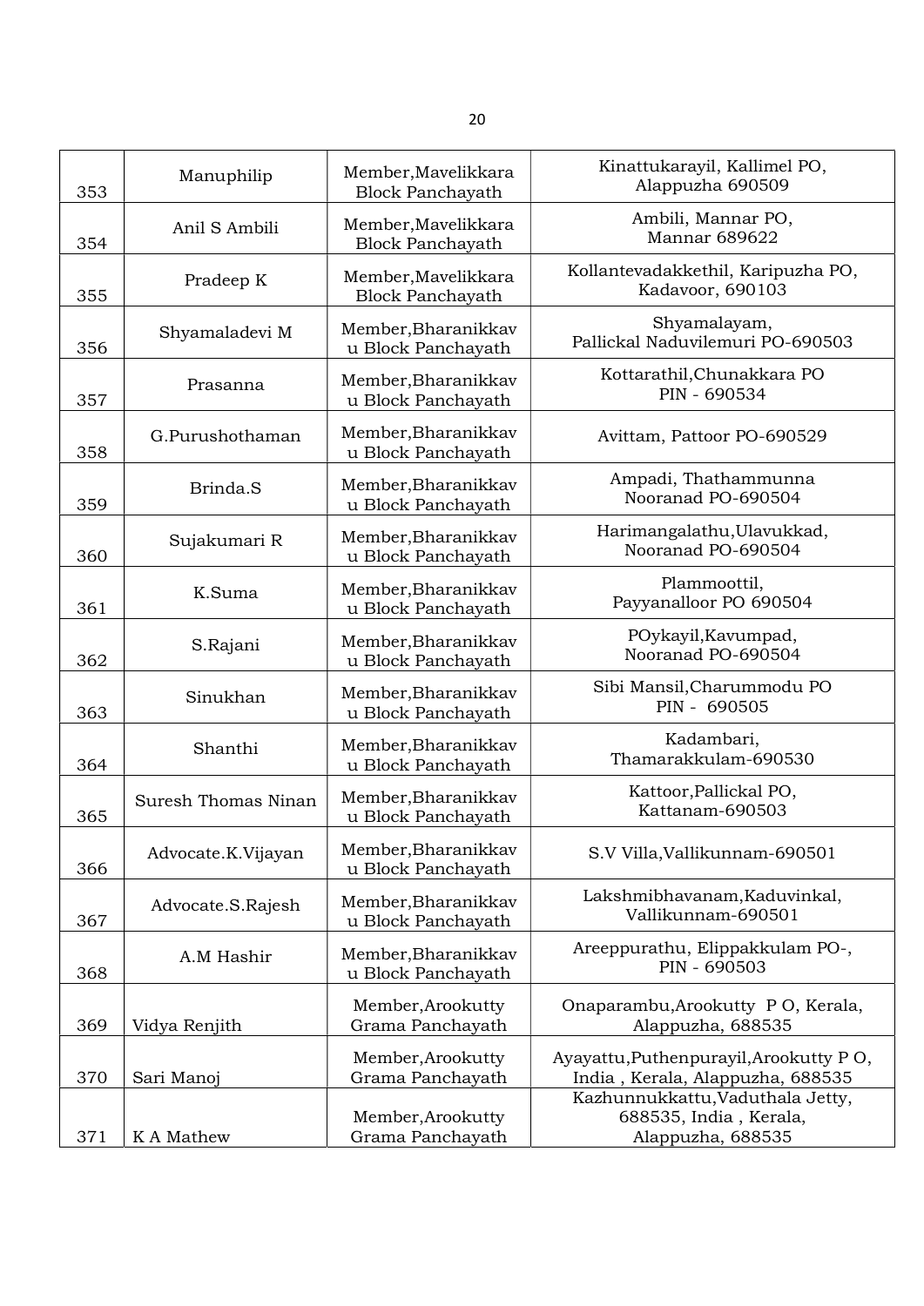| | | | |
|---|---|---|---|
| 353 | Manuphilip | Member,Mavelikkara Block Panchayath | Kinattukarayil, Kallimel PO, Alappuzha 690509 |
| 354 | Anil S Ambili | Member,Mavelikkara Block Panchayath | Ambili, Mannar PO, Mannar 689622 |
| 355 | Pradeep K | Member,Mavelikkara Block Panchayath | Kollantevadakkethil, Karipuzha PO, Kadavoor, 690103 |
| 356 | Shyamaladevi M | Member,Bharanikkavu Block Panchayath | Shyamalayam, Pallickal Naduvilemuri PO-690503 |
| 357 | Prasanna | Member,Bharanikkavu Block Panchayath | Kottarathil,Chunakkara PO PIN - 690534 |
| 358 | G.Purushothaman | Member,Bharanikkavu Block Panchayath | Avittam, Pattoor PO-690529 |
| 359 | Brinda.S | Member,Bharanikkavu Block Panchayath | Ampadi, Thathammunna Nooranad PO-690504 |
| 360 | Sujakumari R | Member,Bharanikkavu Block Panchayath | Harimangalathu,Ulavukkad, Nooranad PO-690504 |
| 361 | K.Suma | Member,Bharanikkavu Block Panchayath | Plammoottil, Payyanalloor PO 690504 |
| 362 | S.Rajani | Member,Bharanikkavu Block Panchayath | POykayil,Kavumpad, Nooranad PO-690504 |
| 363 | Sinukhan | Member,Bharanikkavu Block Panchayath | Sibi Mansil,Charummodu PO PIN - 690505 |
| 364 | Shanthi | Member,Bharanikkavu Block Panchayath | Kadambari, Thamarakkulam-690530 |
| 365 | Suresh Thomas Ninan | Member,Bharanikkavu Block Panchayath | Kattoor,Pallickal PO, Kattanam-690503 |
| 366 | Advocate.K.Vijayan | Member,Bharanikkavu Block Panchayath | S.V Villa,Vallikunnam-690501 |
| 367 | Advocate.S.Rajesh | Member,Bharanikkavu Block Panchayath | Lakshmibhavanam,Kaduvinkal, Vallikunnam-690501 |
| 368 | A.M Hashir | Member,Bharanikkavu Block Panchayath | Areeppurathu, Elippakkulam PO-, PIN - 690503 |
| 369 | Vidya Renjith | Member,Arookutty Grama Panchayath | Onaparambu,Arookutty P O, Kerala, Alappuzha, 688535 |
| 370 | Sari Manoj | Member,Arookutty Grama Panchayath | Ayayattu,Puthenpurayil,Arookutty P O, India , Kerala, Alappuzha, 688535 |
| 371 | K A Mathew | Member,Arookutty Grama Panchayath | Kazhunnukkattu,Vaduthala Jetty, 688535, India , Kerala, Alappuzha, 688535 |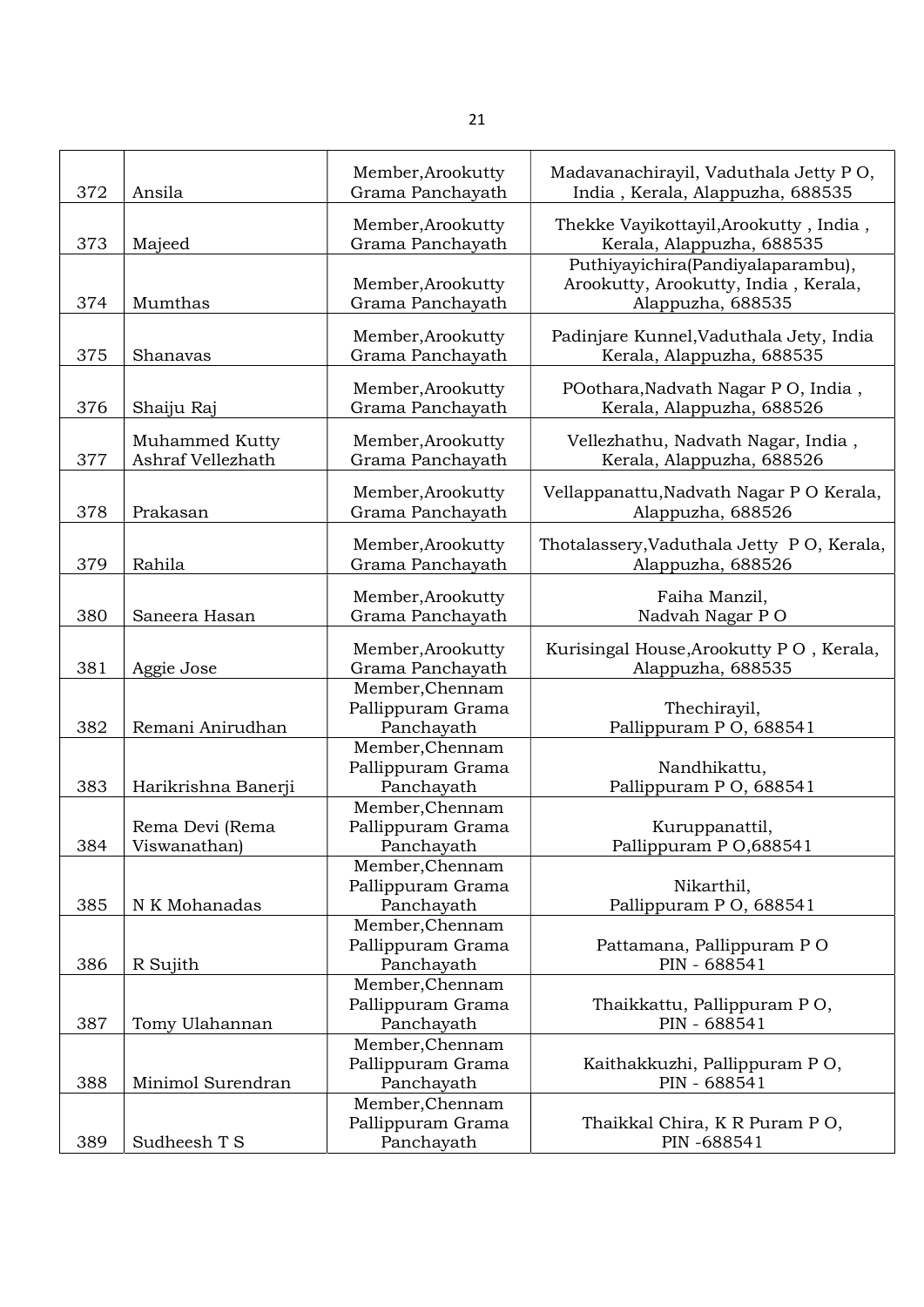| 372 | Ansila | Member,Arookutty Grama Panchayath | Madavanachirayil, Vaduthala Jetty P O, India , Kerala, Alappuzha, 688535 |
|---|---|---|---|
| 373 | Majeed | Member,Arookutty Grama Panchayath | Thekke Vayikottayil,Arookutty , India , Kerala, Alappuzha, 688535 |
| 374 | Mumthas | Member,Arookutty Grama Panchayath | Puthiyayichira(Pandiyalaparambu), Arookutty, Arookutty, India , Kerala, Alappuzha, 688535 |
| 375 | Shanavas | Member,Arookutty Grama Panchayath | Padinjare Kunnel,Vaduthala Jety, India Kerala, Alappuzha, 688535 |
| 376 | Shaiju Raj | Member,Arookutty Grama Panchayath | POothara,Nadvath Nagar P O, India , Kerala, Alappuzha, 688526 |
| 377 | Muhammed Kutty Ashraf Vellezhath | Member,Arookutty Grama Panchayath | Vellezhathu, Nadvath Nagar, India , Kerala, Alappuzha, 688526 |
| 378 | Prakasan | Member,Arookutty Grama Panchayath | Vellappanattu,Nadvath Nagar P O Kerala, Alappuzha, 688526 |
| 379 | Rahila | Member,Arookutty Grama Panchayath | Thotalassery,Vaduthala Jetty P O, Kerala, Alappuzha, 688526 |
| 380 | Saneera Hasan | Member,Arookutty Grama Panchayath | Faiha Manzil, Nadvah Nagar P O |
| 381 | Aggie Jose | Member,Arookutty Grama Panchayath | Kurisingal House,Arookutty P O , Kerala, Alappuzha, 688535 |
| 382 | Remani Anirudhan | Member,Chennam Pallippuram Grama Panchayath | Thechirayil, Pallippuram P O, 688541 |
| 383 | Harikrishna Banerji | Member,Chennam Pallippuram Grama Panchayath | Nandhikattu, Pallippuram P O, 688541 |
| 384 | Rema Devi (Rema Viswanathan) | Member,Chennam Pallippuram Grama Panchayath | Kuruppanattil, Pallippuram P O,688541 |
| 385 | N K Mohanadas | Member,Chennam Pallippuram Grama Panchayath | Nikarthil, Pallippuram P O, 688541 |
| 386 | R Sujith | Member,Chennam Pallippuram Grama Panchayath | Pattamana, Pallippuram P O PIN - 688541 |
| 387 | Tomy Ulahannan | Member,Chennam Pallippuram Grama Panchayath | Thaikkattu, Pallippuram P O, PIN - 688541 |
| 388 | Minimol Surendran | Member,Chennam Pallippuram Grama Panchayath | Kaithakkuzhi, Pallippuram P O, PIN - 688541 |
| 389 | Sudheesh T S | Member,Chennam Pallippuram Grama Panchayath | Thaikkal Chira, K R Puram P O, PIN -688541 |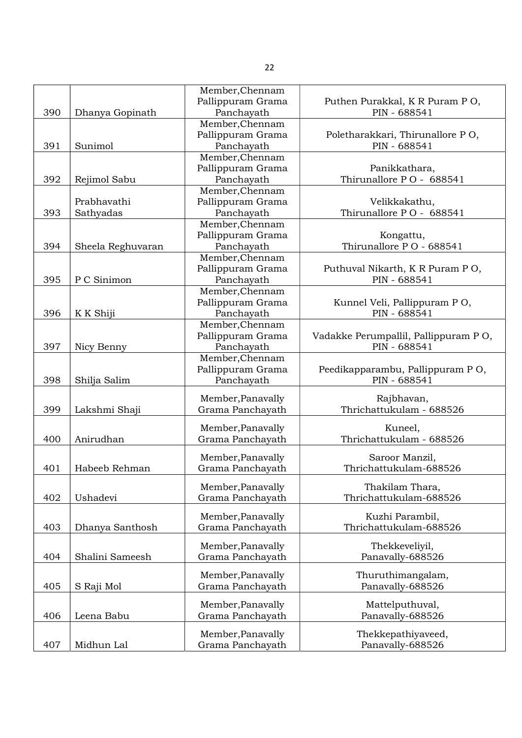| 390 | Dhanya Gopinath | Member,Chennam Pallippuram Grama Panchayath | Puthen Purakkal, K R Puram P O, PIN - 688541 |
|---|---|---|---|
| 391 | Sunimol | Member,Chennam Pallippuram Grama Panchayath | Poletharakkari, Thirunallore P O, PIN - 688541 |
| 392 | Rejimol Sabu | Member,Chennam Pallippuram Grama Panchayath | Panikkathara, Thirunallore P O - 688541 |
| 393 | Prabhavathi Sathyadas | Member,Chennam Pallippuram Grama Panchayath | Velikkakathu, Thirunallore P O - 688541 |
| 394 | Sheela Reghuvaran | Member,Chennam Pallippuram Grama Panchayath | Kongattu, Thirunallore P O - 688541 |
| 395 | P C Sinimon | Member,Chennam Pallippuram Grama Panchayath | Puthuval Nikarth, K R Puram P O, PIN - 688541 |
| 396 | K K Shiji | Member,Chennam Pallippuram Grama Panchayath | Kunnel Veli, Pallippuram P O, PIN - 688541 |
| 397 | Nicy Benny | Member,Chennam Pallippuram Grama Panchayath | Vadakke Perumpallil, Pallippuram P O, PIN - 688541 |
| 398 | Shilja Salim | Member,Chennam Pallippuram Grama Panchayath | Peedikapparambu, Pallippuram P O, PIN - 688541 |
| 399 | Lakshmi Shaji | Member,Panavally Grama Panchayath | Rajbhavan, Thrichattukulam - 688526 |
| 400 | Anirudhan | Member,Panavally Grama Panchayath | Kuneel, Thrichattukulam - 688526 |
| 401 | Habeeb Rehman | Member,Panavally Grama Panchayath | Saroor Manzil, Thrichattukulam-688526 |
| 402 | Ushadevi | Member,Panavally Grama Panchayath | Thakilam Thara, Thrichattukulam-688526 |
| 403 | Dhanya Santhosh | Member,Panavally Grama Panchayath | Kuzhi Parambil, Thrichattukulam-688526 |
| 404 | Shalini Sameesh | Member,Panavally Grama Panchayath | Thekkeveliyil, Panavally-688526 |
| 405 | S Raji Mol | Member,Panavally Grama Panchayath | Thuruthimangalam, Panavally-688526 |
| 406 | Leena Babu | Member,Panavally Grama Panchayath | Mattelputhuval, Panavally-688526 |
| 407 | Midhun Lal | Member,Panavally Grama Panchayath | Thekkepathiyaveed, Panavally-688526 |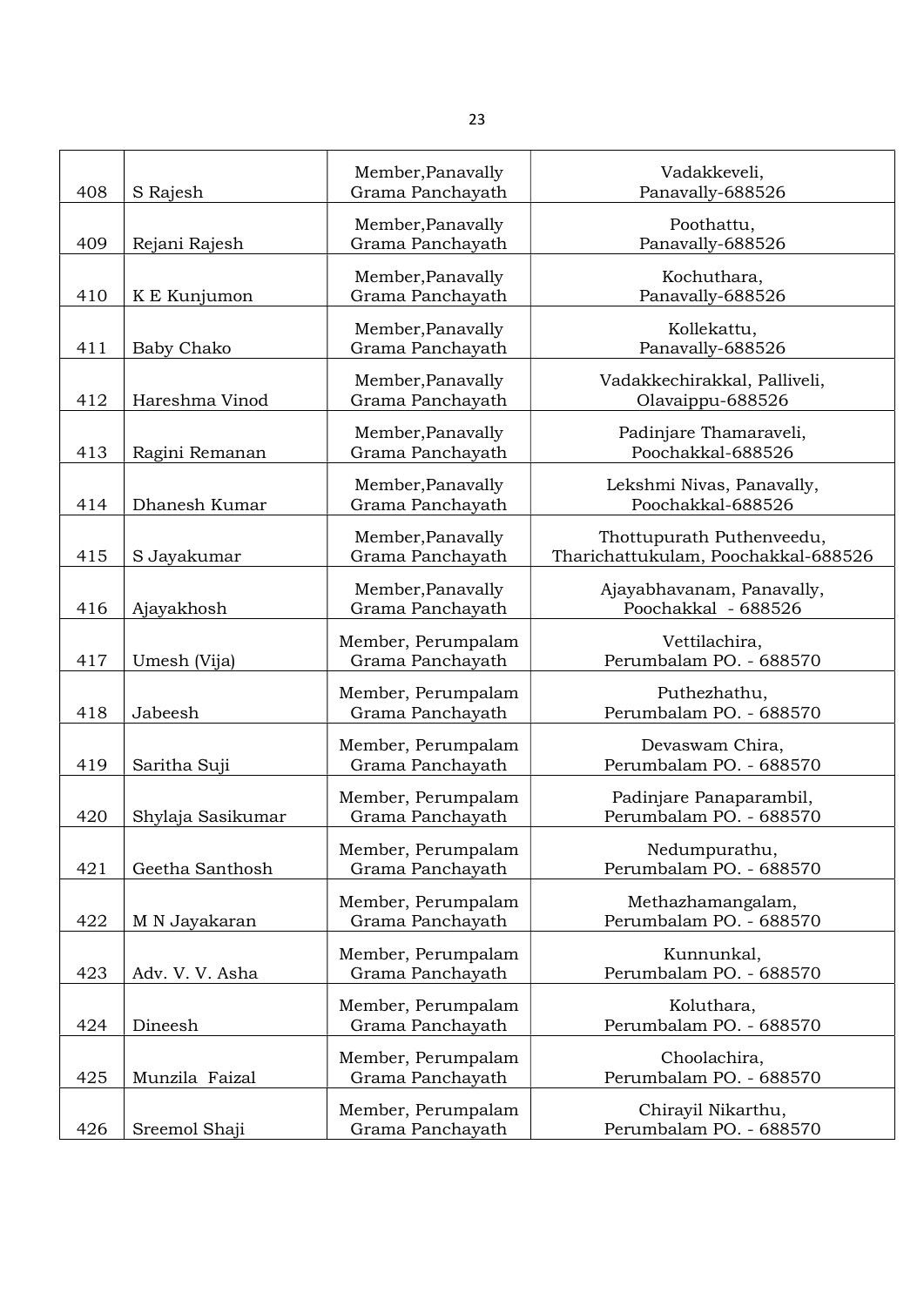| 408 | S Rajesh | Member,Panavally Grama Panchayath | Vadakkeveli, Panavally-688526 |
|---|---|---|---|
| 409 | Rejani Rajesh | Member,Panavally Grama Panchayath | Poothattu, Panavally-688526 |
| 410 | K E Kunjumon | Member,Panavally Grama Panchayath | Kochuthara, Panavally-688526 |
| 411 | Baby Chako | Member,Panavally Grama Panchayath | Kollekattu, Panavally-688526 |
| 412 | Hareshma Vinod | Member,Panavally Grama Panchayath | Vadakkechirakkal, Palliveli, Olavaippu-688526 |
| 413 | Ragini Remanan | Member,Panavally Grama Panchayath | Padinjare Thamaraveli, Poochakkal-688526 |
| 414 | Dhanesh Kumar | Member,Panavally Grama Panchayath | Lekshmi Nivas, Panavally, Poochakkal-688526 |
| 415 | S Jayakumar | Member,Panavally Grama Panchayath | Thottupurath Puthenveedu, Tharichattukulam, Poochakkal-688526 |
| 416 | Ajayakhosh | Member,Panavally Grama Panchayath | Ajayabhavanam, Panavally, Poochakkal - 688526 |
| 417 | Umesh (Vija) | Member, Perumpalam Grama Panchayath | Vettilachira, Perumbalam PO. - 688570 |
| 418 | Jabeesh | Member, Perumpalam Grama Panchayath | Puthezhathu, Perumbalam PO. - 688570 |
| 419 | Saritha Suji | Member, Perumpalam Grama Panchayath | Devaswam Chira, Perumbalam PO. - 688570 |
| 420 | Shylaja Sasikumar | Member, Perumpalam Grama Panchayath | Padinjare Panaparambil, Perumbalam PO. - 688570 |
| 421 | Geetha Santhosh | Member, Perumpalam Grama Panchayath | Nedumpurathu, Perumbalam PO. - 688570 |
| 422 | M N Jayakaran | Member, Perumpalam Grama Panchayath | Methazhamangalam, Perumbalam PO. - 688570 |
| 423 | Adv. V. V. Asha | Member, Perumpalam Grama Panchayath | Kunnunkal, Perumbalam PO. - 688570 |
| 424 | Dineesh | Member, Perumpalam Grama Panchayath | Koluthara, Perumbalam PO. - 688570 |
| 425 | Munzila Faizal | Member, Perumpalam Grama Panchayath | Choolachira, Perumbalam PO. - 688570 |
| 426 | Sreemol Shaji | Member, Perumpalam Grama Panchayath | Chirayil Nikarthu, Perumbalam PO. - 688570 |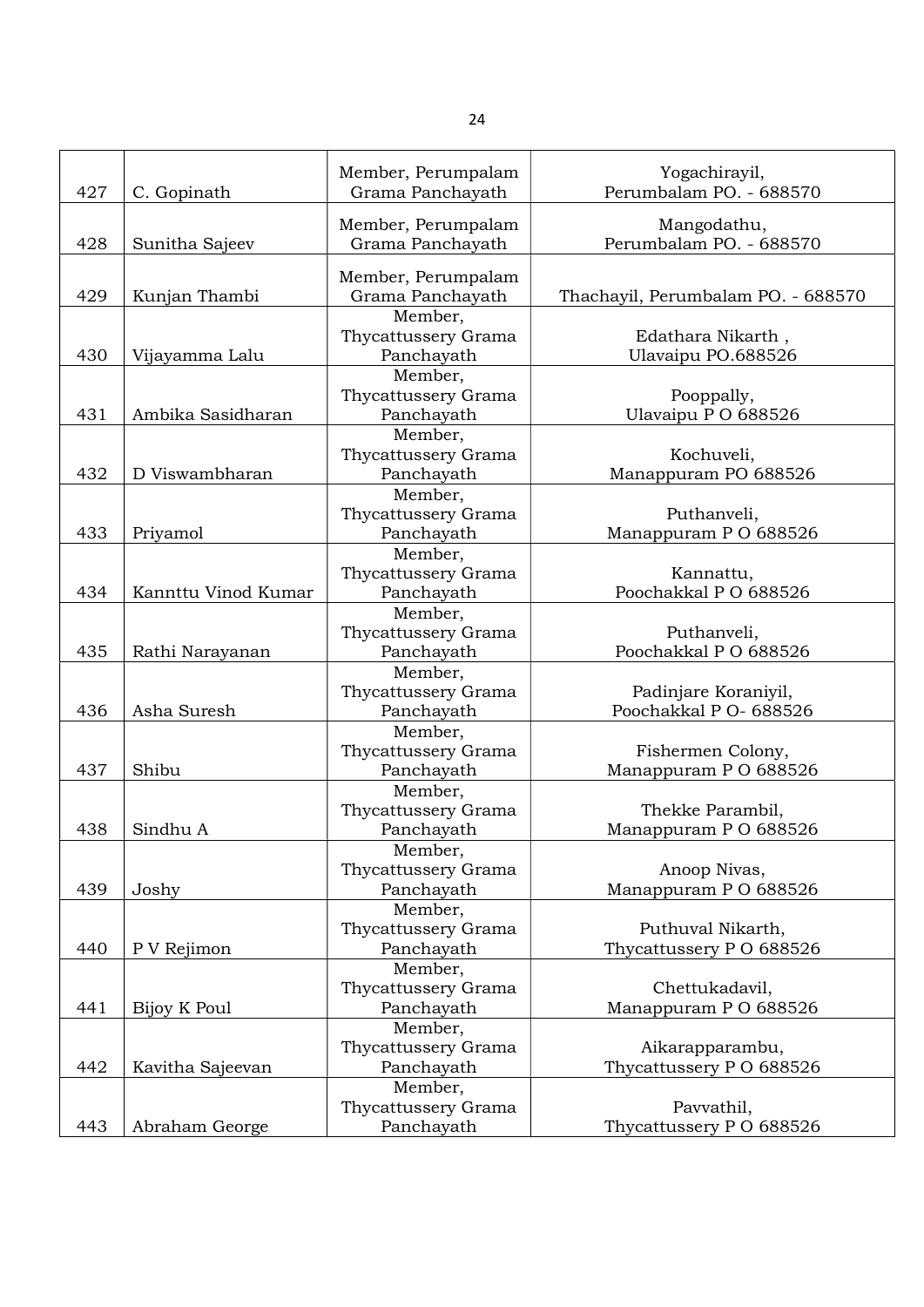| 427 | C. Gopinath | Member, Perumpalam Grama Panchayath | Yogachirayil, Perumbalam PO. - 688570 |
|---|---|---|---|
| 428 | Sunitha Sajeev | Member, Perumpalam Grama Panchayath | Mangodathu, Perumbalam PO. - 688570 |
| 429 | Kunjan Thambi | Member, Perumpalam Grama Panchayath | Thachayil, Perumbalam PO. - 688570 |
| 430 | Vijayamma Lalu | Member, Thycattussery Grama Panchayath | Edathara Nikarth , Ulavaipu PO.688526 |
| 431 | Ambika Sasidharan | Member, Thycattussery Grama Panchayath | Pooppally, Ulavaipu P O 688526 |
| 432 | D Viswambharan | Member, Thycattussery Grama Panchayath | Kochuveli, Manappuram PO 688526 |
| 433 | Priyamol | Member, Thycattussery Grama Panchayath | Puthanveli, Manappuram P O 688526 |
| 434 | Kannttu Vinod Kumar | Member, Thycattussery Grama Panchayath | Kannattu, Poochakkal P O 688526 |
| 435 | Rathi Narayanan | Member, Thycattussery Grama Panchayath | Puthanveli, Poochakkal P O 688526 |
| 436 | Asha Suresh | Member, Thycattussery Grama Panchayath | Padinjare Koraniyil, Poochakkal P O- 688526 |
| 437 | Shibu | Member, Thycattussery Grama Panchayath | Fishermen Colony, Manappuram P O 688526 |
| 438 | Sindhu A | Member, Thycattussery Grama Panchayath | Thekke Parambil, Manappuram P O 688526 |
| 439 | Joshy | Member, Thycattussery Grama Panchayath | Anoop Nivas, Manappuram P O 688526 |
| 440 | P V Rejimon | Member, Thycattussery Grama Panchayath | Puthuval Nikarth, Thycattussery P O 688526 |
| 441 | Bijoy K Poul | Member, Thycattussery Grama Panchayath | Chettukadavil, Manappuram P O 688526 |
| 442 | Kavitha Sajeevan | Member, Thycattussery Grama Panchayath | Aikarapparambu, Thycattussery P O 688526 |
| 443 | Abraham George | Member, Thycattussery Grama Panchayath | Pavvathil, Thycattussery P O 688526 |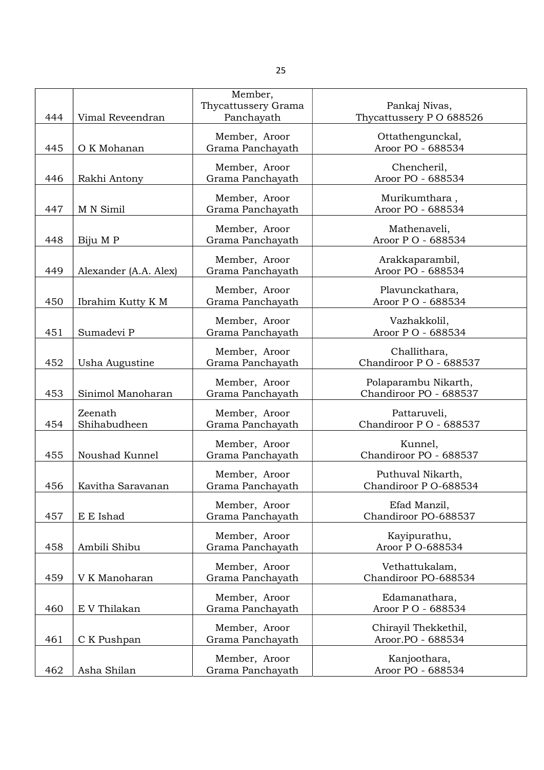| | | | |
|---|---|---|---|
| 444 | Vimal Reveendran | Member, Thycattussery Grama Panchayath | Pankaj Nivas, Thycattussery P O 688526 |
| 445 | O K Mohanan | Member, Aroor Grama Panchayath | Ottathengunckal, Aroor PO - 688534 |
| 446 | Rakhi Antony | Member, Aroor Grama Panchayath | Chencheril, Aroor PO - 688534 |
| 447 | M N Simil | Member, Aroor Grama Panchayath | Murikumthara , Aroor PO - 688534 |
| 448 | Biju M P | Member, Aroor Grama Panchayath | Mathenaveli, Aroor P O - 688534 |
| 449 | Alexander (A.A. Alex) | Member, Aroor Grama Panchayath | Arakkaparambil, Aroor PO - 688534 |
| 450 | Ibrahim Kutty K M | Member, Aroor Grama Panchayath | Plavunckathara, Aroor P O - 688534 |
| 451 | Sumadevi P | Member, Aroor Grama Panchayath | Vazhakkolil, Aroor P O - 688534 |
| 452 | Usha Augustine | Member, Aroor Grama Panchayath | Challithara, Chandiroor P O - 688537 |
| 453 | Sinimol Manoharan | Member, Aroor Grama Panchayath | Polaparambu Nikarth, Chandiroor PO - 688537 |
| 454 | Zeenath Shihabudheen | Member, Aroor Grama Panchayath | Pattaruveli, Chandiroor P O - 688537 |
| 455 | Noushad Kunnel | Member, Aroor Grama Panchayath | Kunnel, Chandiroor PO - 688537 |
| 456 | Kavitha Saravanan | Member, Aroor Grama Panchayath | Puthuval Nikarth, Chandiroor P O-688534 |
| 457 | E E Ishad | Member, Aroor Grama Panchayath | Efad Manzil, Chandiroor PO-688537 |
| 458 | Ambili Shibu | Member, Aroor Grama Panchayath | Kayipurathu, Aroor P O-688534 |
| 459 | V K Manoharan | Member, Aroor Grama Panchayath | Vethattukalam, Chandiroor PO-688534 |
| 460 | E V Thilakan | Member, Aroor Grama Panchayath | Edamanathara, Aroor P O - 688534 |
| 461 | C K Pushpan | Member, Aroor Grama Panchayath | Chirayil Thekkethil, Aroor.PO - 688534 |
| 462 | Asha Shilan | Member, Aroor Grama Panchayath | Kanjoothara, Aroor PO - 688534 |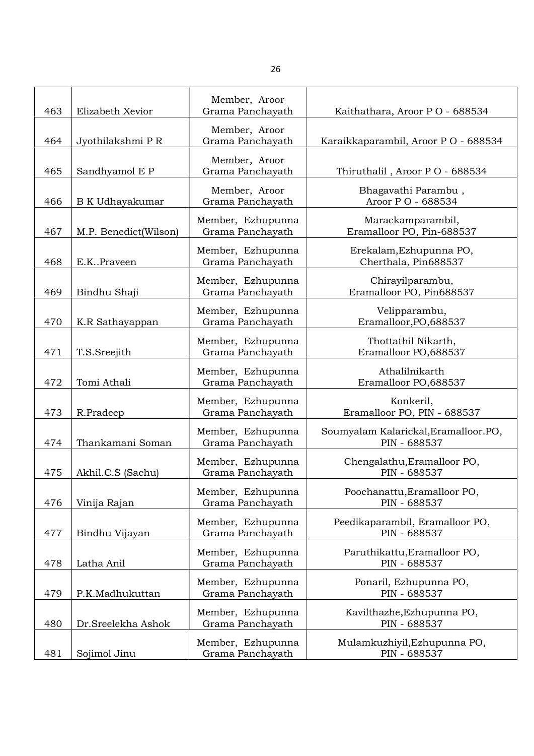| | | | |
|---|---|---|---|
| 463 | Elizabeth Xevior | Member, Aroor Grama Panchayath | Kaithathara, Aroor P O - 688534 |
| 464 | Jyothilakshmi P R | Member, Aroor Grama Panchayath | Karaikkaparambil, Aroor P O - 688534 |
| 465 | Sandhyamol E P | Member, Aroor Grama Panchayath | Thiruthalil , Aroor P O - 688534 |
| 466 | B K Udhayakumar | Member, Aroor Grama Panchayath | Bhagavathi Parambu , Aroor P O - 688534 |
| 467 | M.P. Benedict(Wilson) | Member, Ezhupunna Grama Panchayath | Marackamparambil, Eramalloor PO, Pin-688537 |
| 468 | E.K..Praveen | Member, Ezhupunna Grama Panchayath | Erekalam,Ezhupunna PO, Cherthala, Pin688537 |
| 469 | Bindhu Shaji | Member, Ezhupunna Grama Panchayath | Chirayilparambu, Eramalloor PO, Pin688537 |
| 470 | K.R Sathayappan | Member, Ezhupunna Grama Panchayath | Velipparambu, Eramalloor,PO,688537 |
| 471 | T.S.Sreejith | Member, Ezhupunna Grama Panchayath | Thottathil Nikarth, Eramalloor PO,688537 |
| 472 | Tomi Athali | Member, Ezhupunna Grama Panchayath | Athalilnikarth Eramalloor PO,688537 |
| 473 | R.Pradeep | Member, Ezhupunna Grama Panchayath | Konkeril, Eramalloor PO, PIN - 688537 |
| 474 | Thankamani Soman | Member, Ezhupunna Grama Panchayath | Soumyalam Kalarickal,Eramalloor.PO, PIN - 688537 |
| 475 | Akhil.C.S (Sachu) | Member, Ezhupunna Grama Panchayath | Chengalathu,Eramalloor PO, PIN - 688537 |
| 476 | Vinija Rajan | Member, Ezhupunna Grama Panchayath | Poochanattu,Eramalloor PO, PIN - 688537 |
| 477 | Bindhu Vijayan | Member, Ezhupunna Grama Panchayath | Peedikaparambil, Eramalloor PO, PIN - 688537 |
| 478 | Latha Anil | Member, Ezhupunna Grama Panchayath | Paruthikattu,Eramalloor PO, PIN - 688537 |
| 479 | P.K.Madhukuttan | Member, Ezhupunna Grama Panchayath | Ponaril, Ezhupunna PO, PIN - 688537 |
| 480 | Dr.Sreelekha Ashok | Member, Ezhupunna Grama Panchayath | Kavilthazhe,Ezhupunna PO, PIN - 688537 |
| 481 | Sojimol Jinu | Member, Ezhupunna Grama Panchayath | Mulamkuzhiyil,Ezhupunna PO, PIN - 688537 |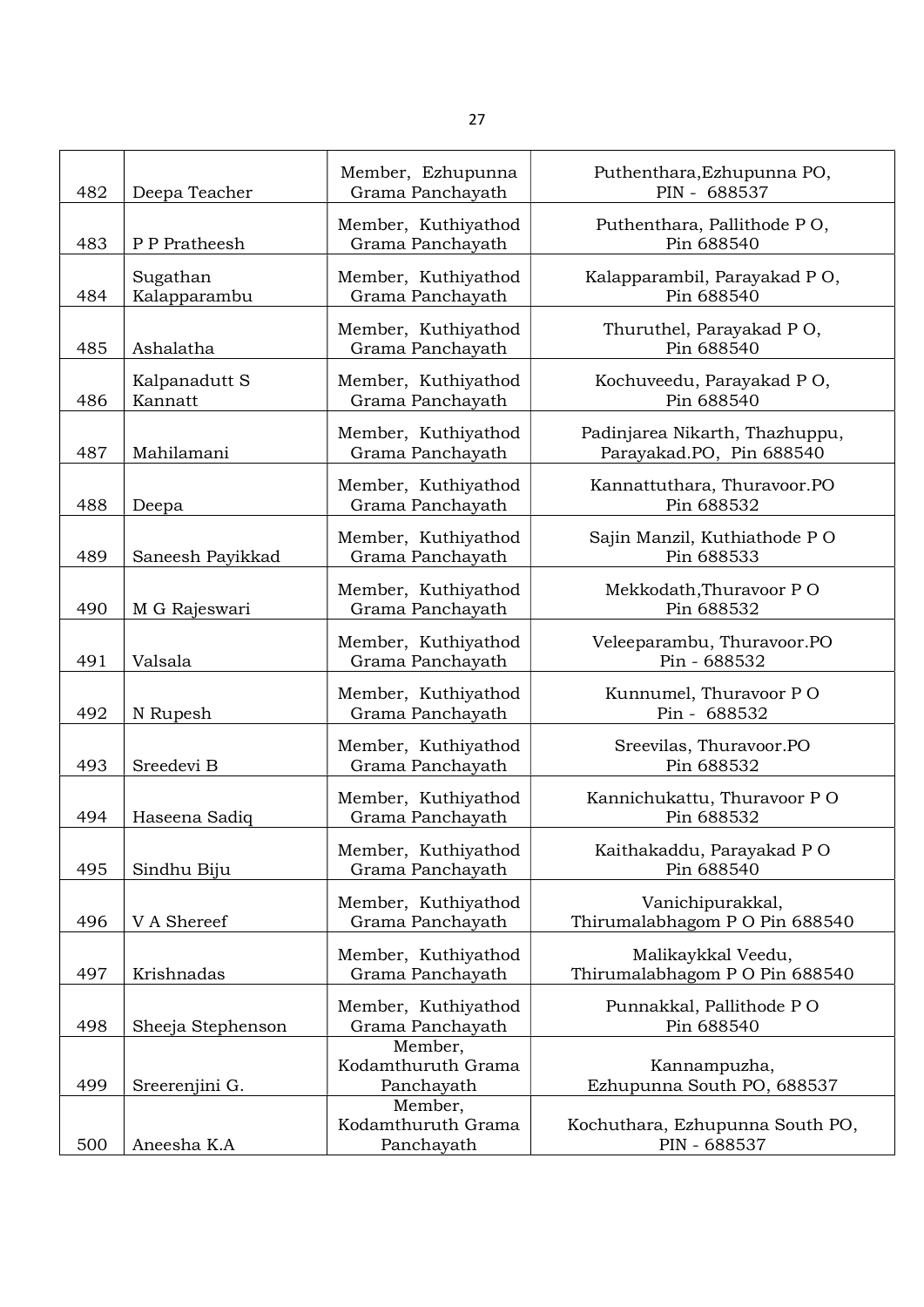| | | | |
|---|---|---|---|
| 482 | Deepa Teacher | Member, Ezhupunna Grama Panchayath | Puthenthara,Ezhupunna PO, PIN - 688537 |
| 483 | P P Pratheesh | Member, Kuthiyathod Grama Panchayath | Puthenthara, Pallithode P O, Pin 688540 |
| 484 | Sugathan Kalapparambu | Member, Kuthiyathod Grama Panchayath | Kalapparambil, Parayakad P O, Pin 688540 |
| 485 | Ashalatha | Member, Kuthiyathod Grama Panchayath | Thuruthel, Parayakad P O, Pin 688540 |
| 486 | Kalpanadutt S Kannatt | Member, Kuthiyathod Grama Panchayath | Kochuveedu, Parayakad P O, Pin 688540 |
| 487 | Mahilamani | Member, Kuthiyathod Grama Panchayath | Padinjarea Nikarth, Thazhuppu, Parayakad.PO, Pin 688540 |
| 488 | Deepa | Member, Kuthiyathod Grama Panchayath | Kannattuthara, Thuravoor.PO Pin 688532 |
| 489 | Saneesh Payikkad | Member, Kuthiyathod Grama Panchayath | Sajin Manzil, Kuthiathode P O Pin 688533 |
| 490 | M G Rajeswari | Member, Kuthiyathod Grama Panchayath | Mekkodath,Thuravoor P O Pin 688532 |
| 491 | Valsala | Member, Kuthiyathod Grama Panchayath | Veleeparambu, Thuravoor.PO Pin - 688532 |
| 492 | N Rupesh | Member, Kuthiyathod Grama Panchayath | Kunnumel, Thuravoor P O Pin - 688532 |
| 493 | Sreedevi B | Member, Kuthiyathod Grama Panchayath | Sreevilas, Thuravoor.PO Pin 688532 |
| 494 | Haseena Sadiq | Member, Kuthiyathod Grama Panchayath | Kannichukattu, Thuravoor P O Pin 688532 |
| 495 | Sindhu Biju | Member, Kuthiyathod Grama Panchayath | Kaithakaddu, Parayakad P O Pin 688540 |
| 496 | V A Shereef | Member, Kuthiyathod Grama Panchayath | Vanichipurakkal, Thirumalabhagom P O Pin 688540 |
| 497 | Krishnadas | Member, Kuthiyathod Grama Panchayath | Malikaykkal Veedu, Thirumalabhagom P O Pin 688540 |
| 498 | Sheeja Stephenson | Member, Kuthiyathod Grama Panchayath | Punnakkal, Pallithode P O Pin 688540 |
| 499 | Sreerenjini G. | Member, Kodamthuruth Grama Panchayath | Kannampuzha, Ezhupunna South PO, 688537 |
| 500 | Aneesha K.A | Member, Kodamthuruth Grama Panchayath | Kochuthara, Ezhupunna South PO, PIN - 688537 |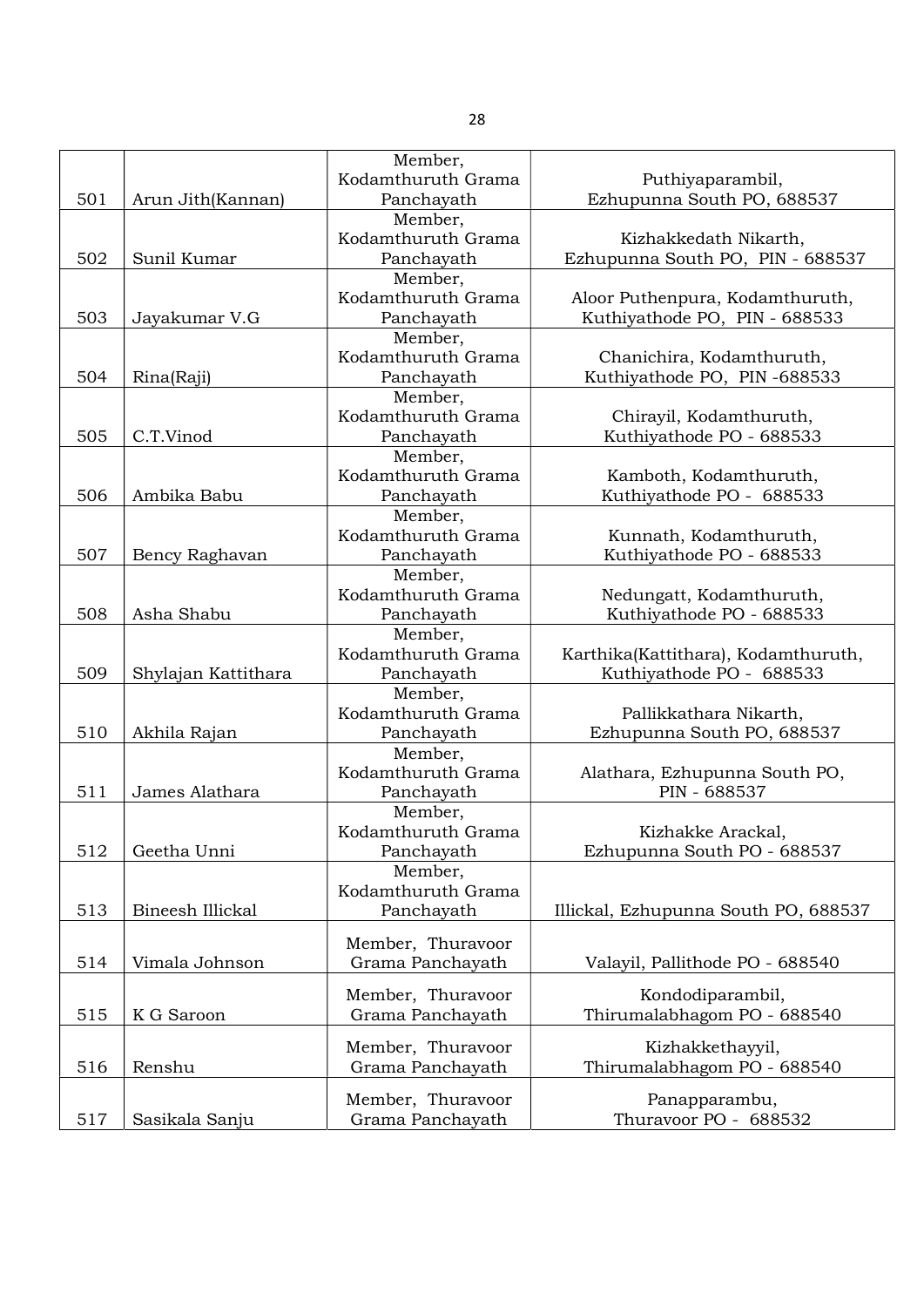| | | | |
|---|---|---|---|
| 501 | Arun Jith(Kannan) | Member, Kodamthuruth Grama Panchayath | Puthiyaparambil, Ezhupunna South PO, 688537 |
| 502 | Sunil Kumar | Member, Kodamthuruth Grama Panchayath | Kizhakkedath Nikarth, Ezhupunna South PO, PIN - 688537 |
| 503 | Jayakumar V.G | Member, Kodamthuruth Grama Panchayath | Aloor Puthenpura, Kodamthuruth, Kuthiyathode PO, PIN - 688533 |
| 504 | Rina(Raji) | Member, Kodamthuruth Grama Panchayath | Chanichira, Kodamthuruth, Kuthiyathode PO, PIN -688533 |
| 505 | C.T.Vinod | Member, Kodamthuruth Grama Panchayath | Chirayil, Kodamthuruth, Kuthiyathode PO - 688533 |
| 506 | Ambika Babu | Member, Kodamthuruth Grama Panchayath | Kamboth, Kodamthuruth, Kuthiyathode PO - 688533 |
| 507 | Bency Raghavan | Member, Kodamthuruth Grama Panchayath | Kunnath, Kodamthuruth, Kuthiyathode PO - 688533 |
| 508 | Asha Shabu | Member, Kodamthuruth Grama Panchayath | Nedungatt, Kodamthuruth, Kuthiyathode PO - 688533 |
| 509 | Shylajan Kattithara | Member, Kodamthuruth Grama Panchayath | Karthika(Kattithara), Kodamthuruth, Kuthiyathode PO - 688533 |
| 510 | Akhila Rajan | Member, Kodamthuruth Grama Panchayath | Pallikkathara Nikarth, Ezhupunna South PO, 688537 |
| 511 | James Alathara | Member, Kodamthuruth Grama Panchayath | Alathara, Ezhupunna South PO, PIN - 688537 |
| 512 | Geetha Unni | Member, Kodamthuruth Grama Panchayath | Kizhakke Arackal, Ezhupunna South PO - 688537 |
| 513 | Bineesh Illickal | Member, Kodamthuruth Grama Panchayath | Illickal, Ezhupunna South PO, 688537 |
| 514 | Vimala Johnson | Member, Thuravoor Grama Panchayath | Valayil, Pallithode PO - 688540 |
| 515 | K G Saroon | Member, Thuravoor Grama Panchayath | Kondodiparambil, Thirumalabhagom PO - 688540 |
| 516 | Renshu | Member, Thuravoor Grama Panchayath | Kizhakkethayyil, Thirumalabhagom PO - 688540 |
| 517 | Sasikala Sanju | Member, Thuravoor Grama Panchayath | Panapparambu, Thuravoor PO - 688532 |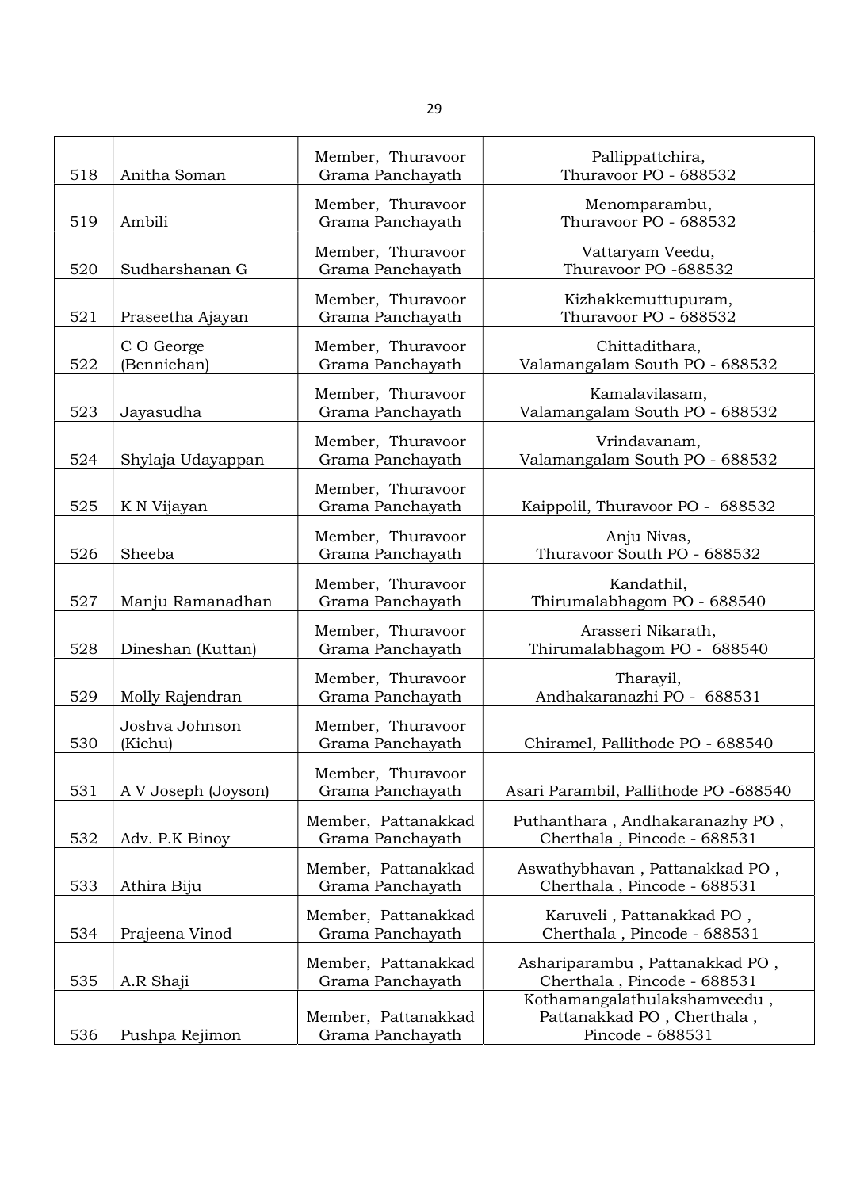| 518 | Anitha Soman | Member, Thuravoor Grama Panchayath | Pallippattchira, Thuravoor PO - 688532 |
|---|---|---|---|
| 519 | Ambili | Member, Thuravoor Grama Panchayath | Menomparambu, Thuravoor PO - 688532 |
| 520 | Sudharshanan G | Member, Thuravoor Grama Panchayath | Vattaryam Veedu, Thuravoor PO -688532 |
| 521 | Praseetha Ajayan | Member, Thuravoor Grama Panchayath | Kizhakkemuttupuram, Thuravoor PO - 688532 |
| 522 | C O George (Bennichan) | Member, Thuravoor Grama Panchayath | Chittadithara, Valamangalam South PO - 688532 |
| 523 | Jayasudha | Member, Thuravoor Grama Panchayath | Kamalavilasam, Valamangalam South PO - 688532 |
| 524 | Shylaja Udayappan | Member, Thuravoor Grama Panchayath | Vrindavanam, Valamangalam South PO - 688532 |
| 525 | K N Vijayan | Member, Thuravoor Grama Panchayath | Kaippolil, Thuravoor PO - 688532 |
| 526 | Sheeba | Member, Thuravoor Grama Panchayath | Anju Nivas, Thuravoor South PO - 688532 |
| 527 | Manju Ramanadhan | Member, Thuravoor Grama Panchayath | Kandathil, Thirumalabhagom PO - 688540 |
| 528 | Dineshan (Kuttan) | Member, Thuravoor Grama Panchayath | Arasseri Nikarath, Thirumalabhagom PO - 688540 |
| 529 | Molly Rajendran | Member, Thuravoor Grama Panchayath | Tharayil, Andhakaranazhi PO - 688531 |
| 530 | Joshva Johnson (Kichu) | Member, Thuravoor Grama Panchayath | Chiramel, Pallithode PO - 688540 |
| 531 | A V Joseph (Joyson) | Member, Thuravoor Grama Panchayath | Asari Parambil, Pallithode PO -688540 |
| 532 | Adv. P.K Binoy | Member, Pattanakkad Grama Panchayath | Puthanthara , Andhakaranazhy PO , Cherthala , Pincode - 688531 |
| 533 | Athira Biju | Member, Pattanakkad Grama Panchayath | Aswathybhavan , Pattanakkad PO , Cherthala , Pincode - 688531 |
| 534 | Prajeena Vinod | Member, Pattanakkad Grama Panchayath | Karuveli , Pattanakkad PO , Cherthala , Pincode - 688531 |
| 535 | A.R Shaji | Member, Pattanakkad Grama Panchayath | Ashariparambu , Pattanakkad PO , Cherthala , Pincode - 688531 |
| 536 | Pushpa Rejimon | Member, Pattanakkad Grama Panchayath | Kothamangalathulakshamveedu , Pattanakkad PO , Cherthala , Pincode - 688531 |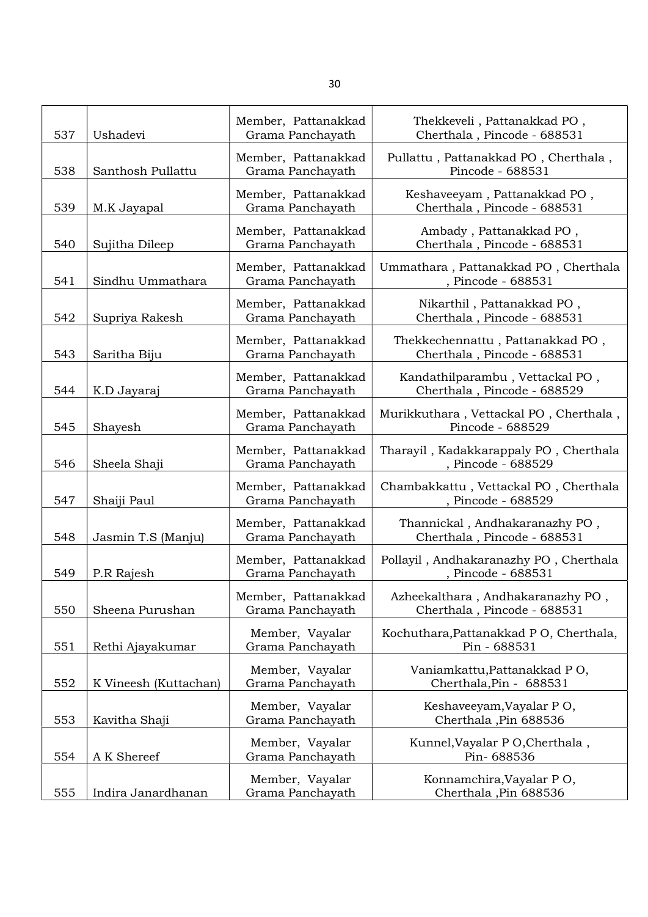| 537 | Ushadevi | Member, Pattanakkad Grama Panchayath | Thekkeveli , Pattanakkad PO , Cherthala , Pincode - 688531 |
|---|---|---|---|
| 538 | Santhosh Pullattu | Member, Pattanakkad Grama Panchayath | Pullattu , Pattanakkad PO , Cherthala , Pincode - 688531 |
| 539 | M.K Jayapal | Member, Pattanakkad Grama Panchayath | Keshaveeyam , Pattanakkad PO , Cherthala , Pincode - 688531 |
| 540 | Sujitha Dileep | Member, Pattanakkad Grama Panchayath | Ambady , Pattanakkad PO , Cherthala , Pincode - 688531 |
| 541 | Sindhu Ummathara | Member, Pattanakkad Grama Panchayath | Ummathara , Pattanakkad PO , Cherthala , Pincode - 688531 |
| 542 | Supriya Rakesh | Member, Pattanakkad Grama Panchayath | Nikarthil , Pattanakkad PO , Cherthala , Pincode - 688531 |
| 543 | Saritha Biju | Member, Pattanakkad Grama Panchayath | Thekkechennattu , Pattanakkad PO , Cherthala , Pincode - 688531 |
| 544 | K.D Jayaraj | Member, Pattanakkad Grama Panchayath | Kandathilparambu , Vettackal PO , Cherthala , Pincode - 688529 |
| 545 | Shayesh | Member, Pattanakkad Grama Panchayath | Murikkuthara , Vettackal PO , Cherthala , Pincode - 688529 |
| 546 | Sheela Shaji | Member, Pattanakkad Grama Panchayath | Tharayil , Kadakkarappaly PO , Cherthala , Pincode - 688529 |
| 547 | Shaiji Paul | Member, Pattanakkad Grama Panchayath | Chambakkattu , Vettackal PO , Cherthala , Pincode - 688529 |
| 548 | Jasmin T.S (Manju) | Member, Pattanakkad Grama Panchayath | Thannickal , Andhakaranazhy PO , Cherthala , Pincode - 688531 |
| 549 | P.R Rajesh | Member, Pattanakkad Grama Panchayath | Pollayil , Andhakaranazhy PO , Cherthala , Pincode - 688531 |
| 550 | Sheena Purushan | Member, Pattanakkad Grama Panchayath | Azheekalthara , Andhakaranazhy PO , Cherthala , Pincode - 688531 |
| 551 | Rethi Ajayakumar | Member, Vayalar Grama Panchayath | Kochuthara,Pattanakkad P O, Cherthala, Pin - 688531 |
| 552 | K Vineesh (Kuttachan) | Member, Vayalar Grama Panchayath | Vaniamkattu,Pattanakkad P O, Cherthala,Pin - 688531 |
| 553 | Kavitha Shaji | Member, Vayalar Grama Panchayath | Keshaveeyam,Vayalar P O, Cherthala ,Pin 688536 |
| 554 | A K Shereef | Member, Vayalar Grama Panchayath | Kunnel,Vayalar P O,Cherthala , Pin- 688536 |
| 555 | Indira Janardhanan | Member, Vayalar Grama Panchayath | Konnamchira,Vayalar P O, Cherthala ,Pin 688536 |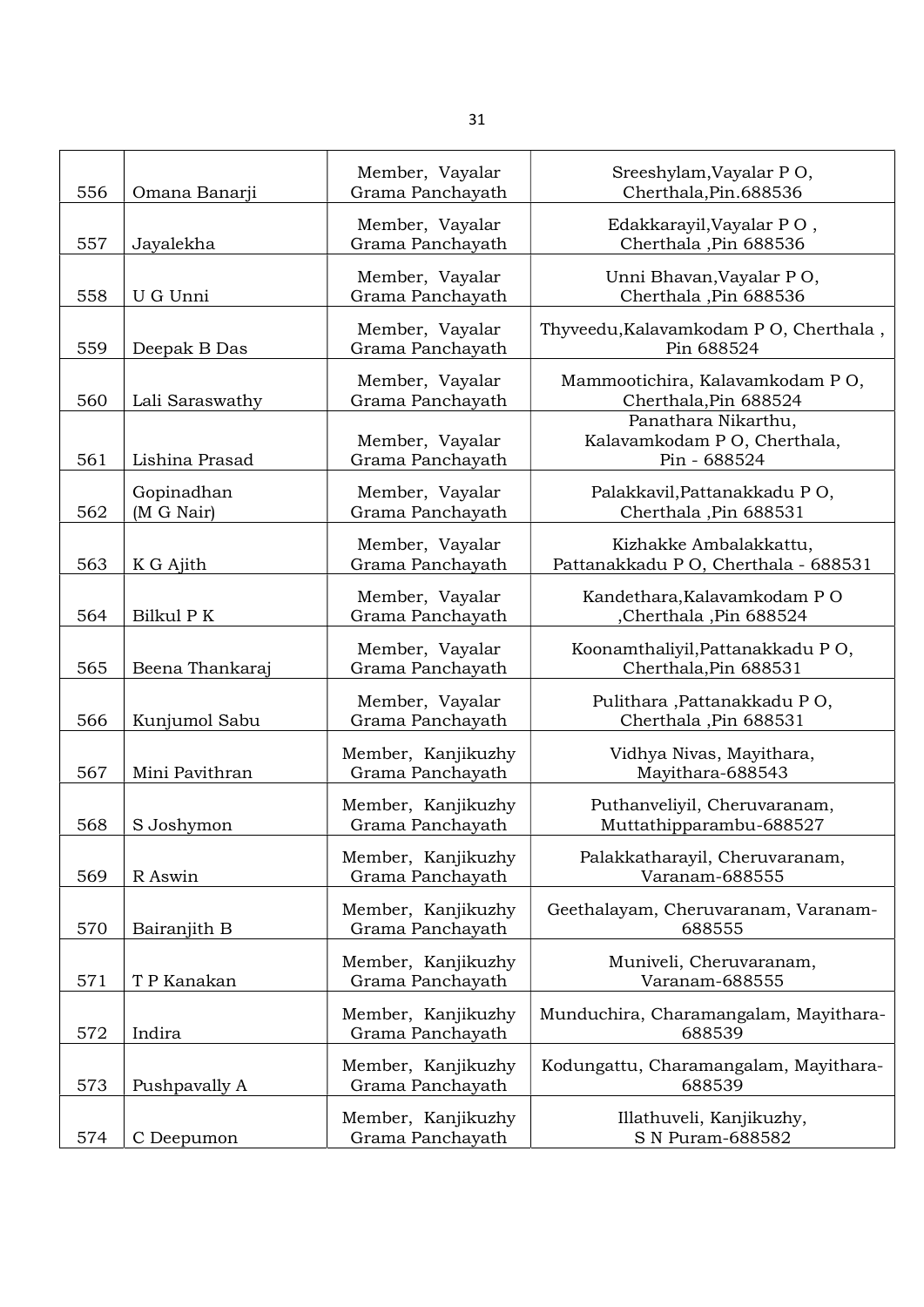| 556 | Omana Banarji | Member, Vayalar Grama Panchayath | Sreeshylam,Vayalar P O, Cherthala,Pin.688536 |
|---|---|---|---|
| 557 | Jayalekha | Member, Vayalar Grama Panchayath | Edakkarayil,Vayalar P O , Cherthala ,Pin 688536 |
| 558 | U G Unni | Member, Vayalar Grama Panchayath | Unni Bhavan,Vayalar P O, Cherthala ,Pin 688536 |
| 559 | Deepak B Das | Member, Vayalar Grama Panchayath | Thyveedu,Kalavamkodam P O, Cherthala , Pin 688524 |
| 560 | Lali Saraswathy | Member, Vayalar Grama Panchayath | Mammootichira, Kalavamkodam P O, Cherthala,Pin 688524 |
| 561 | Lishina Prasad | Member, Vayalar Grama Panchayath | Panathara Nikarthu, Kalavamkodam P O, Cherthala, Pin - 688524 |
| 562 | Gopinadhan (M G Nair) | Member, Vayalar Grama Panchayath | Palakkavil,Pattanakkadu P O, Cherthala ,Pin 688531 |
| 563 | K G Ajith | Member, Vayalar Grama Panchayath | Kizhakke Ambalakkattu, Pattanakkadu P O, Cherthala - 688531 |
| 564 | Bilkul P K | Member, Vayalar Grama Panchayath | Kandethara,Kalavamkodam P O ,Cherthala ,Pin 688524 |
| 565 | Beena Thankaraj | Member, Vayalar Grama Panchayath | Koonamthaliyil,Pattanakkadu P O, Cherthala,Pin 688531 |
| 566 | Kunjumol Sabu | Member, Vayalar Grama Panchayath | Pulithara ,Pattanakkadu P O, Cherthala ,Pin 688531 |
| 567 | Mini Pavithran | Member, Kanjikuzhy Grama Panchayath | Vidhya Nivas, Mayithara, Mayithara-688543 |
| 568 | S Joshymon | Member, Kanjikuzhy Grama Panchayath | Puthanveliyil, Cheruvaranam, Muttathipparambu-688527 |
| 569 | R Aswin | Member, Kanjikuzhy Grama Panchayath | Palakkatharayil, Cheruvaranam, Varanam-688555 |
| 570 | Bairanjith B | Member, Kanjikuzhy Grama Panchayath | Geethalayam, Cheruvaranam, Varanam-688555 |
| 571 | T P Kanakan | Member, Kanjikuzhy Grama Panchayath | Muniveli, Cheruvaranam, Varanam-688555 |
| 572 | Indira | Member, Kanjikuzhy Grama Panchayath | Munduchira, Charamangalam, Mayithara-688539 |
| 573 | Pushpavally A | Member, Kanjikuzhy Grama Panchayath | Kodungattu, Charamangalam, Mayithara-688539 |
| 574 | C Deepumon | Member, Kanjikuzhy Grama Panchayath | Illathuveli, Kanjikuzhy, S N Puram-688582 |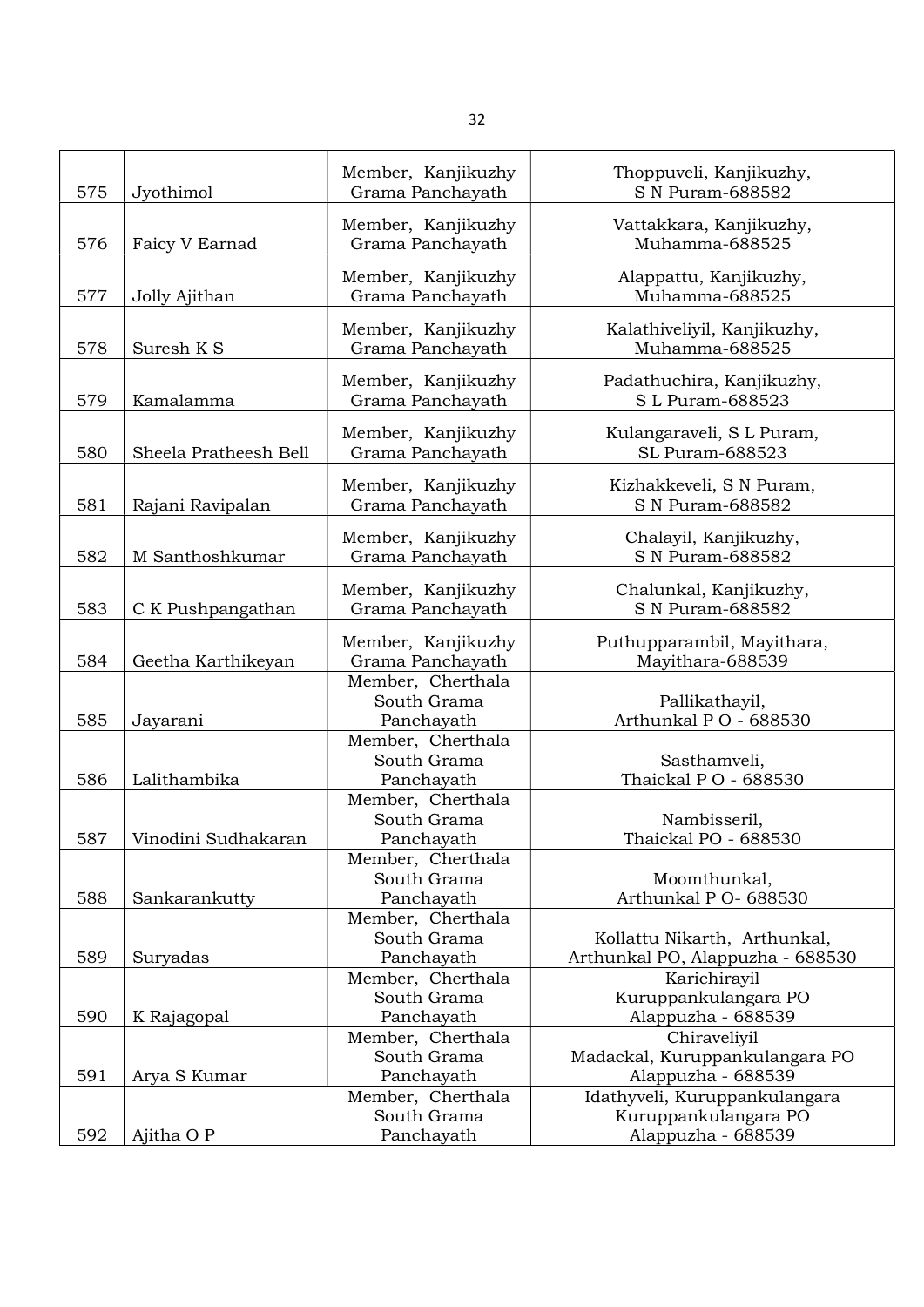| | | | |
|---|---|---|---|
| 575 | Jyothimol | Member, Kanjikuzhy Grama Panchayath | Thoppuveli, Kanjikuzhy, S N Puram-688582 |
| 576 | Faicy V Earnad | Member, Kanjikuzhy Grama Panchayath | Vattakkara, Kanjikuzhy, Muhamma-688525 |
| 577 | Jolly Ajithan | Member, Kanjikuzhy Grama Panchayath | Alappattu, Kanjikuzhy, Muhamma-688525 |
| 578 | Suresh K S | Member, Kanjikuzhy Grama Panchayath | Kalathiveliyil, Kanjikuzhy, Muhamma-688525 |
| 579 | Kamalamma | Member, Kanjikuzhy Grama Panchayath | Padathuchira, Kanjikuzhy, S L Puram-688523 |
| 580 | Sheela Pratheesh Bell | Member, Kanjikuzhy Grama Panchayath | Kulangaraveli, S L Puram, SL Puram-688523 |
| 581 | Rajani Ravipalan | Member, Kanjikuzhy Grama Panchayath | Kizhakkeveli, S N Puram, S N Puram-688582 |
| 582 | M Santhoshkumar | Member, Kanjikuzhy Grama Panchayath | Chalayil, Kanjikuzhy, S N Puram-688582 |
| 583 | C K Pushpangathan | Member, Kanjikuzhy Grama Panchayath | Chalunkal, Kanjikuzhy, S N Puram-688582 |
| 584 | Geetha Karthikeyan | Member, Kanjikuzhy Grama Panchayath | Puthupparambil, Mayithara, Mayithara-688539 |
| 585 | Jayarani | Member, Cherthala South Grama Panchayath | Pallikathayil, Arthunkal P O - 688530 |
| 586 | Lalithambika | Member, Cherthala South Grama Panchayath | Sasthamveli, Thaickal P O - 688530 |
| 587 | Vinodini Sudhakaran | Member, Cherthala South Grama Panchayath | Nambisseril, Thaickal PO - 688530 |
| 588 | Sankarankutty | Member, Cherthala South Grama Panchayath | Moomthunkal, Arthunkal P O- 688530 |
| 589 | Suryadas | Member, Cherthala South Grama Panchayath | Kollattu Nikarth, Arthunkal, Arthunkal PO, Alappuzha - 688530 |
| 590 | K Rajagopal | Member, Cherthala South Grama Panchayath | Karichirayil Kuruppankulangara PO Alappuzha - 688539 |
| 591 | Arya S Kumar | Member, Cherthala South Grama Panchayath | Chiraveliyil Madackal, Kuruppankulangara PO Alappuzha - 688539 |
| 592 | Ajitha O P | Member, Cherthala South Grama Panchayath | Idathyveli, Kuruppankulangara Kuruppankulangara PO Alappuzha - 688539 |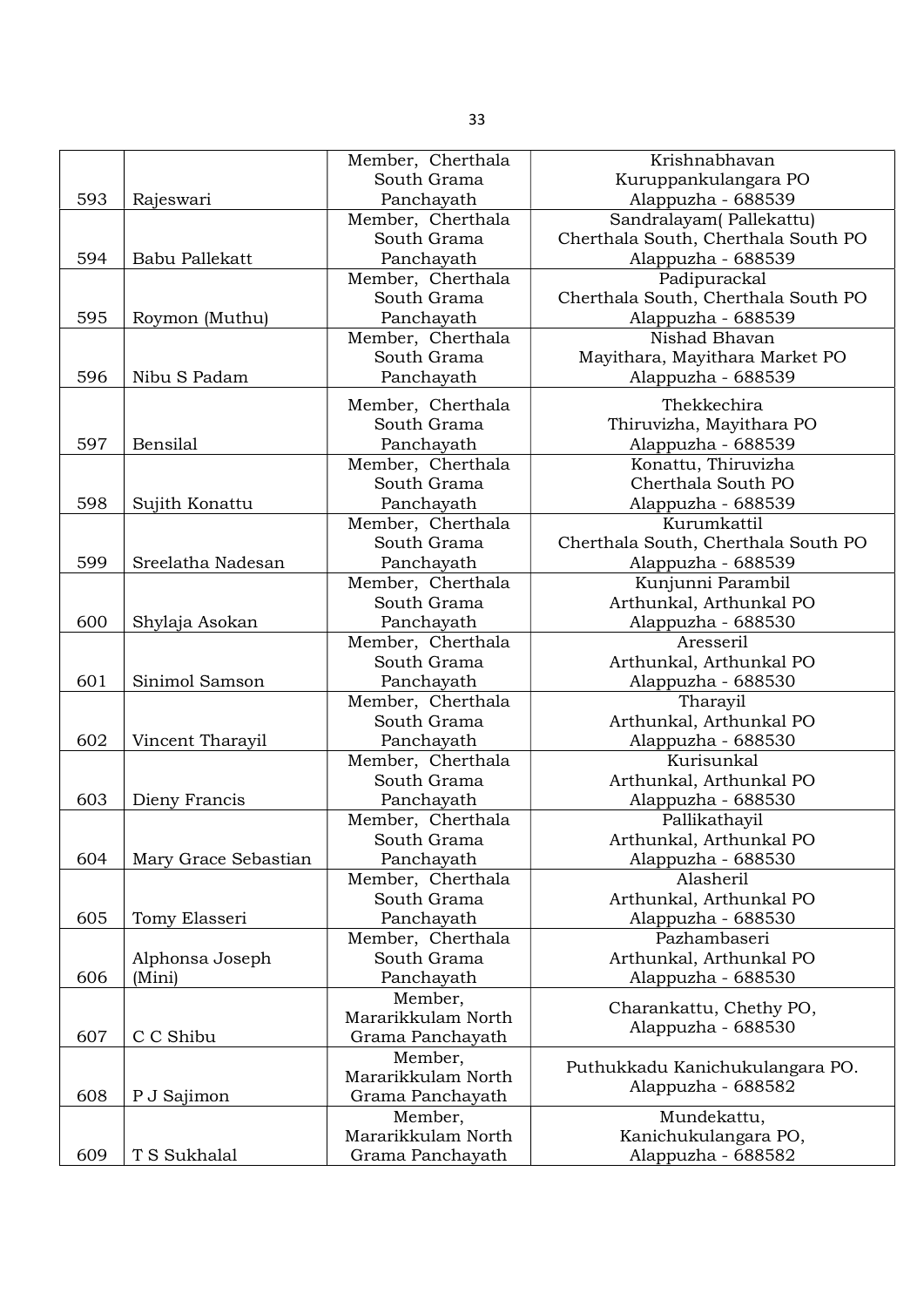| 593 | Rajeswari | Member, Cherthala South Grama Panchayath | Krishnabhavan Kuruppankulangara PO Alappuzha - 688539 |
|---|---|---|---|
| 594 | Babu Pallekatt | Member, Cherthala South Grama Panchayath | Sandralayam( Pallekattu) Cherthala South, Cherthala South PO Alappuzha - 688539 |
| 595 | Roymon (Muthu) | Member, Cherthala South Grama Panchayath | Padipurackal Cherthala South, Cherthala South PO Alappuzha - 688539 |
| 596 | Nibu S Padam | Member, Cherthala South Grama Panchayath | Nishad Bhavan Mayithara, Mayithara Market PO Alappuzha - 688539 |
| 597 | Bensilal | Member, Cherthala South Grama Panchayath | Thekkechira Thiruvizha, Mayithara PO Alappuzha - 688539 |
| 598 | Sujith Konattu | Member, Cherthala South Grama Panchayath | Konattu, Thiruvizha Cherthala South PO Alappuzha - 688539 |
| 599 | Sreelatha Nadesan | Member, Cherthala South Grama Panchayath | Kurumkattil Cherthala South, Cherthala South PO Alappuzha - 688539 |
| 600 | Shylaja Asokan | Member, Cherthala South Grama Panchayath | Kunjunni Parambil Arthunkal, Arthunkal PO Alappuzha - 688530 |
| 601 | Sinimol Samson | Member, Cherthala South Grama Panchayath | Aresseril Arthunkal, Arthunkal PO Alappuzha - 688530 |
| 602 | Vincent Tharayil | Member, Cherthala South Grama Panchayath | Tharayil Arthunkal, Arthunkal PO Alappuzha - 688530 |
| 603 | Dieny Francis | Member, Cherthala South Grama Panchayath | Kurisunkal Arthunkal, Arthunkal PO Alappuzha - 688530 |
| 604 | Mary Grace Sebastian | Member, Cherthala South Grama Panchayath | Pallikathayil Arthunkal, Arthunkal PO Alappuzha - 688530 |
| 605 | Tomy Elasseri | Member, Cherthala South Grama Panchayath | Alasheril Arthunkal, Arthunkal PO Alappuzha - 688530 |
| 606 | Alphonsa Joseph (Mini) | Member, Cherthala South Grama Panchayath | Pazhambaseri Arthunkal, Arthunkal PO Alappuzha - 688530 |
| 607 | C C Shibu | Member, Mararikkulam North Grama Panchayath | Charankattu, Chethy PO, Alappuzha - 688530 |
| 608 | P J Sajimon | Member, Mararikkulam North Grama Panchayath | Puthukkadu Kanichukulangara PO. Alappuzha - 688582 |
| 609 | T S Sukhalal | Member, Mararikkulam North Grama Panchayath | Mundekattu, Kanichukulangara PO, Alappuzha - 688582 |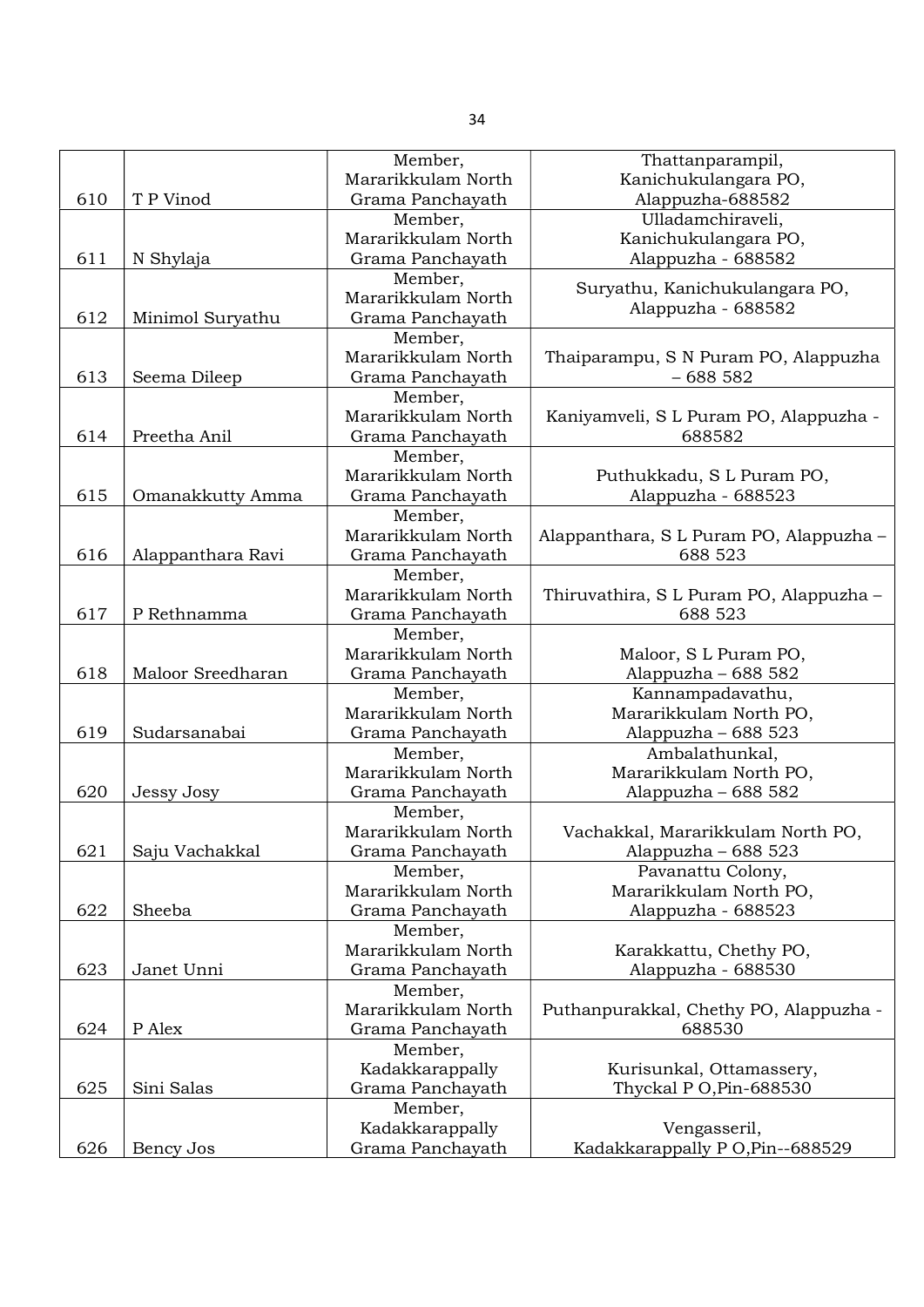| 610 | T P Vinod | Member, Mararikkulam North Grama Panchayath | Thattanparampil, Kanichukulangara PO, Alappuzha-688582 |
|---|---|---|---|
| 611 | N Shylaja | Member, Mararikkulam North Grama Panchayath | Ulladamchiraveli, Kanichukulangara PO, Alappuzha - 688582 |
| 612 | Minimol Suryathu | Member, Mararikkulam North Grama Panchayath | Suryathu, Kanichukulangara PO, Alappuzha - 688582 |
| 613 | Seema Dileep | Member, Mararikkulam North Grama Panchayath | Thaiparampu, S N Puram PO, Alappuzha – 688 582 |
| 614 | Preetha Anil | Member, Mararikkulam North Grama Panchayath | Kaniyamveli, S L Puram PO, Alappuzha - 688582 |
| 615 | Omanakkutty Amma | Member, Mararikkulam North Grama Panchayath | Puthukkadu, S L Puram PO, Alappuzha - 688523 |
| 616 | Alappanthara Ravi | Member, Mararikkulam North Grama Panchayath | Alappanthara, S L Puram PO, Alappuzha – 688 523 |
| 617 | P Rethnamma | Member, Mararikkulam North Grama Panchayath | Thiruvathira, S L Puram PO, Alappuzha – 688 523 |
| 618 | Maloor Sreedharan | Member, Mararikkulam North Grama Panchayath | Maloor, S L Puram PO, Alappuzha – 688 582 |
| 619 | Sudarsanabai | Member, Mararikkulam North Grama Panchayath | Kannampadavathu, Mararikkulam North PO, Alappuzha – 688 523 |
| 620 | Jessy Josy | Member, Mararikkulam North Grama Panchayath | Ambalathunkal, Mararikkulam North PO, Alappuzha – 688 582 |
| 621 | Saju Vachakkal | Member, Mararikkulam North Grama Panchayath | Vachakkal, Mararikkulam North PO, Alappuzha – 688 523 |
| 622 | Sheeba | Member, Mararikkulam North Grama Panchayath | Pavanattu Colony, Mararikkulam North PO, Alappuzha - 688523 |
| 623 | Janet Unni | Member, Mararikkulam North Grama Panchayath | Karakkattu, Chethy PO, Alappuzha - 688530 |
| 624 | P Alex | Member, Mararikkulam North Grama Panchayath | Puthanpurakkal, Chethy PO, Alappuzha - 688530 |
| 625 | Sini Salas | Member, Kadakkarappally Grama Panchayath | Kurisunkal, Ottamassery, Thyckal P O,Pin-688530 |
| 626 | Bency Jos | Member, Kadakkarappally Grama Panchayath | Vengasseril, Kadakkarappally P O,Pin--688529 |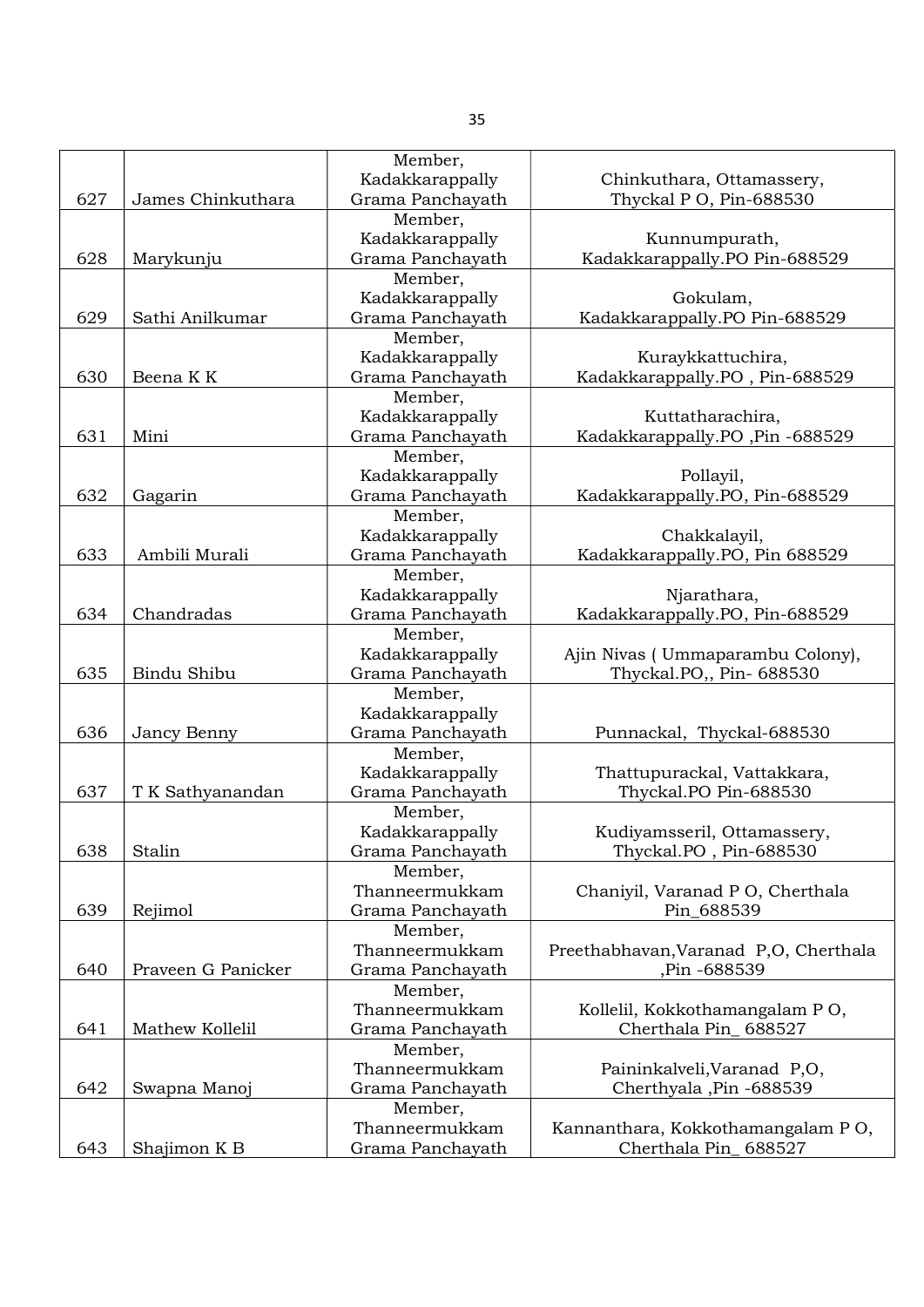| 627 | James Chinkuthara | Member, Kadakkarappally Grama Panchayath | Chinkuthara, Ottamassery, Thyckal P O, Pin-688530 |
|---|---|---|---|
| 628 | Marykunju | Member, Kadakkarappally Grama Panchayath | Kunnumpurath, Kadakkarappally.PO Pin-688529 |
| 629 | Sathi Anilkumar | Member, Kadakkarappally Grama Panchayath | Gokulam, Kadakkarappally.PO Pin-688529 |
| 630 | Beena K K | Member, Kadakkarappally Grama Panchayath | Kuraykkattuchira, Kadakkarappally.PO , Pin-688529 |
| 631 | Mini | Member, Kadakkarappally Grama Panchayath | Kuttatharachira, Kadakkarappally.PO ,Pin -688529 |
| 632 | Gagarin | Member, Kadakkarappally Grama Panchayath | Pollayil, Kadakkarappally.PO, Pin-688529 |
| 633 | Ambili Murali | Member, Kadakkarappally Grama Panchayath | Chakkalayil, Kadakkarappally.PO, Pin 688529 |
| 634 | Chandradas | Member, Kadakkarappally Grama Panchayath | Njarathara, Kadakkarappally.PO, Pin-688529 |
| 635 | Bindu Shibu | Member, Kadakkarappally Grama Panchayath | Ajin Nivas ( Ummaparambu Colony), Thyckal.PO,, Pin- 688530 |
| 636 | Jancy Benny | Member, Kadakkarappally Grama Panchayath | Punnackal, Thyckal-688530 |
| 637 | T K Sathyanandan | Member, Kadakkarappally Grama Panchayath | Thattupurackal, Vattakkara, Thyckal.PO Pin-688530 |
| 638 | Stalin | Member, Kadakkarappally Grama Panchayath | Kudiyamsseril, Ottamassery, Thyckal.PO , Pin-688530 |
| 639 | Rejimol | Member, Thanneermukkam Grama Panchayath | Chaniyil, Varanad P O, Cherthala Pin_688539 |
| 640 | Praveen G Panicker | Member, Thanneermukkam Grama Panchayath | Preethabhavan,Varanad P,O, Cherthala ,Pin -688539 |
| 641 | Mathew Kollelil | Member, Thanneermukkam Grama Panchayath | Kollelil, Kokkothamangalam P O, Cherthala Pin_ 688527 |
| 642 | Swapna Manoj | Member, Thanneermukkam Grama Panchayath | Paininkalveli,Varanad P,O, Cherthyala ,Pin -688539 |
| 643 | Shajimon K B | Member, Thanneermukkam Grama Panchayath | Kannanthara, Kokkothamangalam P O, Cherthala Pin_ 688527 |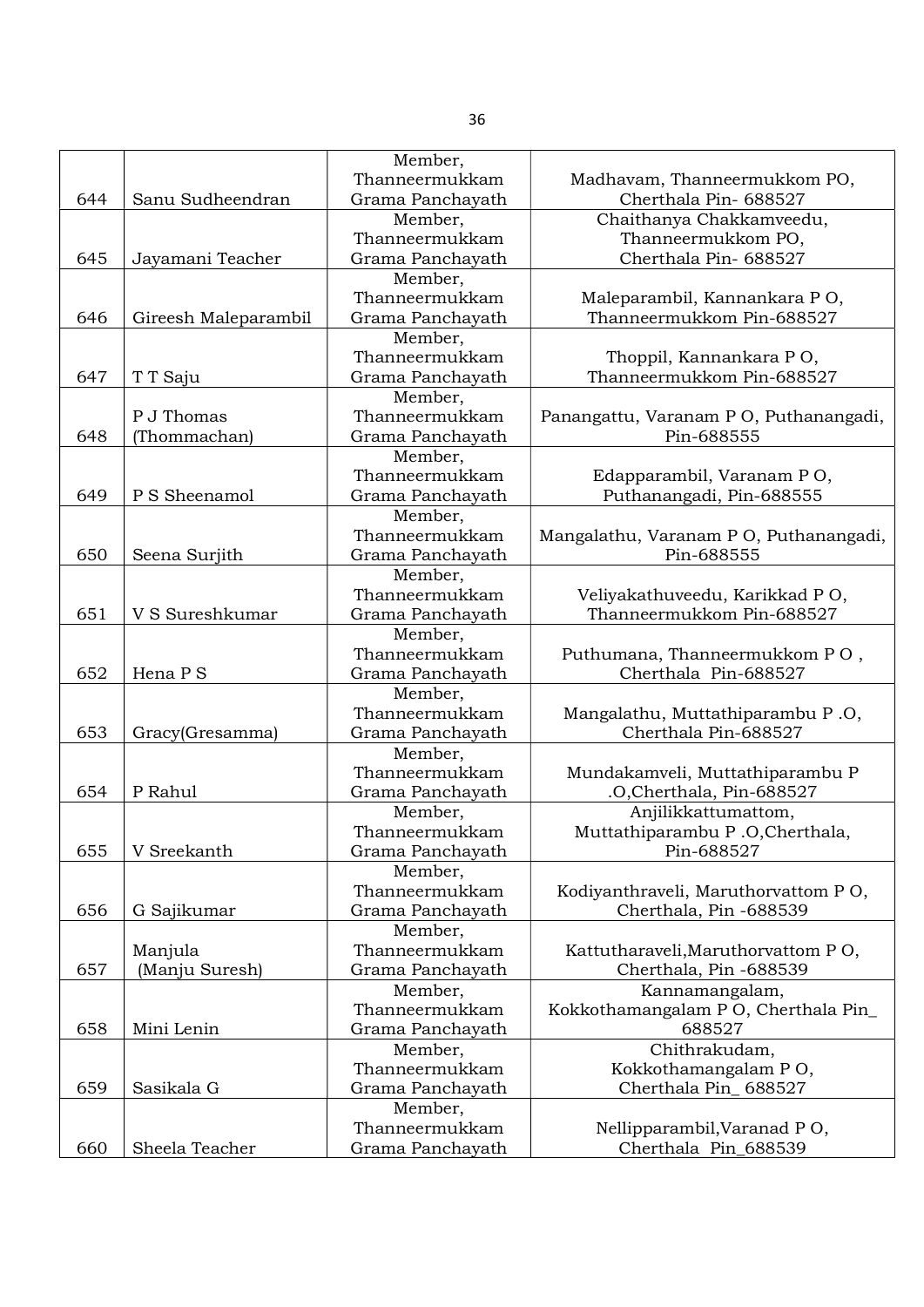| | | | |
|---|---|---|---|
| 644 | Sanu Sudheendran | Member, Thanneermukkam Grama Panchayath | Madhavam, Thanneermukkom PO, Cherthala Pin- 688527 |
| 645 | Jayamani Teacher | Member, Thanneermukkam Grama Panchayath | Chaithanya Chakkamveedu, Thanneermukkom PO, Cherthala Pin- 688527 |
| 646 | Gireesh Maleparambil | Member, Thanneermukkam Grama Panchayath | Maleparambil, Kannankara P O, Thanneermukkom Pin-688527 |
| 647 | T T Saju | Member, Thanneermukkam Grama Panchayath | Thoppil, Kannankara P O, Thanneermukkom Pin-688527 |
| 648 | P J Thomas (Thommachan) | Member, Thanneermukkam Grama Panchayath | Panangattu, Varanam P O, Puthanangadi, Pin-688555 |
| 649 | P S Sheenamol | Member, Thanneermukkam Grama Panchayath | Edapparambil, Varanam P O, Puthanangadi, Pin-688555 |
| 650 | Seena Surjith | Member, Thanneermukkam Grama Panchayath | Mangalathu, Varanam P O, Puthanangadi, Pin-688555 |
| 651 | V S Sureshkumar | Member, Thanneermukkam Grama Panchayath | Veliyakathuveedu, Karikkad P O, Thanneermukkom Pin-688527 |
| 652 | Hena P S | Member, Thanneermukkam Grama Panchayath | Puthumana, Thanneermukkom P O , Cherthala Pin-688527 |
| 653 | Gracy(Gresamma) | Member, Thanneermukkam Grama Panchayath | Mangalathu, Muttathiparambu P .O, Cherthala Pin-688527 |
| 654 | P Rahul | Member, Thanneermukkam Grama Panchayath | Mundakamveli, Muttathiparambu P .O,Cherthala, Pin-688527 |
| 655 | V Sreekanth | Member, Thanneermukkam Grama Panchayath | Anjilikkattumattom, Muttathiparambu P .O,Cherthala, Pin-688527 |
| 656 | G Sajikumar | Member, Thanneermukkam Grama Panchayath | Kodiyanthraveli, Maruthorvattom P O, Cherthala, Pin -688539 |
| 657 | Manjula (Manju Suresh) | Member, Thanneermukkam Grama Panchayath | Kattutharaveli,Maruthorvattom P O, Cherthala, Pin -688539 |
| 658 | Mini Lenin | Member, Thanneermukkam Grama Panchayath | Kannamangalam, Kokkothamangalam P O, Cherthala Pin_ 688527 |
| 659 | Sasikala G | Member, Thanneermukkam Grama Panchayath | Chithrakudam, Kokkothamangalam P O, Cherthala Pin_ 688527 |
| 660 | Sheela Teacher | Member, Thanneermukkam Grama Panchayath | Nellipparambil,Varanad P O, Cherthala Pin_688539 |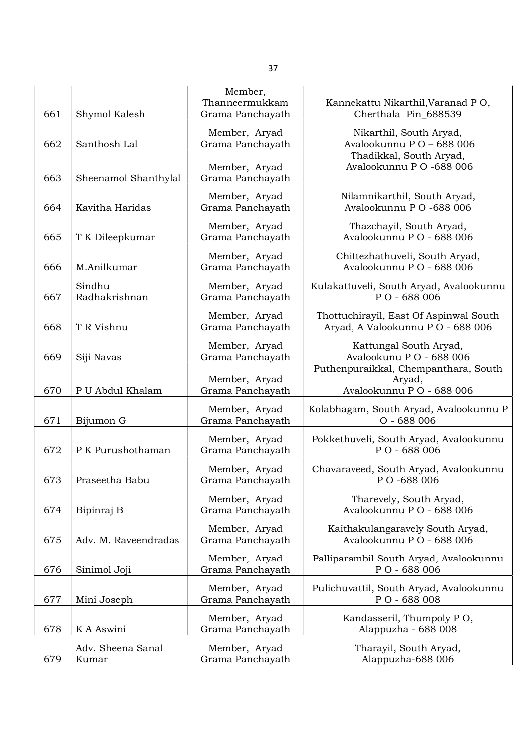| 661 | Shymol Kalesh | Member, Thanneermukkam Grama Panchayath | Kannekattu Nikarthil,Varanad P O, Cherthala Pin_688539 |
|---|---|---|---|
| 662 | Santhosh Lal | Member, Aryad Grama Panchayath | Nikarthil, South Aryad, Avalookunnu P O – 688 006 |
| 663 | Sheenamol Shanthylal | Member, Aryad Grama Panchayath | Thadikkal, South Aryad, Avalookunnu P O -688 006 |
| 664 | Kavitha Haridas | Member, Aryad Grama Panchayath | Nilamnikarthil, South Aryad, Avalookunnu P O -688 006 |
| 665 | T K Dileepkumar | Member, Aryad Grama Panchayath | Thazchayil, South Aryad, Avalookunnu P O - 688 006 |
| 666 | M.Anilkumar | Member, Aryad Grama Panchayath | Chittezhathuveli, South Aryad, Avalookunnu P O - 688 006 |
| 667 | Sindhu Radhakrishnan | Member, Aryad Grama Panchayath | Kulakattuveli, South Aryad, Avalookunnu P O - 688 006 |
| 668 | T R Vishnu | Member, Aryad Grama Panchayath | Thottuchirayil, East Of Aspinwal South Aryad, A Valookunnu P O - 688 006 |
| 669 | Siji Navas | Member, Aryad Grama Panchayath | Kattungal South Aryad, Avalookunu P O - 688 006 |
| 670 | P U Abdul Khalam | Member, Aryad Grama Panchayath | Puthenpuraikkal, Chempanthara, South Aryad, Avalookunnu P O - 688 006 |
| 671 | Bijumon G | Member, Aryad Grama Panchayath | Kolabhagam, South Aryad, Avalookunnu P O - 688 006 |
| 672 | P K Purushothaman | Member, Aryad Grama Panchayath | Pokkethuveli, South Aryad, Avalookunnu P O - 688 006 |
| 673 | Praseetha Babu | Member, Aryad Grama Panchayath | Chavaraveed, South Aryad, Avalookunnu P O -688 006 |
| 674 | Bipinraj B | Member, Aryad Grama Panchayath | Tharevely, South Aryad, Avalookunnu P O - 688 006 |
| 675 | Adv. M. Raveendradas | Member, Aryad Grama Panchayath | Kaithakulangaravely South Aryad, Avalookunnu P O - 688 006 |
| 676 | Sinimol Joji | Member, Aryad Grama Panchayath | Palliparambil South Aryad, Avalookunnu P O - 688 006 |
| 677 | Mini Joseph | Member, Aryad Grama Panchayath | Pulichuvattil, South Aryad, Avalookunnu P O - 688 008 |
| 678 | K A Aswini | Member, Aryad Grama Panchayath | Kandasseril, Thumpoly P O, Alappuzha - 688 008 |
| 679 | Adv. Sheena Sanal Kumar | Member, Aryad Grama Panchayath | Tharayil, South Aryad, Alappuzha-688 006 |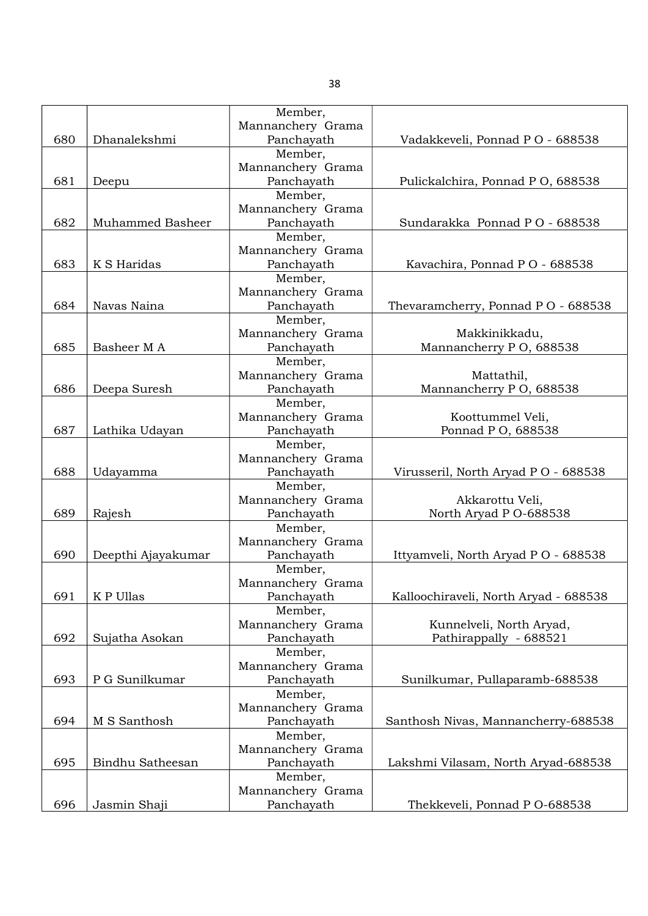| | | | |
|---|---|---|---|
| 680 | Dhanalekshmi | Member, Mannanchery Grama Panchayath | Vadakkeveli, Ponnad P O - 688538 |
| 681 | Deepu | Member, Mannanchery Grama Panchayath | Pulickalchira, Ponnad P O, 688538 |
| 682 | Muhammed Basheer | Member, Mannanchery Grama Panchayath | Sundarakka Ponnad P O - 688538 |
| 683 | K S Haridas | Member, Mannanchery Grama Panchayath | Kavachira, Ponnad P O - 688538 |
| 684 | Navas Naina | Member, Mannanchery Grama Panchayath | Thevaramcherry, Ponnad P O - 688538 |
| 685 | Basheer M A | Member, Mannanchery Grama Panchayath | Makkinikkadu, Mannancherry P O, 688538 |
| 686 | Deepa Suresh | Member, Mannanchery Grama Panchayath | Mattathil, Mannancherry P O, 688538 |
| 687 | Lathika Udayan | Member, Mannanchery Grama Panchayath | Koottummel Veli, Ponnad P O, 688538 |
| 688 | Udayamma | Member, Mannanchery Grama Panchayath | Virusseril, North Aryad P O - 688538 |
| 689 | Rajesh | Member, Mannanchery Grama Panchayath | Akkarottu Veli, North Aryad P O-688538 |
| 690 | Deepthi Ajayakumar | Member, Mannanchery Grama Panchayath | Ittyamveli, North Aryad P O - 688538 |
| 691 | K P Ullas | Member, Mannanchery Grama Panchayath | Kalloochiraveli, North Aryad - 688538 |
| 692 | Sujatha Asokan | Member, Mannanchery Grama Panchayath | Kunnelveli, North Aryad, Pathirappally - 688521 |
| 693 | P G Sunilkumar | Member, Mannanchery Grama Panchayath | Sunilkumar, Pullaparamb-688538 |
| 694 | M S Santhosh | Member, Mannanchery Grama Panchayath | Santhosh Nivas, Mannancherry-688538 |
| 695 | Bindhu Satheesan | Member, Mannanchery Grama Panchayath | Lakshmi Vilasam, North Aryad-688538 |
| 696 | Jasmin Shaji | Member, Mannanchery Grama Panchayath | Thekkeveli, Ponnad P O-688538 |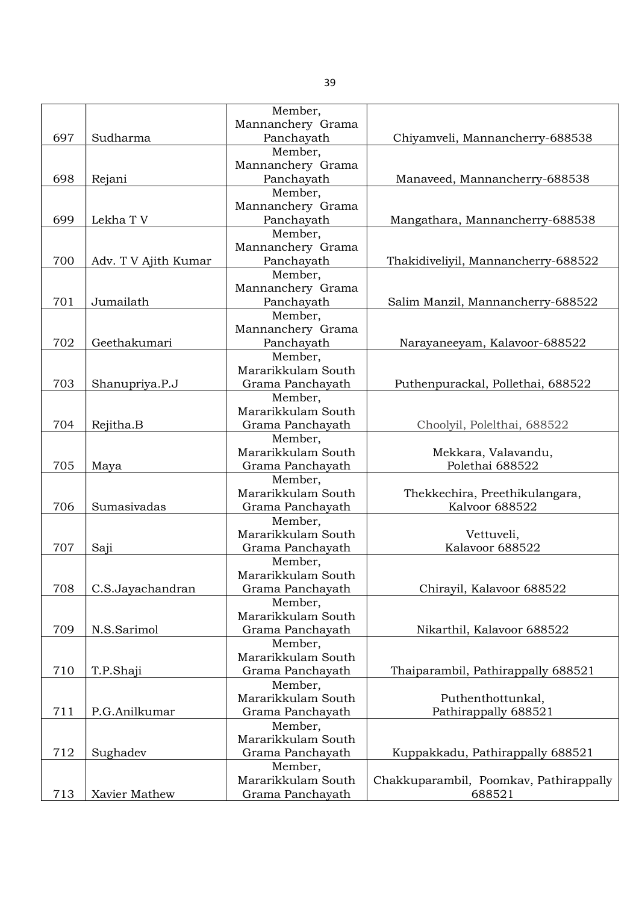| | | | |
|---|---|---|---|
| 697 | Sudharma | Member, Mannanchery Grama Panchayath | Chiyamveli, Mannancherry-688538 |
| 698 | Rejani | Member, Mannanchery Grama Panchayath | Manaveed, Mannancherry-688538 |
| 699 | Lekha T V | Member, Mannanchery Grama Panchayath | Mangathara, Mannancherry-688538 |
| 700 | Adv. T V Ajith Kumar | Member, Mannanchery Grama Panchayath | Thakidiveliyil, Mannancherry-688522 |
| 701 | Jumailath | Member, Mannanchery Grama Panchayath | Salim Manzil, Mannancherry-688522 |
| 702 | Geethakumari | Member, Mannanchery Grama Panchayath | Narayaneeyam, Kalavoor-688522 |
| 703 | Shanupriya.P.J | Member, Mararikkulam South Grama Panchayath | Puthenpurackal, Pollethai, 688522 |
| 704 | Rejitha.B | Member, Mararikkulam South Grama Panchayath | Choolyil, Polelthai, 688522 |
| 705 | Maya | Member, Mararikkulam South Grama Panchayath | Mekkara, Valavandu, Polethai 688522 |
| 706 | Sumasivadas | Member, Mararikkulam South Grama Panchayath | Thekkechira, Preethikulangara, Kalvoor 688522 |
| 707 | Saji | Member, Mararikkulam South Grama Panchayath | Vettuveli, Kalavoor 688522 |
| 708 | C.S.Jayachandran | Member, Mararikkulam South Grama Panchayath | Chirayil, Kalavoor 688522 |
| 709 | N.S.Sarimol | Member, Mararikkulam South Grama Panchayath | Nikarthil, Kalavoor 688522 |
| 710 | T.P.Shaji | Member, Mararikkulam South Grama Panchayath | Thaiparambil, Pathirappally 688521 |
| 711 | P.G.Anilkumar | Member, Mararikkulam South Grama Panchayath | Puthenthottunkal, Pathirappally 688521 |
| 712 | Sughadev | Member, Mararikkulam South Grama Panchayath | Kuppakkadu, Pathirappally 688521 |
| 713 | Xavier Mathew | Member, Mararikkulam South Grama Panchayath | Chakkuparambil, Poomkav, Pathirappally 688521 |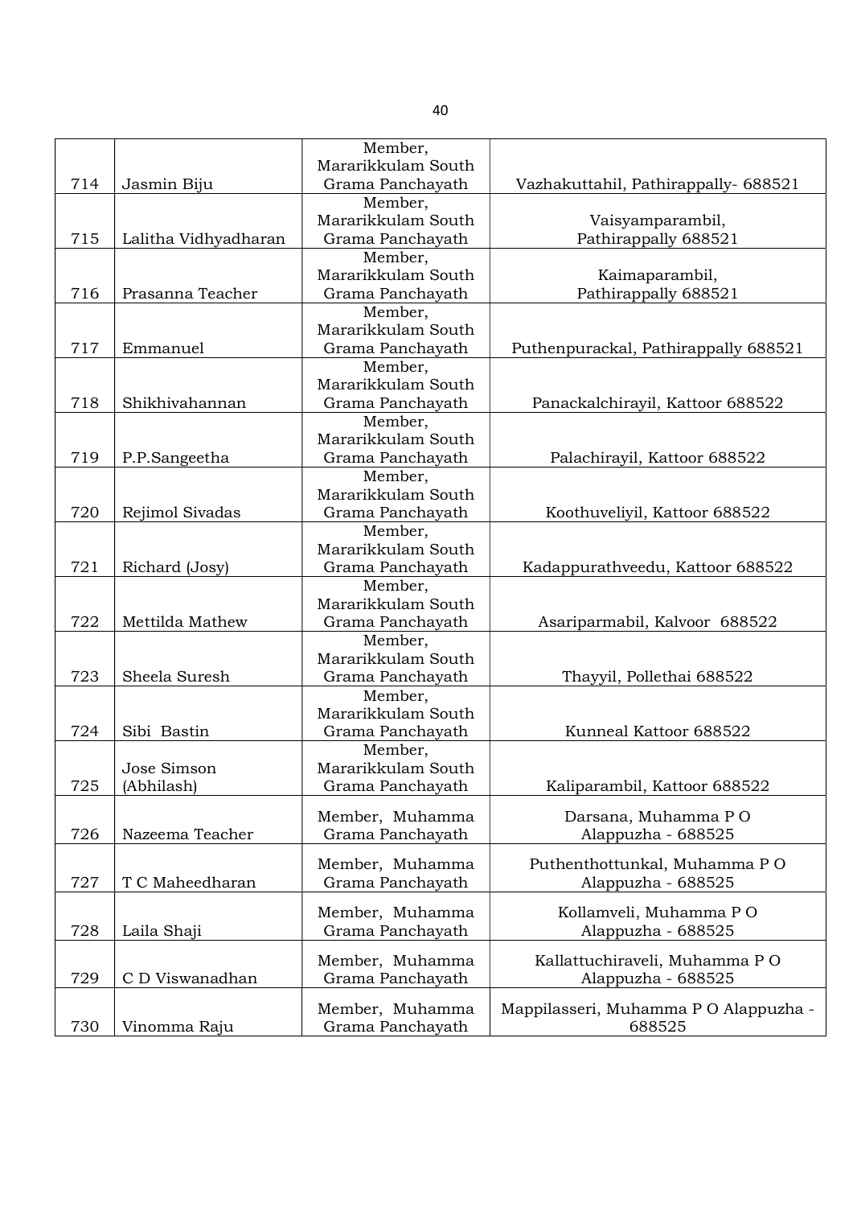| | | | |
|---|---|---|---|
| 714 | Jasmin Biju | Member, Mararikkulam South Grama Panchayath | Vazhakuttahil, Pathirappally- 688521 |
| 715 | Lalitha Vidhyadharan | Member, Mararikkulam South Grama Panchayath | Vaisyamparambil, Pathirappally 688521 |
| 716 | Prasanna Teacher | Member, Mararikkulam South Grama Panchayath | Kaimaparambil, Pathirappally 688521 |
| 717 | Emmanuel | Member, Mararikkulam South Grama Panchayath | Puthenpurackal, Pathirappally 688521 |
| 718 | Shikhivahannan | Member, Mararikkulam South Grama Panchayath | Panackalchirayil, Kattoor 688522 |
| 719 | P.P.Sangeetha | Member, Mararikkulam South Grama Panchayath | Palachirayil, Kattoor 688522 |
| 720 | Rejimol Sivadas | Member, Mararikkulam South Grama Panchayath | Koothuveliyil, Kattoor 688522 |
| 721 | Richard (Josy) | Member, Mararikkulam South Grama Panchayath | Kadappurathveedu, Kattoor 688522 |
| 722 | Mettilda Mathew | Member, Mararikkulam South Grama Panchayath | Asariparmabil, Kalvoor 688522 |
| 723 | Sheela Suresh | Member, Mararikkulam South Grama Panchayath | Thayyil, Pollethai 688522 |
| 724 | Sibi Bastin | Member, Mararikkulam South Grama Panchayath | Kunneal Kattoor 688522 |
| 725 | Jose Simson (Abhilash) | Member, Mararikkulam South Grama Panchayath | Kaliparambil, Kattoor 688522 |
| 726 | Nazeema Teacher | Member, Muhamma Grama Panchayath | Darsana, Muhamma P O Alappuzha - 688525 |
| 727 | T C Maheedharan | Member, Muhamma Grama Panchayath | Puthenthottunkal, Muhamma P O Alappuzha - 688525 |
| 728 | Laila Shaji | Member, Muhamma Grama Panchayath | Kollamveli, Muhamma P O Alappuzha - 688525 |
| 729 | C D Viswanadhan | Member, Muhamma Grama Panchayath | Kallattuchiraveli, Muhamma P O Alappuzha - 688525 |
| 730 | Vinomma Raju | Member, Muhamma Grama Panchayath | Mappilasseri, Muhamma P O Alappuzha - 688525 |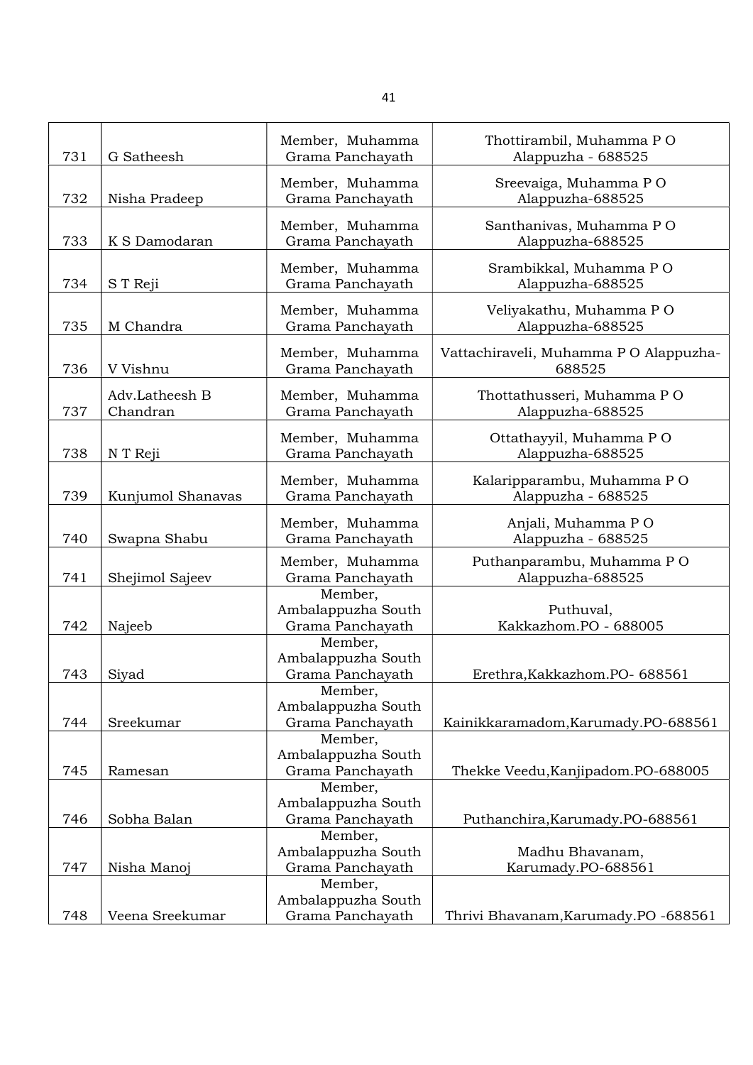| 731 | G Satheesh | Member, Muhamma Grama Panchayath | Thottirambil, Muhamma P O Alappuzha - 688525 |
|---|---|---|---|
| 732 | Nisha Pradeep | Member, Muhamma Grama Panchayath | Sreevaiga, Muhamma P O Alappuzha-688525 |
| 733 | K S Damodaran | Member, Muhamma Grama Panchayath | Santhanivas, Muhamma P O Alappuzha-688525 |
| 734 | S T Reji | Member, Muhamma Grama Panchayath | Srambikkal, Muhamma P O Alappuzha-688525 |
| 735 | M Chandra | Member, Muhamma Grama Panchayath | Veliyakathu, Muhamma P O Alappuzha-688525 |
| 736 | V Vishnu | Member, Muhamma Grama Panchayath | Vattachiraveli, Muhamma P O Alappuzha-688525 |
| 737 | Adv.Latheesh B Chandran | Member, Muhamma Grama Panchayath | Thottathusseri, Muhamma P O Alappuzha-688525 |
| 738 | N T Reji | Member, Muhamma Grama Panchayath | Ottathayyil, Muhamma P O Alappuzha-688525 |
| 739 | Kunjumol Shanavas | Member, Muhamma Grama Panchayath | Kalaripparambu, Muhamma P O Alappuzha - 688525 |
| 740 | Swapna Shabu | Member, Muhamma Grama Panchayath | Anjali, Muhamma P O Alappuzha - 688525 |
| 741 | Shejimol Sajeev | Member, Muhamma Grama Panchayath | Puthanparambu, Muhamma P O Alappuzha-688525 |
| 742 | Najeeb | Member, Ambalappuzha South Grama Panchayath | Puthuval, Kakkazhom.PO - 688005 |
| 743 | Siyad | Member, Ambalappuzha South Grama Panchayath | Erethra,Kakkazhom.PO- 688561 |
| 744 | Sreekumar | Member, Ambalappuzha South Grama Panchayath | Kainikkaramadom,Karumady.PO-688561 |
| 745 | Ramesan | Member, Ambalappuzha South Grama Panchayath | Thekke Veedu,Kanjipadom.PO-688005 |
| 746 | Sobha Balan | Member, Ambalappuzha South Grama Panchayath | Puthanchira,Karumady.PO-688561 |
| 747 | Nisha Manoj | Member, Ambalappuzha South Grama Panchayath | Madhu Bhavanam, Karumady.PO-688561 |
| 748 | Veena Sreekumar | Member, Ambalappuzha South Grama Panchayath | Thrivi Bhavanam,Karumady.PO -688561 |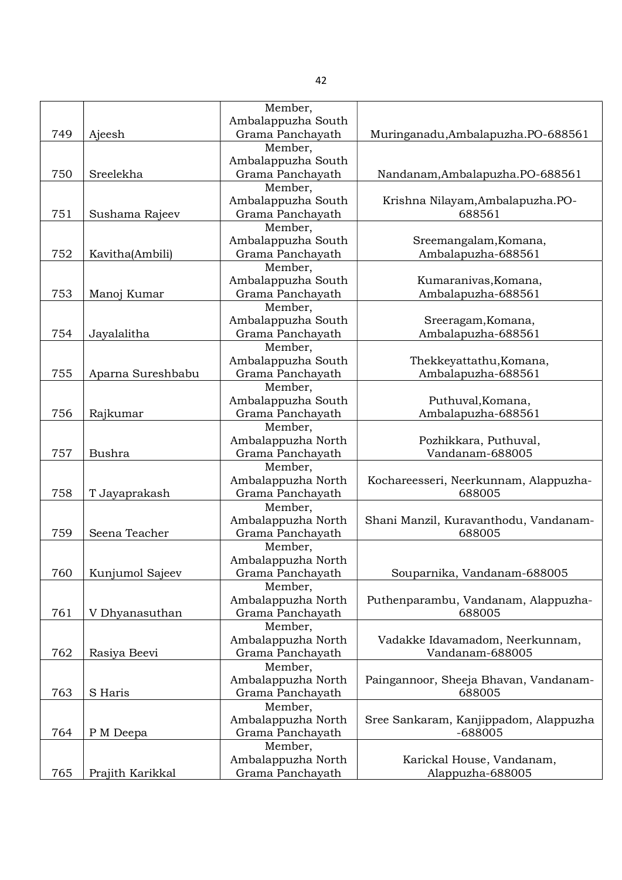| | | | |
|---|---|---|---|
| 749 | Ajeesh | Member, Ambalappuzha South Grama Panchayath | Muringanadu,Ambalapuzha.PO-688561 |
| 750 | Sreelekha | Member, Ambalappuzha South Grama Panchayath | Nandanam,Ambalapuzha.PO-688561 |
| 751 | Sushama Rajeev | Member, Ambalappuzha South Grama Panchayath | Krishna Nilayam,Ambalapuzha.PO-688561 |
| 752 | Kavitha(Ambili) | Member, Ambalappuzha South Grama Panchayath | Sreemangalam,Komana, Ambalapuzha-688561 |
| 753 | Manoj Kumar | Member, Ambalappuzha South Grama Panchayath | Kumaranivas,Komana, Ambalapuzha-688561 |
| 754 | Jayalalitha | Member, Ambalappuzha South Grama Panchayath | Sreeragam,Komana, Ambalapuzha-688561 |
| 755 | Aparna Sureshbabu | Member, Ambalappuzha South Grama Panchayath | Thekkeyattathu,Komana, Ambalapuzha-688561 |
| 756 | Rajkumar | Member, Ambalappuzha South Grama Panchayath | Puthuval,Komana, Ambalapuzha-688561 |
| 757 | Bushra | Member, Ambalappuzha North Grama Panchayath | Pozhikkara, Puthuval, Vandanam-688005 |
| 758 | T Jayaprakash | Member, Ambalappuzha North Grama Panchayath | Kochareesseri, Neerkunnam, Alappuzha-688005 |
| 759 | Seena Teacher | Member, Ambalappuzha North Grama Panchayath | Shani Manzil, Kuravanthodu, Vandanam-688005 |
| 760 | Kunjumol Sajeev | Member, Ambalappuzha North Grama Panchayath | Souparnika, Vandanam-688005 |
| 761 | V Dhyanasuthan | Member, Ambalappuzha North Grama Panchayath | Puthenparambu, Vandanam, Alappuzha-688005 |
| 762 | Rasiya Beevi | Member, Ambalappuzha North Grama Panchayath | Vadakke Idavamadom, Neerkunnam, Vandanam-688005 |
| 763 | S Haris | Member, Ambalappuzha North Grama Panchayath | Paingannoor, Sheeja Bhavan, Vandanam-688005 |
| 764 | P M Deepa | Member, Ambalappuzha North Grama Panchayath | Sree Sankaram, Kanjippadom, Alappuzha -688005 |
| 765 | Prajith Karikkal | Member, Ambalappuzha North Grama Panchayath | Karickal House, Vandanam, Alappuzha-688005 |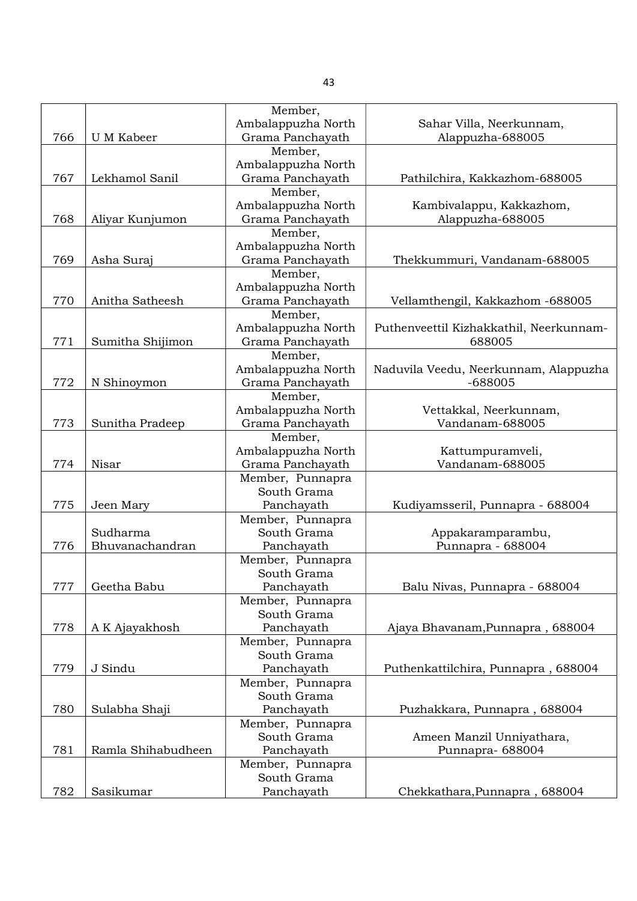| 766 | U M Kabeer | Member, Ambalappuzha North Grama Panchayath | Sahar Villa, Neerkunnam, Alappuzha-688005 |
|---|---|---|---|
| 767 | Lekhamol Sanil | Member, Ambalappuzha North Grama Panchayath | Pathilchira, Kakkazhom-688005 |
| 768 | Aliyar Kunjumon | Member, Ambalappuzha North Grama Panchayath | Kambivalappu, Kakkazhom, Alappuzha-688005 |
| 769 | Asha Suraj | Member, Ambalappuzha North Grama Panchayath | Thekkummuri, Vandanam-688005 |
| 770 | Anitha Satheesh | Member, Ambalappuzha North Grama Panchayath | Vellamthengil, Kakkazhom -688005 |
| 771 | Sumitha Shijimon | Member, Ambalappuzha North Grama Panchayath | Puthenveettil Kizhakkathil, Neerkunnam-688005 |
| 772 | N Shinoymon | Member, Ambalappuzha North Grama Panchayath | Naduvila Veedu, Neerkunnam, Alappuzha -688005 |
| 773 | Sunitha Pradeep | Member, Ambalappuzha North Grama Panchayath | Vettakkal, Neerkunnam, Vandanam-688005 |
| 774 | Nisar | Member, Ambalappuzha North Grama Panchayath | Kattumpuramveli, Vandanam-688005 |
| 775 | Jeen Mary | Member, Punnapra South Grama Panchayath | Kudiyamsseril, Punnapra - 688004 |
| 776 | Sudharma Bhuvanachandran | Member, Punnapra South Grama Panchayath | Appakaramparambu, Punnapra - 688004 |
| 777 | Geetha Babu | Member, Punnapra South Grama Panchayath | Balu Nivas, Punnapra - 688004 |
| 778 | A K Ajayakhosh | Member, Punnapra South Grama Panchayath | Ajaya Bhavanam,Punnapra , 688004 |
| 779 | J Sindu | Member, Punnapra South Grama Panchayath | Puthenkattilchira, Punnapra , 688004 |
| 780 | Sulabha Shaji | Member, Punnapra South Grama Panchayath | Puzhakkara, Punnapra , 688004 |
| 781 | Ramla Shihabudheen | Member, Punnapra South Grama Panchayath | Ameen Manzil Unniyathara, Punnapra- 688004 |
| 782 | Sasikumar | Member, Punnapra South Grama Panchayath | Chekkathara,Punnapra , 688004 |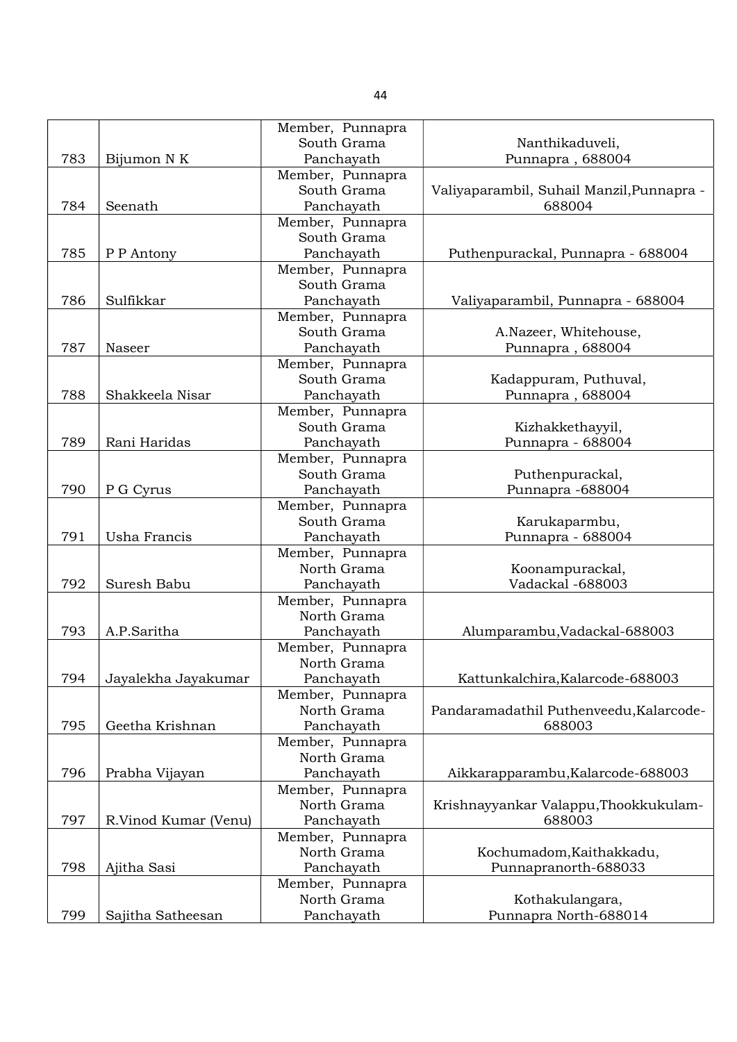| 783 | Bijumon N K | Member, Punnapra South Grama Panchayath | Nanthikaduveli, Punnapra , 688004 |
|---|---|---|---|
| 784 | Seenath | Member, Punnapra South Grama Panchayath | Valiyaparambil, Suhail Manzil,Punnapra - 688004 |
| 785 | P P Antony | Member, Punnapra South Grama Panchayath | Puthenpurackal, Punnapra - 688004 |
| 786 | Sulfikkar | Member, Punnapra South Grama Panchayath | Valiyaparambil, Punnapra - 688004 |
| 787 | Naseer | Member, Punnapra South Grama Panchayath | A.Nazeer, Whitehouse, Punnapra , 688004 |
| 788 | Shakkeela Nisar | Member, Punnapra South Grama Panchayath | Kadappuram, Puthuval, Punnapra , 688004 |
| 789 | Rani Haridas | Member, Punnapra South Grama Panchayath | Kizhakkethayyil, Punnapra - 688004 |
| 790 | P G Cyrus | Member, Punnapra South Grama Panchayath | Puthenpurackal, Punnapra -688004 |
| 791 | Usha Francis | Member, Punnapra South Grama Panchayath | Karukaparmbu, Punnapra - 688004 |
| 792 | Suresh Babu | Member, Punnapra North Grama Panchayath | Koonampurackal, Vadackal -688003 |
| 793 | A.P.Saritha | Member, Punnapra North Grama Panchayath | Alumparambu,Vadackal-688003 |
| 794 | Jayalekha Jayakumar | Member, Punnapra North Grama Panchayath | Kattunkalchira,Kalarcode-688003 |
| 795 | Geetha Krishnan | Member, Punnapra North Grama Panchayath | Pandaramadathil Puthenveedu,Kalarcode-688003 |
| 796 | Prabha Vijayan | Member, Punnapra North Grama Panchayath | Aikkarapparambu,Kalarcode-688003 |
| 797 | R.Vinod Kumar (Venu) | Member, Punnapra North Grama Panchayath | Krishnayyankar Valappu,Thookkukulam-688003 |
| 798 | Ajitha Sasi | Member, Punnapra North Grama Panchayath | Kochumadom,Kaithakkadu, Punnapranorth-688033 |
| 799 | Sajitha Satheesan | Member, Punnapra North Grama Panchayath | Kothakulangara, Punnapra North-688014 |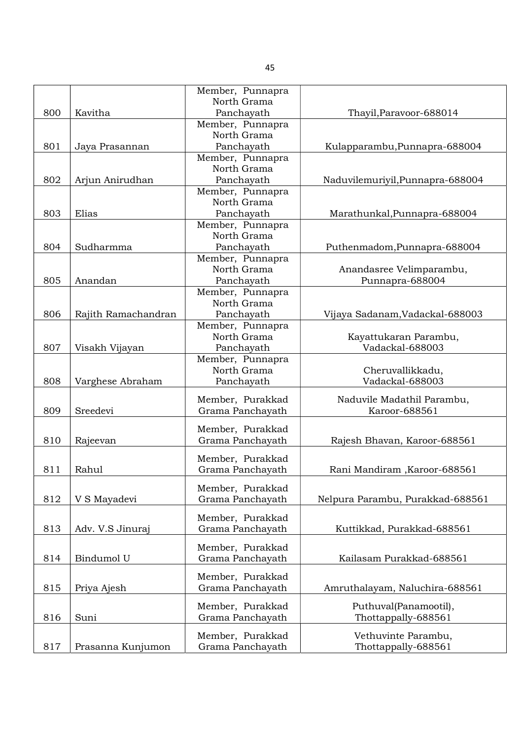| | | | |
|---|---|---|---|
| 800 | Kavitha | Member, Punnapra North Grama Panchayath | Thayil,Paravoor-688014 |
| 801 | Jaya Prasannan | Member, Punnapra North Grama Panchayath | Kulapparambu,Punnapra-688004 |
| 802 | Arjun Anirudhan | Member, Punnapra North Grama Panchayath | Naduvilemuriyil,Punnapra-688004 |
| 803 | Elias | Member, Punnapra North Grama Panchayath | Marathunkal,Punnapra-688004 |
| 804 | Sudharmma | Member, Punnapra North Grama Panchayath | Puthenmadom,Punnapra-688004 |
| 805 | Anandan | Member, Punnapra North Grama Panchayath | Anandasree Velimparambu, Punnapra-688004 |
| 806 | Rajith Ramachandran | Member, Punnapra North Grama Panchayath | Vijaya Sadanam,Vadackal-688003 |
| 807 | Visakh Vijayan | Member, Punnapra North Grama Panchayath | Kayattukaran Parambu, Vadackal-688003 |
| 808 | Varghese Abraham | Member, Punnapra North Grama Panchayath | Cheruvallikkadu, Vadackal-688003 |
| 809 | Sreedevi | Member, Purakkad Grama Panchayath | Naduvile Madathil Parambu, Karoor-688561 |
| 810 | Rajeevan | Member, Purakkad Grama Panchayath | Rajesh Bhavan, Karoor-688561 |
| 811 | Rahul | Member, Purakkad Grama Panchayath | Rani Mandiram ,Karoor-688561 |
| 812 | V S Mayadevi | Member, Purakkad Grama Panchayath | Nelpura Parambu, Purakkad-688561 |
| 813 | Adv. V.S Jinuraj | Member, Purakkad Grama Panchayath | Kuttikkad, Purakkad-688561 |
| 814 | Bindumol U | Member, Purakkad Grama Panchayath | Kailasam Purakkad-688561 |
| 815 | Priya Ajesh | Member, Purakkad Grama Panchayath | Amruthalayam, Naluchira-688561 |
| 816 | Suni | Member, Purakkad Grama Panchayath | Puthuval(Panamootil), Thottappally-688561 |
| 817 | Prasanna Kunjumon | Member, Purakkad Grama Panchayath | Vethuvinte Parambu, Thottappally-688561 |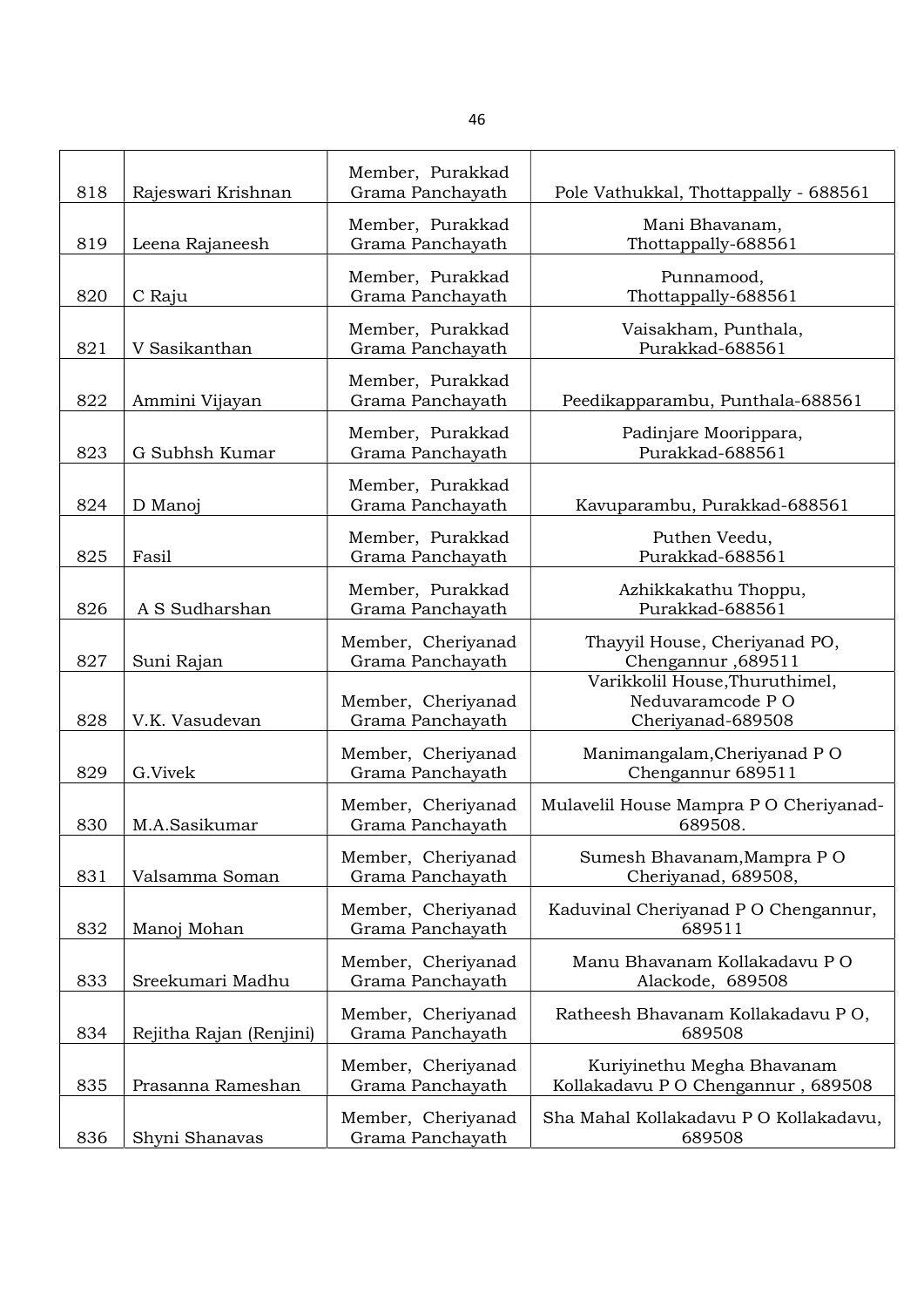| | | | |
|---|---|---|---|
| 818 | Rajeswari Krishnan | Member, Purakkad Grama Panchayath | Pole Vathukkal, Thottappally - 688561 |
| 819 | Leena Rajaneesh | Member, Purakkad Grama Panchayath | Mani Bhavanam, Thottappally-688561 |
| 820 | C Raju | Member, Purakkad Grama Panchayath | Punnamood, Thottappally-688561 |
| 821 | V Sasikanthan | Member, Purakkad Grama Panchayath | Vaisakham, Punthala, Purakkad-688561 |
| 822 | Ammini Vijayan | Member, Purakkad Grama Panchayath | Peedikapparambu, Punthala-688561 |
| 823 | G Subhsh Kumar | Member, Purakkad Grama Panchayath | Padinjare Moorippara, Purakkad-688561 |
| 824 | D Manoj | Member, Purakkad Grama Panchayath | Kavuparambu, Purakkad-688561 |
| 825 | Fasil | Member, Purakkad Grama Panchayath | Puthen Veedu, Purakkad-688561 |
| 826 | A S Sudharshan | Member, Purakkad Grama Panchayath | Azhikkakathu Thoppu, Purakkad-688561 |
| 827 | Suni Rajan | Member, Cheriyanad Grama Panchayath | Thayyil House, Cheriyanad PO, Chengannur ,689511 |
| 828 | V.K. Vasudevan | Member, Cheriyanad Grama Panchayath | Varikkolil House,Thuruthimel, Neduvaramcode P O Cheriyanad-689508 |
| 829 | G.Vivek | Member, Cheriyanad Grama Panchayath | Manimangalam,Cheriyanad P O Chengannur 689511 |
| 830 | M.A.Sasikumar | Member, Cheriyanad Grama Panchayath | Mulavelil House Mampra P O Cheriyanad-689508. |
| 831 | Valsamma Soman | Member, Cheriyanad Grama Panchayath | Sumesh Bhavanam,Mampra P O Cheriyanad, 689508, |
| 832 | Manoj Mohan | Member, Cheriyanad Grama Panchayath | Kaduvinal Cheriyanad P O Chengannur, 689511 |
| 833 | Sreekumari Madhu | Member, Cheriyanad Grama Panchayath | Manu Bhavanam Kollakadavu P O Alackode, 689508 |
| 834 | Rejitha Rajan (Renjini) | Member, Cheriyanad Grama Panchayath | Ratheesh Bhavanam Kollakadavu P O, 689508 |
| 835 | Prasanna Rameshan | Member, Cheriyanad Grama Panchayath | Kuriyinethu Megha Bhavanam Kollakadavu P O Chengannur , 689508 |
| 836 | Shyni Shanavas | Member, Cheriyanad Grama Panchayath | Sha Mahal Kollakadavu P O Kollakadavu, 689508 |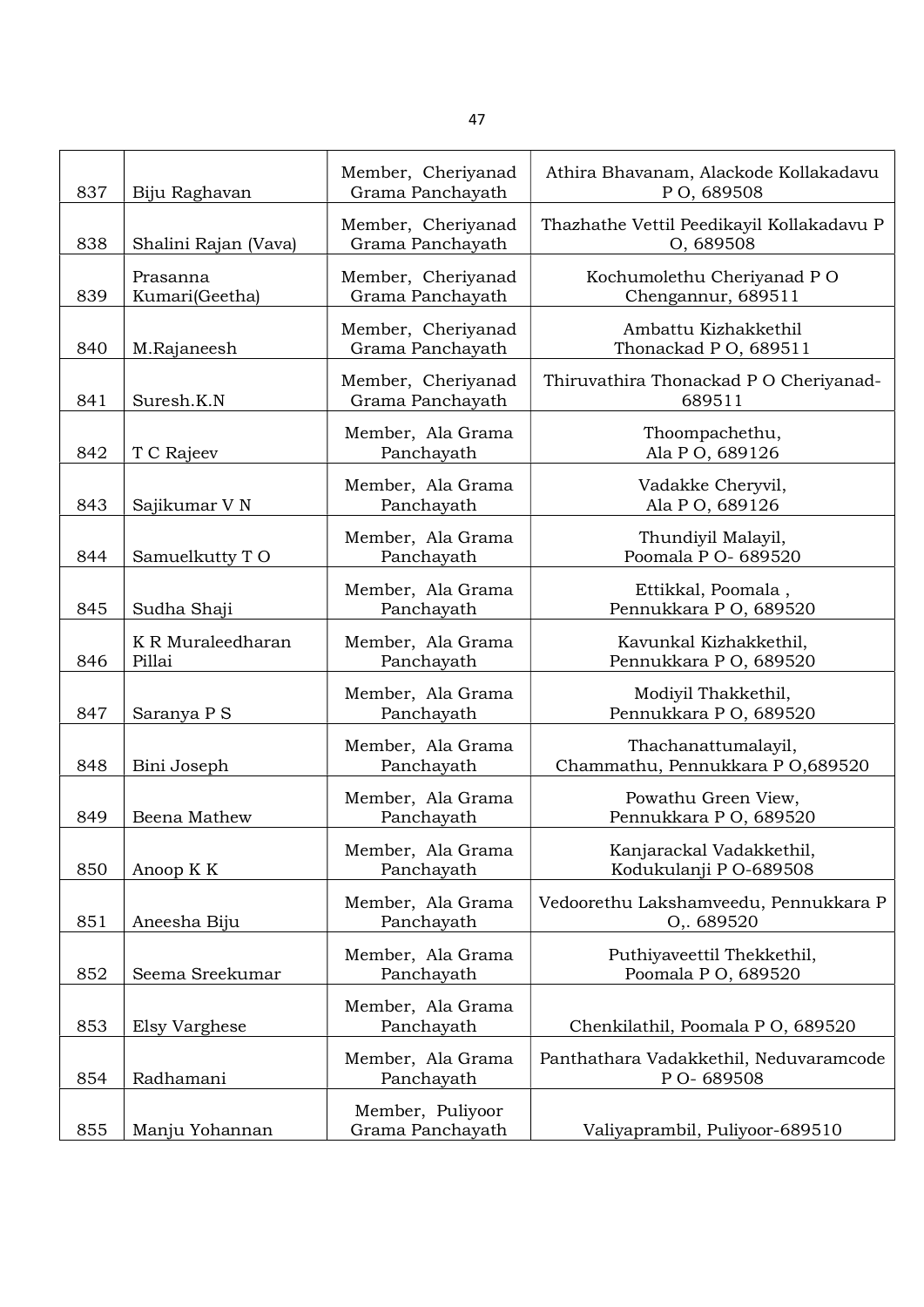| | | | |
|---|---|---|---|
| 837 | Biju Raghavan | Member, Cheriyanad Grama Panchayath | Athira Bhavanam, Alackode Kollakadavu P O, 689508 |
| 838 | Shalini Rajan (Vava) | Member, Cheriyanad Grama Panchayath | Thazhathe Vettil Peedikayil Kollakadavu P O, 689508 |
| 839 | Prasanna Kumari(Geetha) | Member, Cheriyanad Grama Panchayath | Kochumolethu Cheriyanad P O Chengannur, 689511 |
| 840 | M.Rajaneesh | Member, Cheriyanad Grama Panchayath | Ambattu Kizhakkethil Thonackad P O, 689511 |
| 841 | Suresh.K.N | Member, Cheriyanad Grama Panchayath | Thiruvathira Thonackad P O Cheriyanad-689511 |
| 842 | T C Rajeev | Member, Ala Grama Panchayath | Thoompachethu, Ala P O, 689126 |
| 843 | Sajikumar V N | Member, Ala Grama Panchayath | Vadakke Cheryvil, Ala P O, 689126 |
| 844 | Samuelkutty T O | Member, Ala Grama Panchayath | Thundiyil Malayil, Poomala P O- 689520 |
| 845 | Sudha Shaji | Member, Ala Grama Panchayath | Ettikkal, Poomala , Pennukkara P O, 689520 |
| 846 | K R Muraleedharan Pillai | Member, Ala Grama Panchayath | Kavunkal Kizhakkethil, Pennukkara P O, 689520 |
| 847 | Saranya P S | Member, Ala Grama Panchayath | Modiyil Thakkethil, Pennukkara P O, 689520 |
| 848 | Bini Joseph | Member, Ala Grama Panchayath | Thachanattumalayil, Chammathu, Pennukkara P O,689520 |
| 849 | Beena Mathew | Member, Ala Grama Panchayath | Powathu Green View, Pennukkara P O, 689520 |
| 850 | Anoop K K | Member, Ala Grama Panchayath | Kanjarackal Vadakkethil, Kodukulanji P O-689508 |
| 851 | Aneesha Biju | Member, Ala Grama Panchayath | Vedoorethu Lakshamveedu, Pennukkara P O,. 689520 |
| 852 | Seema Sreekumar | Member, Ala Grama Panchayath | Puthiyaveettil Thekkethil, Poomala P O, 689520 |
| 853 | Elsy Varghese | Member, Ala Grama Panchayath | Chenkilathil, Poomala P O, 689520 |
| 854 | Radhamani | Member, Ala Grama Panchayath | Panthathara Vadakkethil, Neduvaramcode P O- 689508 |
| 855 | Manju Yohannan | Member, Puliyoor Grama Panchayath | Valiyaprambil, Puliyoor-689510 |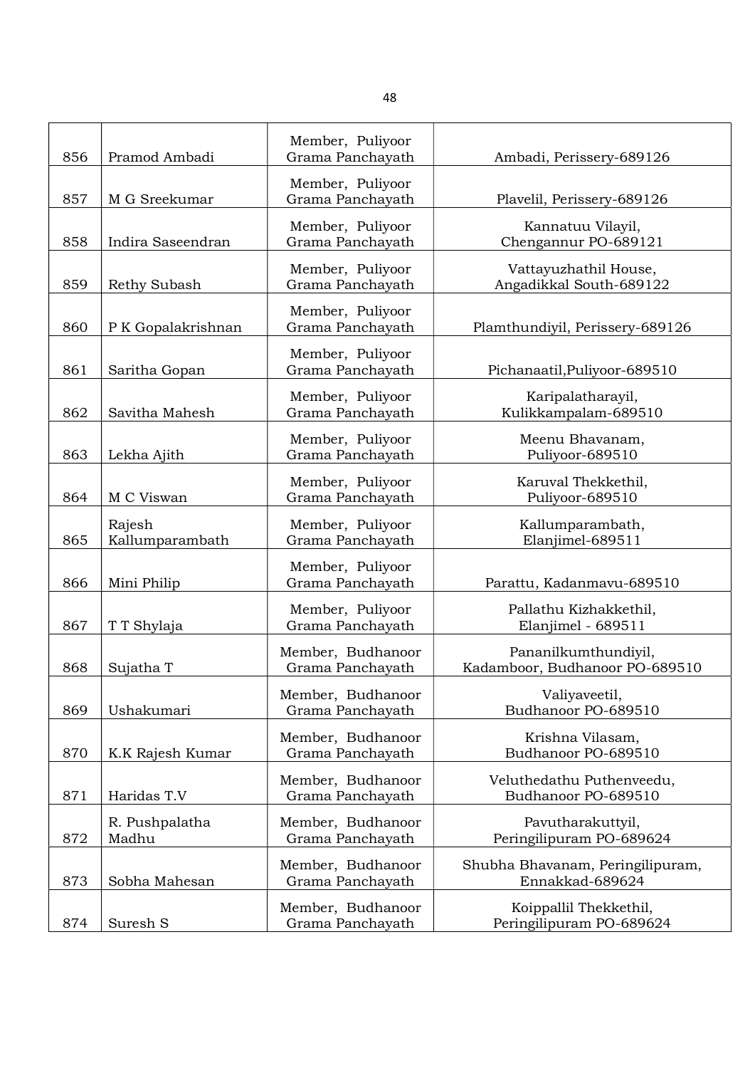| 856 | Pramod Ambadi | Member, Puliyoor Grama Panchayath | Ambadi, Perissery-689126 |
|---|---|---|---|
| 857 | M G Sreekumar | Member, Puliyoor Grama Panchayath | Plavelil, Perissery-689126 |
| 858 | Indira Saseendran | Member, Puliyoor Grama Panchayath | Kannatuu Vilayil, Chengannur PO-689121 |
| 859 | Rethy Subash | Member, Puliyoor Grama Panchayath | Vattayuzhathil House, Angadikkal South-689122 |
| 860 | P K Gopalakrishnan | Member, Puliyoor Grama Panchayath | Plamthundiyil, Perissery-689126 |
| 861 | Saritha Gopan | Member, Puliyoor Grama Panchayath | Pichanaatil,Puliyoor-689510 |
| 862 | Savitha Mahesh | Member, Puliyoor Grama Panchayath | Karipalatharayil, Kulikkampalam-689510 |
| 863 | Lekha Ajith | Member, Puliyoor Grama Panchayath | Meenu Bhavanam, Puliyoor-689510 |
| 864 | M C Viswan | Member, Puliyoor Grama Panchayath | Karuval Thekkethil, Puliyoor-689510 |
| 865 | Rajesh Kallumparambath | Member, Puliyoor Grama Panchayath | Kallumparambath, Elanjimel-689511 |
| 866 | Mini Philip | Member, Puliyoor Grama Panchayath | Parattu, Kadanmavu-689510 |
| 867 | T T Shylaja | Member, Puliyoor Grama Panchayath | Pallathu Kizhakkethil, Elanjimel - 689511 |
| 868 | Sujatha T | Member, Budhanoor Grama Panchayath | Pananilkumthundiyil, Kadamboor, Budhanoor PO-689510 |
| 869 | Ushakumari | Member, Budhanoor Grama Panchayath | Valiyaveetil, Budhanoor PO-689510 |
| 870 | K.K Rajesh Kumar | Member, Budhanoor Grama Panchayath | Krishna Vilasam, Budhanoor PO-689510 |
| 871 | Haridas T.V | Member, Budhanoor Grama Panchayath | Veluthedathu Puthenveedu, Budhanoor PO-689510 |
| 872 | R. Pushpalatha Madhu | Member, Budhanoor Grama Panchayath | Pavutharakuttyil, Peringilipuram PO-689624 |
| 873 | Sobha Mahesan | Member, Budhanoor Grama Panchayath | Shubha Bhavanam, Peringilipuram, Ennakkad-689624 |
| 874 | Suresh S | Member, Budhanoor Grama Panchayath | Koippallil Thekkethil, Peringilipuram PO-689624 |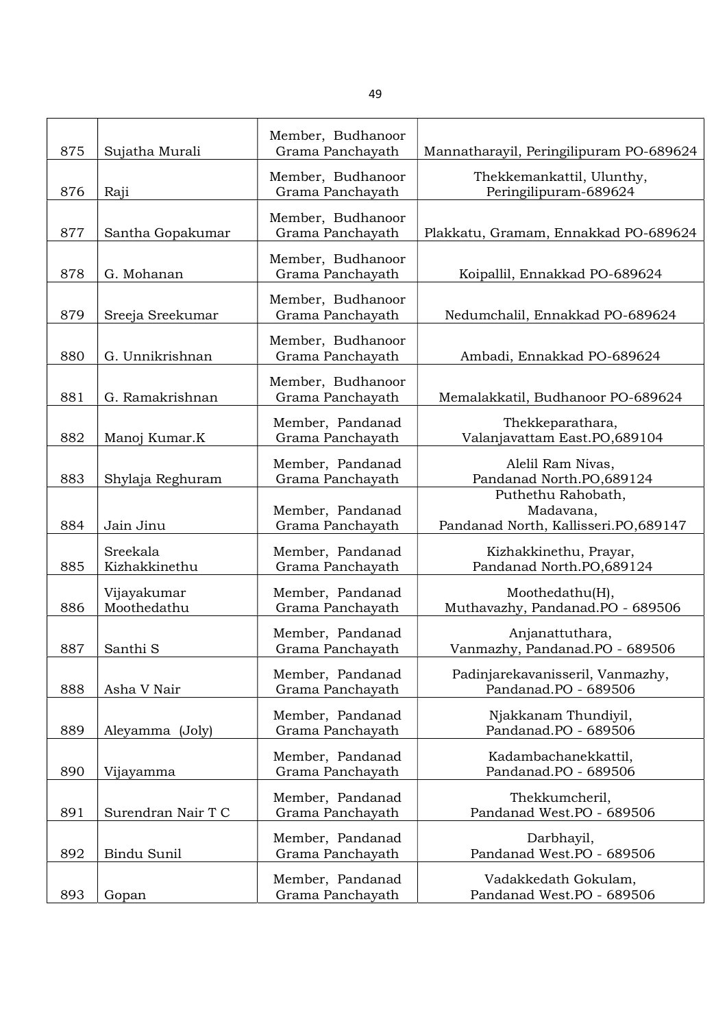| 875 | Sujatha Murali | Member, Budhanoor Grama Panchayath | Mannatharayil, Peringilipuram PO-689624 |
|---|---|---|---|
| 876 | Raji | Member, Budhanoor Grama Panchayath | Thekkemankattil, Ulunthy, Peringilipuram-689624 |
| 877 | Santha Gopakumar | Member, Budhanoor Grama Panchayath | Plakkatu, Gramam, Ennakkad PO-689624 |
| 878 | G. Mohanan | Member, Budhanoor Grama Panchayath | Koipallil, Ennakkad PO-689624 |
| 879 | Sreeja Sreekumar | Member, Budhanoor Grama Panchayath | Nedumchalil, Ennakkad PO-689624 |
| 880 | G. Unnikrishnan | Member, Budhanoor Grama Panchayath | Ambadi, Ennakkad PO-689624 |
| 881 | G. Ramakrishnan | Member, Budhanoor Grama Panchayath | Memalakkatil, Budhanoor PO-689624 |
| 882 | Manoj Kumar.K | Member, Pandanad Grama Panchayath | Thekkeparathara, Valanjavattam East.PO,689104 |
| 883 | Shylaja Reghuram | Member, Pandanad Grama Panchayath | Alelil Ram Nivas, Pandanad North.PO,689124 |
| 884 | Jain Jinu | Member, Pandanad Grama Panchayath | Puthethu Rahobath, Madavana, Pandanad North, Kallisseri.PO,689147 |
| 885 | Sreekala Kizhakkinethu | Member, Pandanad Grama Panchayath | Kizhakkinethu, Prayar, Pandanad North.PO,689124 |
| 886 | Vijayakumar Moothedathu | Member, Pandanad Grama Panchayath | Moothedathu(H), Muthavazhy, Pandanad.PO - 689506 |
| 887 | Santhi S | Member, Pandanad Grama Panchayath | Anjanattuthara, Vanmazhy, Pandanad.PO - 689506 |
| 888 | Asha V Nair | Member, Pandanad Grama Panchayath | Padinjarekavanisseril, Vanmazhy, Pandanad.PO - 689506 |
| 889 | Aleyamma (Joly) | Member, Pandanad Grama Panchayath | Njakkanam Thundiyil, Pandanad.PO - 689506 |
| 890 | Vijayamma | Member, Pandanad Grama Panchayath | Kadambachanekkattil, Pandanad.PO - 689506 |
| 891 | Surendran Nair T C | Member, Pandanad Grama Panchayath | Thekkumcheril, Pandanad West.PO - 689506 |
| 892 | Bindu Sunil | Member, Pandanad Grama Panchayath | Darbhayil, Pandanad West.PO - 689506 |
| 893 | Gopan | Member, Pandanad Grama Panchayath | Vadakkedath Gokulam, Pandanad West.PO - 689506 |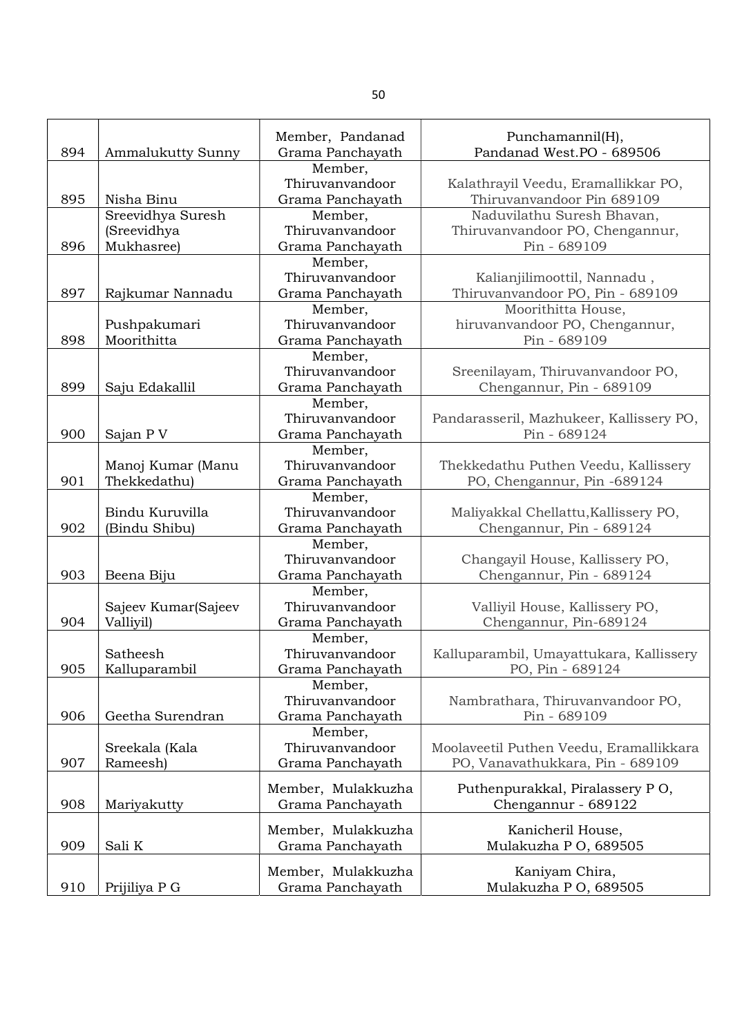| 894 | Ammalukutty Sunny | Member, Pandanad Grama Panchayath | Punchamannil(H), Pandanad West.PO - 689506 |
|---|---|---|---|
| 895 | Nisha Binu | Member, Thiruvanvandoor Grama Panchayath | Kalathrayil Veedu, Eramallikkar PO, Thiruvanvandoor Pin 689109 |
| 896 | Sreevidhya Suresh (Sreevidhya Mukhasree) | Member, Thiruvanvandoor Grama Panchayath | Naduvilathu Suresh Bhavan, Thiruvanvandoor PO, Chengannur, Pin - 689109 |
| 897 | Rajkumar Nannadu | Member, Thiruvanvandoor Grama Panchayath | Kalianjilimoottil, Nannadu , Thiruvanvandoor PO, Pin - 689109 |
| 898 | Pushpakumari Moorithitta | Member, Thiruvanvandoor Grama Panchayath | Moorithitta House, hiruvanvandoor PO, Chengannur, Pin - 689109 |
| 899 | Saju Edakallil | Member, Thiruvanvandoor Grama Panchayath | Sreenilayam, Thiruvanvandoor PO, Chengannur, Pin - 689109 |
| 900 | Sajan P V | Member, Thiruvanvandoor Grama Panchayath | Pandarasseril, Mazhukeer, Kallissery PO, Pin - 689124 |
| 901 | Manoj Kumar (Manu Thekkedathu) | Member, Thiruvanvandoor Grama Panchayath | Thekkedathu Puthen Veedu, Kallissery PO, Chengannur, Pin -689124 |
| 902 | Bindu Kuruvilla (Bindu Shibu) | Member, Thiruvanvandoor Grama Panchayath | Maliyakkal Chellattu,Kallissery PO, Chengannur, Pin - 689124 |
| 903 | Beena Biju | Member, Thiruvanvandoor Grama Panchayath | Changayil House, Kallissery PO, Chengannur, Pin - 689124 |
| 904 | Sajeev Kumar(Sajeev Valliyil) | Member, Thiruvanvandoor Grama Panchayath | Valliyil House, Kallissery PO, Chengannur, Pin-689124 |
| 905 | Satheesh Kalluparambil | Member, Thiruvanvandoor Grama Panchayath | Kalluparambil, Umayattukara, Kallissery PO, Pin - 689124 |
| 906 | Geetha Surendran | Member, Thiruvanvandoor Grama Panchayath | Nambrathara, Thiruvanvandoor PO, Pin - 689109 |
| 907 | Sreekala (Kala Rameesh) | Member, Thiruvanvandoor Grama Panchayath | Moolaveetil Puthen Veedu, Eramallikkara PO, Vanavathukkara, Pin - 689109 |
| 908 | Mariyakutty | Member, Mulakkuzha Grama Panchayath | Puthenpurakkal, Piralassery P O, Chengannur - 689122 |
| 909 | Sali K | Member, Mulakkuzha Grama Panchayath | Kanicheril House, Mulakuzha P O, 689505 |
| 910 | Prijiliya P G | Member, Mulakkuzha Grama Panchayath | Kaniyam Chira, Mulakuzha P O, 689505 |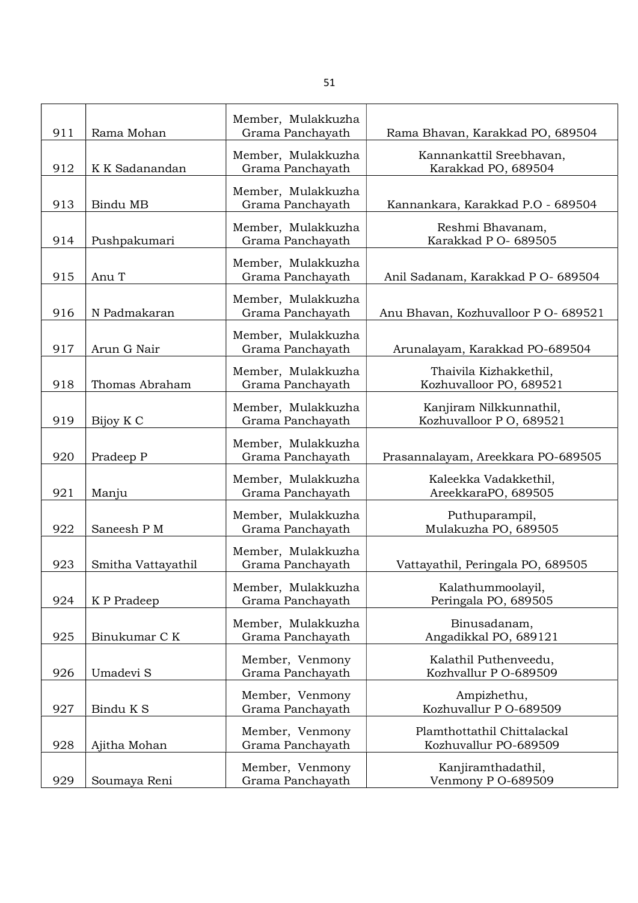| 911 | Rama Mohan | Member, Mulakkuzha Grama Panchayath | Rama Bhavan, Karakkad PO, 689504 |
|---|---|---|---|
| 912 | K K Sadanandan | Member, Mulakkuzha Grama Panchayath | Kannankattil Sreebhavan, Karakkad PO, 689504 |
| 913 | Bindu MB | Member, Mulakkuzha Grama Panchayath | Kannankara, Karakkad P.O - 689504 |
| 914 | Pushpakumari | Member, Mulakkuzha Grama Panchayath | Reshmi Bhavanam, Karakkad P O- 689505 |
| 915 | Anu T | Member, Mulakkuzha Grama Panchayath | Anil Sadanam, Karakkad P O- 689504 |
| 916 | N Padmakaran | Member, Mulakkuzha Grama Panchayath | Anu Bhavan, Kozhuvalloor P O- 689521 |
| 917 | Arun G Nair | Member, Mulakkuzha Grama Panchayath | Arunalayam, Karakkad PO-689504 |
| 918 | Thomas Abraham | Member, Mulakkuzha Grama Panchayath | Thaivila Kizhakkethil, Kozhuvalloor PO, 689521 |
| 919 | Bijoy K C | Member, Mulakkuzha Grama Panchayath | Kanjiram Nilkkunnathil, Kozhuvalloor P O, 689521 |
| 920 | Pradeep P | Member, Mulakkuzha Grama Panchayath | Prasannalayam, Areekkara PO-689505 |
| 921 | Manju | Member, Mulakkuzha Grama Panchayath | Kaleekka Vadakkethil, AreekkaraPO, 689505 |
| 922 | Saneesh P M | Member, Mulakkuzha Grama Panchayath | Puthuparampil, Mulakuzha PO, 689505 |
| 923 | Smitha Vattayathil | Member, Mulakkuzha Grama Panchayath | Vattayathil, Peringala PO, 689505 |
| 924 | K P Pradeep | Member, Mulakkuzha Grama Panchayath | Kalathummoolayil, Peringala PO, 689505 |
| 925 | Binukumar C K | Member, Mulakkuzha Grama Panchayath | Binusadanam, Angadikkal PO, 689121 |
| 926 | Umadevi S | Member, Venmony Grama Panchayath | Kalathil Puthenveedu, Kozhvallur P O-689509 |
| 927 | Bindu K S | Member, Venmony Grama Panchayath | Ampizhethu, Kozhuvallur P O-689509 |
| 928 | Ajitha Mohan | Member, Venmony Grama Panchayath | Plamthottathil Chittalackal Kozhuvallur PO-689509 |
| 929 | Soumaya Reni | Member, Venmony Grama Panchayath | Kanjiramthadathil, Venmony P O-689509 |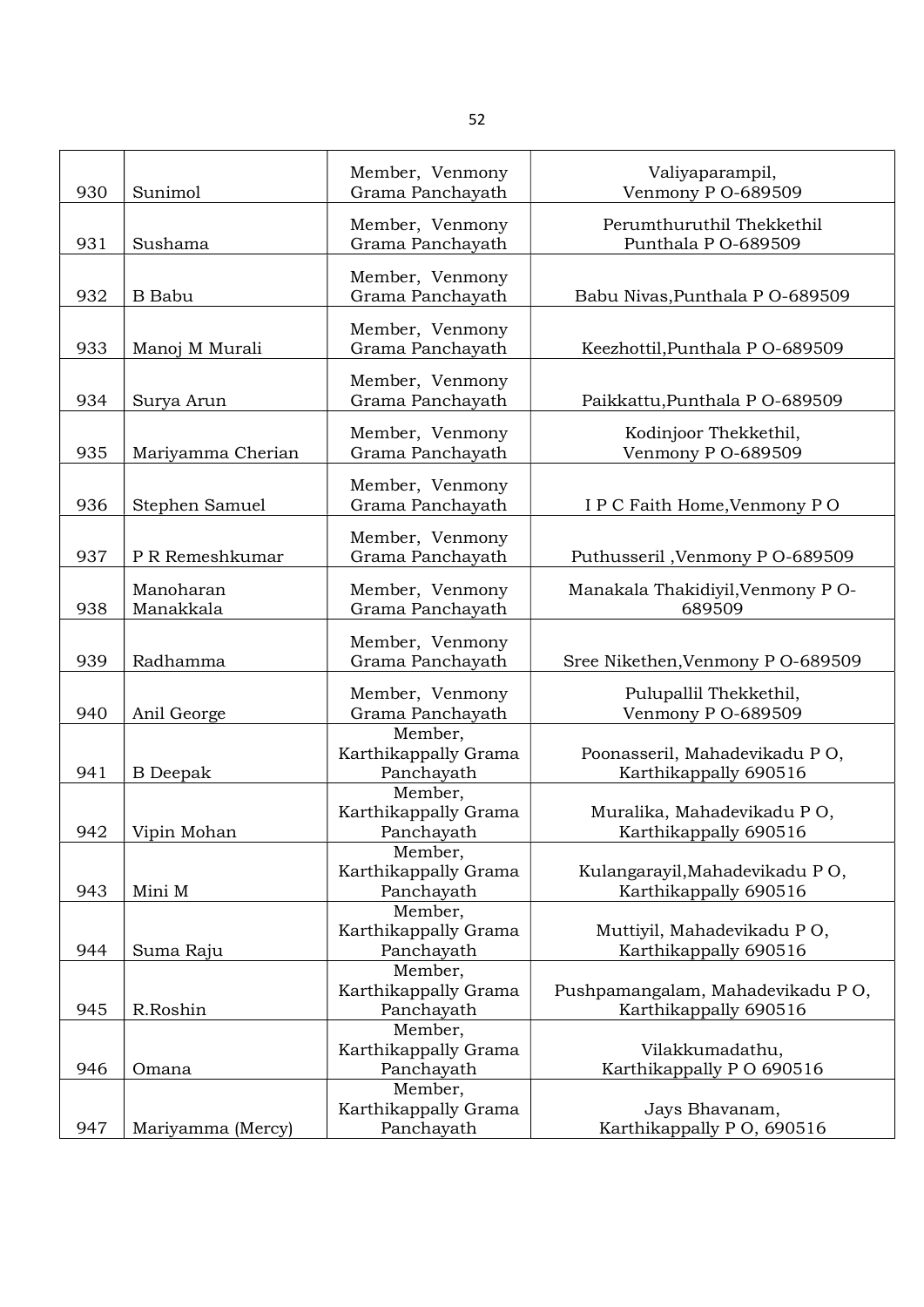| 930 | Sunimol | Member, Venmony Grama Panchayath | Valiyaparampil, Venmony P O-689509 |
|---|---|---|---|
| 931 | Sushama | Member, Venmony Grama Panchayath | Perumthuruthil Thekkethil Punthala P O-689509 |
| 932 | B Babu | Member, Venmony Grama Panchayath | Babu Nivas,Punthala P O-689509 |
| 933 | Manoj M Murali | Member, Venmony Grama Panchayath | Keezhottil,Punthala P O-689509 |
| 934 | Surya Arun | Member, Venmony Grama Panchayath | Paikkattu,Punthala P O-689509 |
| 935 | Mariyamma Cherian | Member, Venmony Grama Panchayath | Kodinjoor Thekkethil, Venmony P O-689509 |
| 936 | Stephen Samuel | Member, Venmony Grama Panchayath | I P C Faith Home,Venmony P O |
| 937 | P R Remeshkumar | Member, Venmony Grama Panchayath | Puthusseril ,Venmony P O-689509 |
| 938 | Manoharan Manakkala | Member, Venmony Grama Panchayath | Manakala Thakidiyil,Venmony P O-689509 |
| 939 | Radhamma | Member, Venmony Grama Panchayath | Sree Nikethen,Venmony P O-689509 |
| 940 | Anil George | Member, Venmony Grama Panchayath | Pulupallil Thekkethil, Venmony P O-689509 |
| 941 | B Deepak | Member, Karthikappally Grama Panchayath | Poonasseril, Mahadevikadu P O, Karthikappally 690516 |
| 942 | Vipin Mohan | Member, Karthikappally Grama Panchayath | Muralika, Mahadevikadu P O, Karthikappally 690516 |
| 943 | Mini M | Member, Karthikappally Grama Panchayath | Kulangarayil,Mahadevikadu P O, Karthikappally 690516 |
| 944 | Suma Raju | Member, Karthikappally Grama Panchayath | Muttiyil, Mahadevikadu P O, Karthikappally 690516 |
| 945 | R.Roshin | Member, Karthikappally Grama Panchayath | Pushpamangalam, Mahadevikadu P O, Karthikappally 690516 |
| 946 | Omana | Member, Karthikappally Grama Panchayath | Vilakkumadathu, Karthikappally P O 690516 |
| 947 | Mariyamma (Mercy) | Member, Karthikappally Grama Panchayath | Jays Bhavanam, Karthikappally P O, 690516 |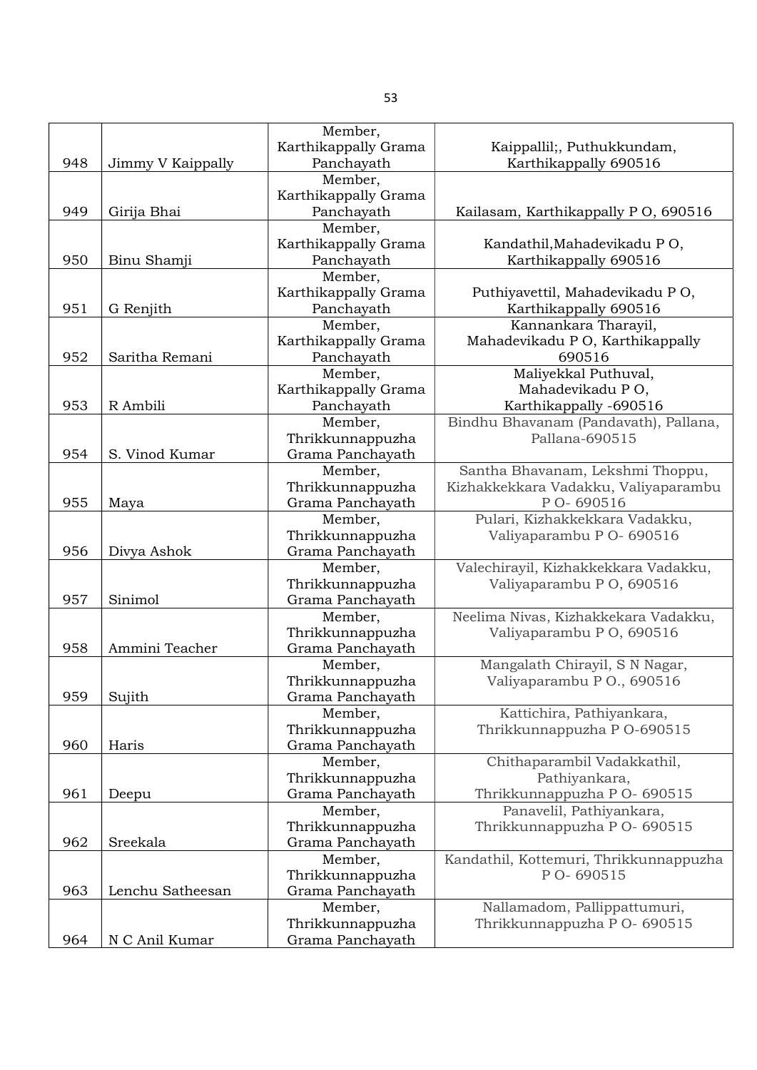| | | | |
|---|---|---|---|
| 948 | Jimmy V Kaippally | Member, Karthikappally Grama Panchayath | Kaippallil;, Puthukkundam, Karthikappally 690516 |
| 949 | Girija Bhai | Member, Karthikappally Grama Panchayath | Kailasam, Karthikappally P O, 690516 |
| 950 | Binu Shamji | Member, Karthikappally Grama Panchayath | Kandathil,Mahadevikadu P O, Karthikappally 690516 |
| 951 | G Renjith | Member, Karthikappally Grama Panchayath | Puthiyavettil, Mahadevikadu P O, Karthikappally 690516 |
| 952 | Saritha Remani | Member, Karthikappally Grama Panchayath | Kannankara Tharayil, Mahadevikadu P O, Karthikappally 690516 |
| 953 | R Ambili | Member, Karthikappally Grama Panchayath | Maliyekkal Puthuval, Mahadevikadu P O, Karthikappally -690516 |
| 954 | S. Vinod Kumar | Member, Thrikkunnappuzha Grama Panchayath | Bindhu Bhavanam (Pandavath), Pallana, Pallana-690515 |
| 955 | Maya | Member, Thrikkunnappuzha Grama Panchayath | Santha Bhavanam, Lekshmi Thoppu, Kizhakkekkara Vadakku, Valiyaparambu P O- 690516 |
| 956 | Divya Ashok | Member, Thrikkunnappuzha Grama Panchayath | Pulari, Kizhakkekkara Vadakku, Valiyaparambu P O- 690516 |
| 957 | Sinimol | Member, Thrikkunnappuzha Grama Panchayath | Valechirayil, Kizhakkekkara Vadakku, Valiyaparambu P O, 690516 |
| 958 | Ammini Teacher | Member, Thrikkunnappuzha Grama Panchayath | Neelima Nivas, Kizhakkekara Vadakku, Valiyaparambu P O, 690516 |
| 959 | Sujith | Member, Thrikkunnappuzha Grama Panchayath | Mangalath Chirayil, S N Nagar, Valiyaparambu P O., 690516 |
| 960 | Haris | Member, Thrikkunnappuzha Grama Panchayath | Kattichira, Pathiyankara, Thrikkunnappuzha P O-690515 |
| 961 | Deepu | Member, Thrikkunnappuzha Grama Panchayath | Chithaparambil Vadakkathil, Pathiyankara, Thrikkunnappuzha P O- 690515 |
| 962 | Sreekala | Member, Thrikkunnappuzha Grama Panchayath | Panavelil, Pathiyankara, Thrikkunnappuzha P O- 690515 |
| 963 | Lenchu Satheesan | Member, Thrikkunnappuzha Grama Panchayath | Kandathil, Kottemuri, Thrikkunnappuzha P O- 690515 |
| 964 | N C Anil Kumar | Member, Thrikkunnappuzha Grama Panchayath | Nallamadom, Pallippattumuri, Thrikkunnappuzha P O- 690515 |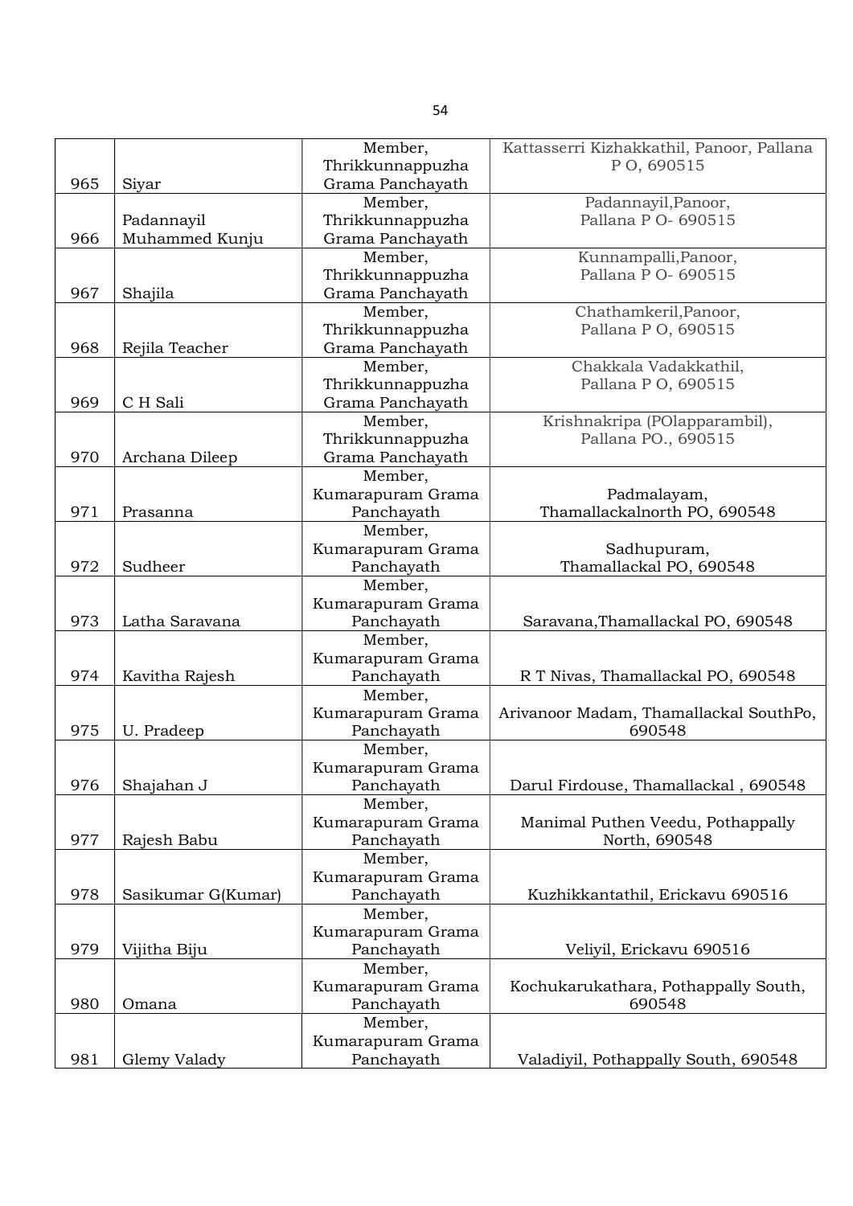| | | | |
|---|---|---|---|
| 965 | Siyar | Member, Thrikkunnappuzha Grama Panchayath | Kattasserri Kizhakkathil, Panoor, Pallana P O, 690515 |
| 966 | Padannayil Muhammed Kunju | Member, Thrikkunnappuzha Grama Panchayath | Padannayil,Panoor, Pallana P O- 690515 |
| 967 | Shajila | Member, Thrikkunnappuzha Grama Panchayath | Kunnampalli,Panoor, Pallana P O- 690515 |
| 968 | Rejila Teacher | Member, Thrikkunnappuzha Grama Panchayath | Chathamkeril,Panoor, Pallana P O, 690515 |
| 969 | C H Sali | Member, Thrikkunnappuzha Grama Panchayath | Chakkala Vadakkathil, Pallana P O, 690515 |
| 970 | Archana Dileep | Member, Thrikkunnappuzha Grama Panchayath | Krishnakripa (POlapparambil), Pallana PO., 690515 |
| 971 | Prasanna | Member, Kumarapuram Grama Panchayath | Padmalayam, Thamallackalnorth PO, 690548 |
| 972 | Sudheer | Member, Kumarapuram Grama Panchayath | Sadhupuram, Thamallackal PO, 690548 |
| 973 | Latha Saravana | Member, Kumarapuram Grama Panchayath | Saravana,Thamallackal PO, 690548 |
| 974 | Kavitha Rajesh | Member, Kumarapuram Grama Panchayath | R T Nivas, Thamallackal PO, 690548 |
| 975 | U. Pradeep | Member, Kumarapuram Grama Panchayath | Arivanoor Madam, Thamallackal SouthPo, 690548 |
| 976 | Shajahan J | Member, Kumarapuram Grama Panchayath | Darul Firdouse, Thamallackal , 690548 |
| 977 | Rajesh Babu | Member, Kumarapuram Grama Panchayath | Manimal Puthen Veedu, Pothappally North, 690548 |
| 978 | Sasikumar G(Kumar) | Member, Kumarapuram Grama Panchayath | Kuzhikkantathil, Erickavu 690516 |
| 979 | Vijitha Biju | Member, Kumarapuram Grama Panchayath | Veliyil, Erickavu 690516 |
| 980 | Omana | Member, Kumarapuram Grama Panchayath | Kochukarukathara, Pothappally South, 690548 |
| 981 | Glemy Valady | Member, Kumarapuram Grama Panchayath | Valadiyil, Pothappally South, 690548 |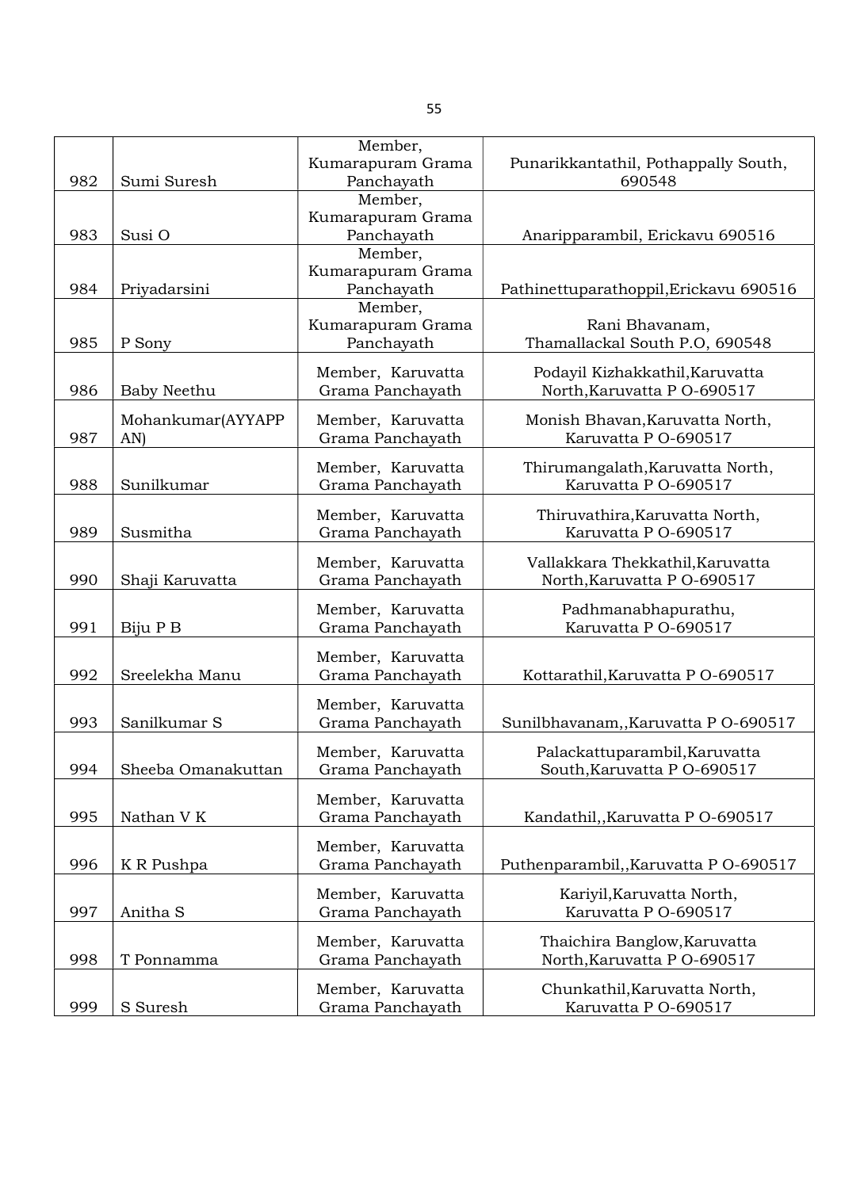| 982 | Sumi Suresh | Member, Kumarapuram Grama Panchayath | Punarikkantathil, Pothappally South, 690548 |
|---|---|---|---|
| 983 | Susi O | Member, Kumarapuram Grama Panchayath | Anaripparambil, Erickavu 690516 |
| 984 | Priyadarsini | Member, Kumarapuram Grama Panchayath | Pathinettuparathoppil,Erickavu 690516 |
| 985 | P Sony | Member, Kumarapuram Grama Panchayath | Rani Bhavanam, Thamallackal South P.O, 690548 |
| 986 | Baby Neethu | Member, Karuvatta Grama Panchayath | Podayil Kizhakkathil,Karuvatta North,Karuvatta P O-690517 |
| 987 | Mohankumar(AYYAPPAN) | Member, Karuvatta Grama Panchayath | Monish Bhavan,Karuvatta North, Karuvatta P O-690517 |
| 988 | Sunilkumar | Member, Karuvatta Grama Panchayath | Thirumangalath,Karuvatta North, Karuvatta P O-690517 |
| 989 | Susmitha | Member, Karuvatta Grama Panchayath | Thiruvathira,Karuvatta North, Karuvatta P O-690517 |
| 990 | Shaji Karuvatta | Member, Karuvatta Grama Panchayath | Vallakkara Thekkathil,Karuvatta North,Karuvatta P O-690517 |
| 991 | Biju P B | Member, Karuvatta Grama Panchayath | Padhmanabhapurathu, Karuvatta P O-690517 |
| 992 | Sreelekha Manu | Member, Karuvatta Grama Panchayath | Kottarathil,Karuvatta P O-690517 |
| 993 | Sanilkumar S | Member, Karuvatta Grama Panchayath | Sunilbhavanam,,Karuvatta P O-690517 |
| 994 | Sheeba Omanakuttan | Member, Karuvatta Grama Panchayath | Palackattuparambil,Karuvatta South,Karuvatta P O-690517 |
| 995 | Nathan V K | Member, Karuvatta Grama Panchayath | Kandathil,,Karuvatta P O-690517 |
| 996 | K R Pushpa | Member, Karuvatta Grama Panchayath | Puthenparambil,,Karuvatta P O-690517 |
| 997 | Anitha S | Member, Karuvatta Grama Panchayath | Kariyil,Karuvatta North, Karuvatta P O-690517 |
| 998 | T Ponnamma | Member, Karuvatta Grama Panchayath | Thaichira Banglow,Karuvatta North,Karuvatta P O-690517 |
| 999 | S Suresh | Member, Karuvatta Grama Panchayath | Chunkathil,Karuvatta North, Karuvatta P O-690517 |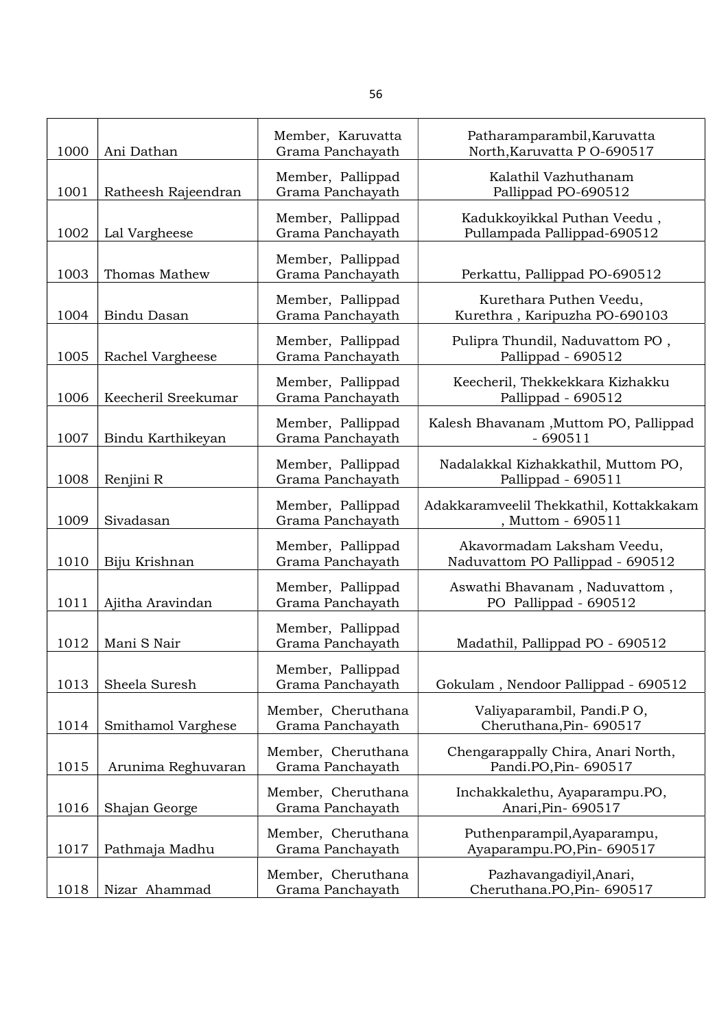| 1000 | Ani Dathan | Member, Karuvatta Grama Panchayath | Patharamparambil,Karuvatta North,Karuvatta P O-690517 |
|---|---|---|---|
| 1001 | Ratheesh Rajeendran | Member, Pallippad Grama Panchayath | Kalathil Vazhuthanam Pallippad PO-690512 |
| 1002 | Lal Vargheese | Member, Pallippad Grama Panchayath | Kadukkoyikkal Puthan Veedu , Pullampada Pallippad-690512 |
| 1003 | Thomas Mathew | Member, Pallippad Grama Panchayath | Perkattu, Pallippad PO-690512 |
| 1004 | Bindu Dasan | Member, Pallippad Grama Panchayath | Kurethara Puthen Veedu, Kurethra , Karipuzha PO-690103 |
| 1005 | Rachel Vargheese | Member, Pallippad Grama Panchayath | Pulipra Thundil, Naduvattom PO , Pallippad - 690512 |
| 1006 | Keecheril Sreekumar | Member, Pallippad Grama Panchayath | Keecheril, Thekkekkara Kizhakku Pallippad - 690512 |
| 1007 | Bindu Karthikeyan | Member, Pallippad Grama Panchayath | Kalesh Bhavanam ,Muttom PO, Pallippad - 690511 |
| 1008 | Renjini R | Member, Pallippad Grama Panchayath | Nadalakkal Kizhakkathil, Muttom PO, Pallippad - 690511 |
| 1009 | Sivadasan | Member, Pallippad Grama Panchayath | Adakkaramveelil Thekkathil, Kottakkakam , Muttom - 690511 |
| 1010 | Biju Krishnan | Member, Pallippad Grama Panchayath | Akavormadam Laksham Veedu, Naduvattom PO Pallippad - 690512 |
| 1011 | Ajitha Aravindan | Member, Pallippad Grama Panchayath | Aswathi Bhavanam , Naduvattom , PO Pallippad - 690512 |
| 1012 | Mani S Nair | Member, Pallippad Grama Panchayath | Madathil, Pallippad PO - 690512 |
| 1013 | Sheela Suresh | Member, Pallippad Grama Panchayath | Gokulam , Nendoor Pallippad - 690512 |
| 1014 | Smithamol Varghese | Member, Cheruthana Grama Panchayath | Valiyaparambil, Pandi.P O, Cheruthana,Pin- 690517 |
| 1015 | Arunima Reghuvaran | Member, Cheruthana Grama Panchayath | Chengarappally Chira, Anari North, Pandi.PO,Pin- 690517 |
| 1016 | Shajan George | Member, Cheruthana Grama Panchayath | Inchakkalethu, Ayaparampu.PO, Anari,Pin- 690517 |
| 1017 | Pathmaja Madhu | Member, Cheruthana Grama Panchayath | Puthenparampil,Ayaparampu, Ayaparampu.PO,Pin- 690517 |
| 1018 | Nizar Ahammad | Member, Cheruthana Grama Panchayath | Pazhavangadiyil,Anari, Cheruthana.PO,Pin- 690517 |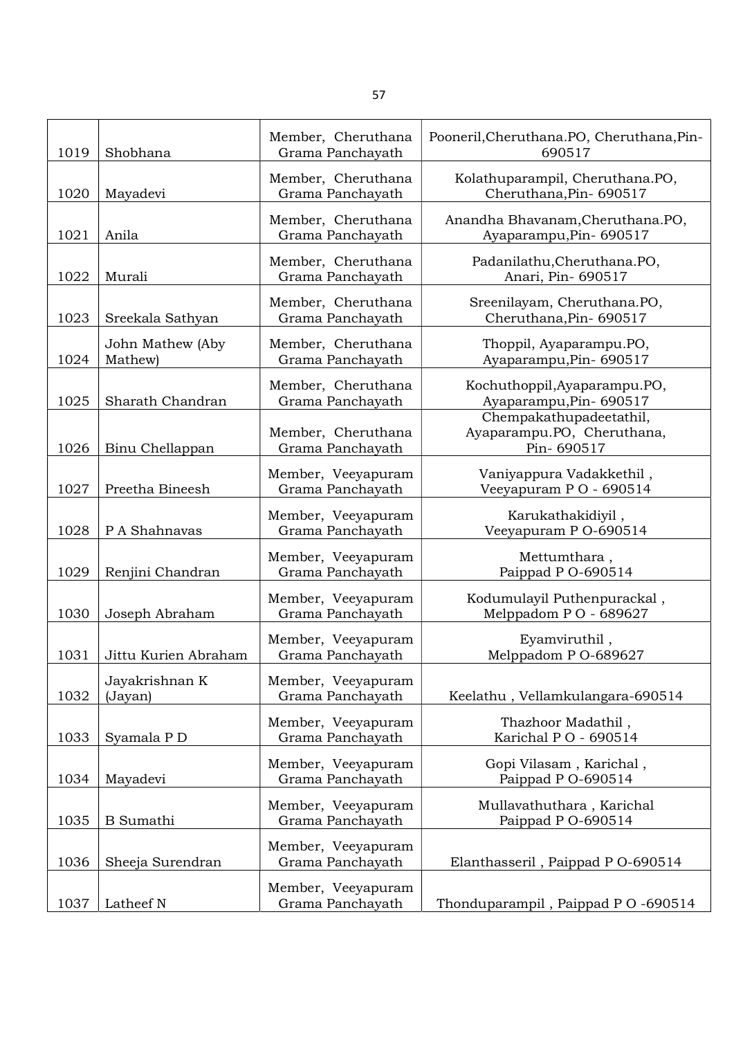| 1019 | Shobhana | Member, Cheruthana Grama Panchayath | Pooneril,Cheruthana.PO, Cheruthana,Pin- 690517 |
|---|---|---|---|
| 1020 | Mayadevi | Member, Cheruthana Grama Panchayath | Kolathuparampil, Cheruthana.PO, Cheruthana,Pin- 690517 |
| 1021 | Anila | Member, Cheruthana Grama Panchayath | Anandha Bhavanam,Cheruthana.PO, Ayaparampu,Pin- 690517 |
| 1022 | Murali | Member, Cheruthana Grama Panchayath | Padanilathu,Cheruthana.PO, Anari, Pin- 690517 |
| 1023 | Sreekala Sathyan | Member, Cheruthana Grama Panchayath | Sreenilayam, Cheruthana.PO, Cheruthana,Pin- 690517 |
| 1024 | John Mathew (Aby Mathew) | Member, Cheruthana Grama Panchayath | Thoppil, Ayaparampu.PO, Ayaparampu,Pin- 690517 |
| 1025 | Sharath Chandran | Member, Cheruthana Grama Panchayath | Kochuthoppil,Ayaparampu.PO, Ayaparampu,Pin- 690517 |
| 1026 | Binu Chellappan | Member, Cheruthana Grama Panchayath | Chempakathupadeetathil, Ayaparampu.PO, Cheruthana, Pin- 690517 |
| 1027 | Preetha Bineesh | Member, Veeyapuram Grama Panchayath | Vaniyappura Vadakkethil , Veeyapuram P O - 690514 |
| 1028 | P A Shahnavas | Member, Veeyapuram Grama Panchayath | Karukathakidiyil , Veeyapuram P O-690514 |
| 1029 | Renjini Chandran | Member, Veeyapuram Grama Panchayath | Mettumthara , Paippad P O-690514 |
| 1030 | Joseph Abraham | Member, Veeyapuram Grama Panchayath | Kodumulayil Puthenpurackal , Melppadom P O - 689627 |
| 1031 | Jittu Kurien Abraham | Member, Veeyapuram Grama Panchayath | Eyamviruthil , Melppadom P O-689627 |
| 1032 | Jayakrishnan K (Jayan) | Member, Veeyapuram Grama Panchayath | Keelathu , Vellamkulangara-690514 |
| 1033 | Syamala P D | Member, Veeyapuram Grama Panchayath | Thazhoor Madathil , Karichal P O - 690514 |
| 1034 | Mayadevi | Member, Veeyapuram Grama Panchayath | Gopi Vilasam , Karichal , Paippad P O-690514 |
| 1035 | B Sumathi | Member, Veeyapuram Grama Panchayath | Mullavathuthara , Karichal Paippad P O-690514 |
| 1036 | Sheeja Surendran | Member, Veeyapuram Grama Panchayath | Elanthasseril , Paippad P O-690514 |
| 1037 | Latheef N | Member, Veeyapuram Grama Panchayath | Thonduparampil , Paippad P O -690514 |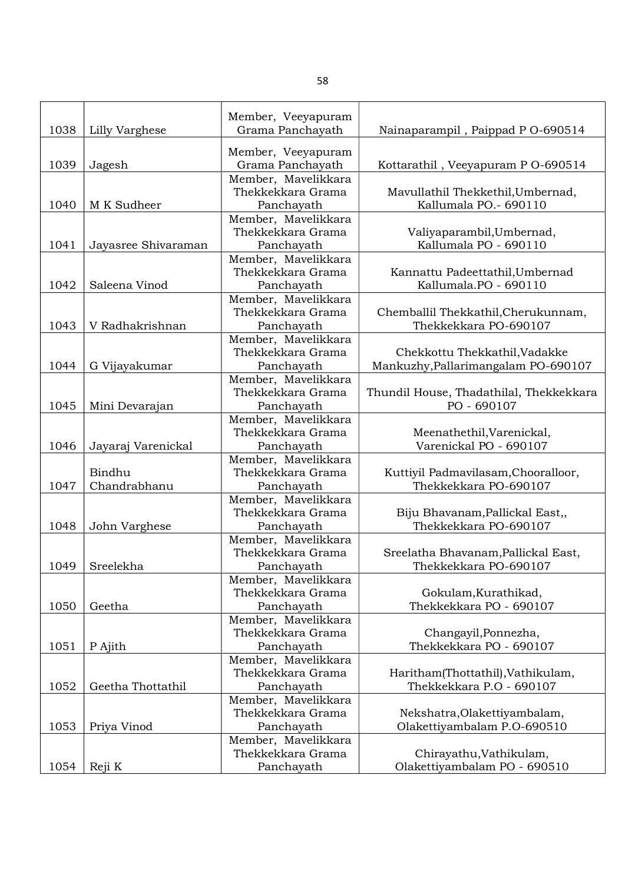| 1038 | Lilly Varghese | Member, Veeyapuram Grama Panchayath | Nainaparampil , Paippad P O-690514 |
|---|---|---|---|
| 1039 | Jagesh | Member, Veeyapuram Grama Panchayath | Kottarathil , Veeyapuram P O-690514 |
| 1040 | M K Sudheer | Member, Mavelikkara Thekkekkara Grama Panchayath | Mavullathil Thekkethil,Umbernad, Kallumala PO.- 690110 |
| 1041 | Jayasree Shivaraman | Member, Mavelikkara Thekkekkara Grama Panchayath | Valiyaparambil,Umbernad, Kallumala PO - 690110 |
| 1042 | Saleena Vinod | Member, Mavelikkara Thekkekkara Grama Panchayath | Kannattu Padeettathil,Umbernad Kallumala.PO - 690110 |
| 1043 | V Radhakrishnan | Member, Mavelikkara Thekkekkara Grama Panchayath | Chemballil Thekkathil,Cherukunnam, Thekkekkara PO-690107 |
| 1044 | G Vijayakumar | Member, Mavelikkara Thekkekkara Grama Panchayath | Chekkottu Thekkathil,Vadakke Mankuzhy,Pallarimangalam PO-690107 |
| 1045 | Mini Devarajan | Member, Mavelikkara Thekkekkara Grama Panchayath | Thundil House, Thadathilal, Thekkekkara PO - 690107 |
| 1046 | Jayaraj Varenickal | Member, Mavelikkara Thekkekkara Grama Panchayath | Meenathethil,Varenickal, Varenickal PO - 690107 |
| 1047 | Bindhu Chandrabhanu | Member, Mavelikkara Thekkekkara Grama Panchayath | Kuttiyil Padmavilasam,Chooralloor, Thekkekkara PO-690107 |
| 1048 | John Varghese | Member, Mavelikkara Thekkekkara Grama Panchayath | Biju Bhavanam,Pallickal East,, Thekkekkara PO-690107 |
| 1049 | Sreelekha | Member, Mavelikkara Thekkekkara Grama Panchayath | Sreelatha Bhavanam,Pallickal East, Thekkekkara PO-690107 |
| 1050 | Geetha | Member, Mavelikkara Thekkekkara Grama Panchayath | Gokulam,Kurathikad, Thekkekkara PO - 690107 |
| 1051 | P Ajith | Member, Mavelikkara Thekkekkara Grama Panchayath | Changayil,Ponnezha, Thekkekkara PO - 690107 |
| 1052 | Geetha Thottathil | Member, Mavelikkara Thekkekkara Grama Panchayath | Haritham(Thottathil),Vathikulam, Thekkekkara P.O - 690107 |
| 1053 | Priya Vinod | Member, Mavelikkara Thekkekkara Grama Panchayath | Nekshatra,Olakettiyambalam, Olakettiyambalam P.O-690510 |
| 1054 | Reji K | Member, Mavelikkara Thekkekkara Grama Panchayath | Chirayathu,Vathikulam, Olakettiyambalam PO - 690510 |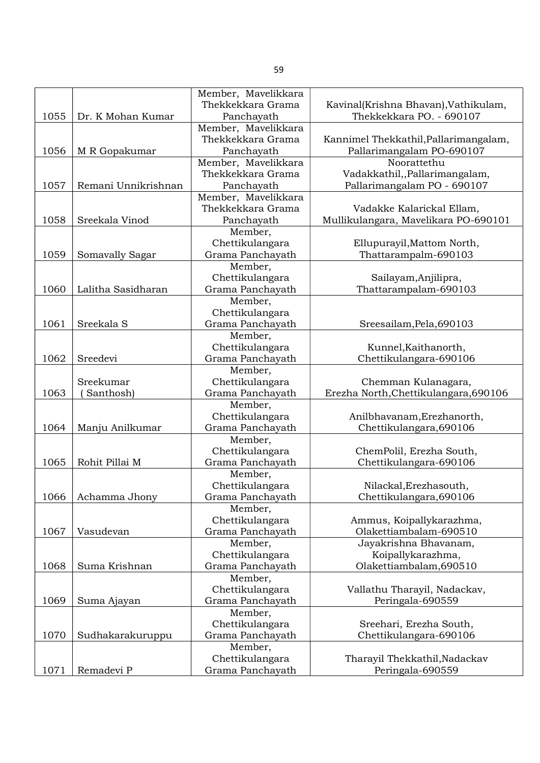| | | | |
|---|---|---|---|
| 1055 | Dr. K Mohan Kumar | Member, Mavelikkara Thekkekkara Grama Panchayath | Kavinal(Krishna Bhavan),Vathikulam, Thekkekkara PO. - 690107 |
| 1056 | M R Gopakumar | Member, Mavelikkara Thekkekkara Grama Panchayath | Kannimel Thekkathil,Pallarimangalam, Pallarimangalam PO-690107 |
| 1057 | Remani Unnikrishnan | Member, Mavelikkara Thekkekkara Grama Panchayath | Noorattethu Vadakkathil,,Pallarimangalam, Pallarimangalam PO - 690107 |
| 1058 | Sreekala Vinod | Member, Mavelikkara Thekkekkara Grama Panchayath | Vadakke Kalarickal Ellam, Mullikulangara, Mavelikara PO-690101 |
| 1059 | Somavally Sagar | Member, Chettikulangara Grama Panchayath | Ellupurayil,Mattom North, Thattarampalm-690103 |
| 1060 | Lalitha Sasidharan | Member, Chettikulangara Grama Panchayath | Sailayam,Anjilipra, Thattarampalam-690103 |
| 1061 | Sreekala S | Member, Chettikulangara Grama Panchayath | Sreesailam,Pela,690103 |
| 1062 | Sreedevi | Member, Chettikulangara Grama Panchayath | Kunnel,Kaithanorth, Chettikulangara-690106 |
| 1063 | Sreekumar ( Santhosh) | Member, Chettikulangara Grama Panchayath | Chemman Kulanagara, Erezha North,Chettikulangara,690106 |
| 1064 | Manju Anilkumar | Member, Chettikulangara Grama Panchayath | Anilbhavanam,Erezhanorth, Chettikulangara,690106 |
| 1065 | Rohit Pillai M | Member, Chettikulangara Grama Panchayath | ChemPolil, Erezha South, Chettikulangara-690106 |
| 1066 | Achamma Jhony | Member, Chettikulangara Grama Panchayath | Nilackal,Erezhasouth, Chettikulangara,690106 |
| 1067 | Vasudevan | Member, Chettikulangara Grama Panchayath | Ammus, Koipallykarazhma, Olakettiambalam-690510 |
| 1068 | Suma Krishnan | Member, Chettikulangara Grama Panchayath | Jayakrishna Bhavanam, Koipallykarazhma, Olakettiambalam,690510 |
| 1069 | Suma Ajayan | Member, Chettikulangara Grama Panchayath | Vallathu Tharayil, Nadackav, Peringala-690559 |
| 1070 | Sudhakarakuruppu | Member, Chettikulangara Grama Panchayath | Sreehari, Erezha South, Chettikulangara-690106 |
| 1071 | Remadevi P | Member, Chettikulangara Grama Panchayath | Tharayil Thekkathil,Nadackav Peringala-690559 |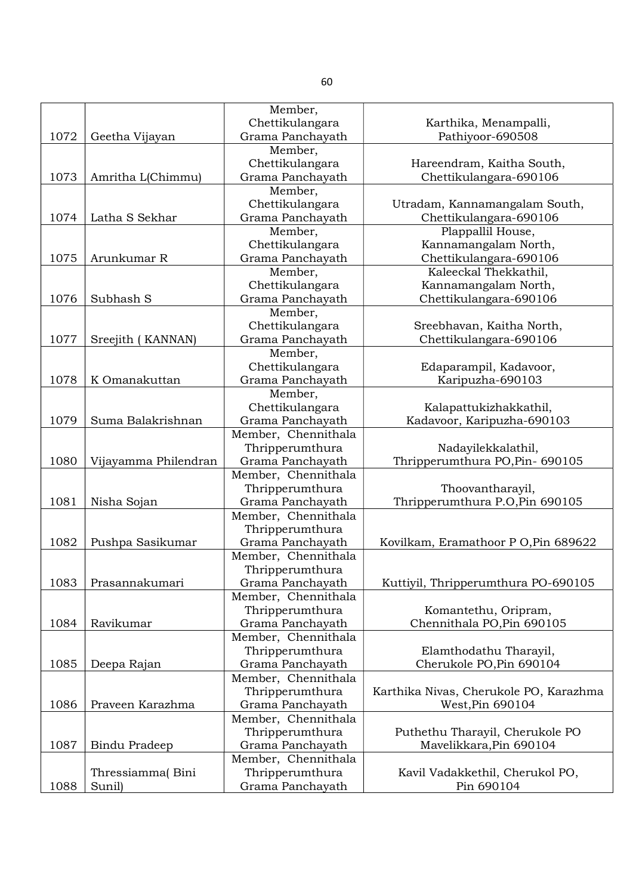| 1072 | Geetha Vijayan | Member, Chettikulangara Grama Panchayath | Karthika, Menampalli, Pathiyoor-690508 |
|---|---|---|---|
| 1073 | Amritha L(Chimmu) | Member, Chettikulangara Grama Panchayath | Hareendram, Kaitha South, Chettikulangara-690106 |
| 1074 | Latha S Sekhar | Member, Chettikulangara Grama Panchayath | Utradam, Kannamangalam South, Chettikulangara-690106 |
| 1075 | Arunkumar R | Member, Chettikulangara Grama Panchayath | Plappallil House, Kannamangalam North, Chettikulangara-690106 |
| 1076 | Subhash S | Member, Chettikulangara Grama Panchayath | Kaleeckal Thekkathil, Kannamangalam North, Chettikulangara-690106 |
| 1077 | Sreejith ( KANNAN) | Member, Chettikulangara Grama Panchayath | Sreebhavan, Kaitha North, Chettikulangara-690106 |
| 1078 | K Omanakuttan | Member, Chettikulangara Grama Panchayath | Edaparampil, Kadavoor, Karipuzha-690103 |
| 1079 | Suma Balakrishnan | Member, Chettikulangara Grama Panchayath | Kalapattukizhakkathil, Kadavoor, Karipuzha-690103 |
| 1080 | Vijayamma Philendran | Member, Chennithala Thripperumthura Grama Panchayath | Nadayilekkalathil, Thripperumthura PO,Pin- 690105 |
| 1081 | Nisha Sojan | Member, Chennithala Thripperumthura Grama Panchayath | Thoovantharayil, Thripperumthura P.O,Pin 690105 |
| 1082 | Pushpa Sasikumar | Member, Chennithala Thripperumthura Grama Panchayath | Kovilkam, Eramathoor P O,Pin 689622 |
| 1083 | Prasannakumari | Member, Chennithala Thripperumthura Grama Panchayath | Kuttiyil, Thripperumthura PO-690105 |
| 1084 | Ravikumar | Member, Chennithala Thripperumthura Grama Panchayath | Komantethu, Oripram, Chennithala PO,Pin 690105 |
| 1085 | Deepa Rajan | Member, Chennithala Thripperumthura Grama Panchayath | Elamthodathu Tharayil, Cherukole PO,Pin 690104 |
| 1086 | Praveen Karazhma | Member, Chennithala Thripperumthura Grama Panchayath | Karthika Nivas, Cherukole PO, Karazhma West,Pin 690104 |
| 1087 | Bindu Pradeep | Member, Chennithala Thripperumthura Grama Panchayath | Puthethu Tharayil, Cherukole PO Mavelikkara,Pin 690104 |
| 1088 | Thressiamma( Bini Sunil) | Member, Chennithala Thripperumthura Grama Panchayath | Kavil Vadakkethil, Cherukol PO, Pin 690104 |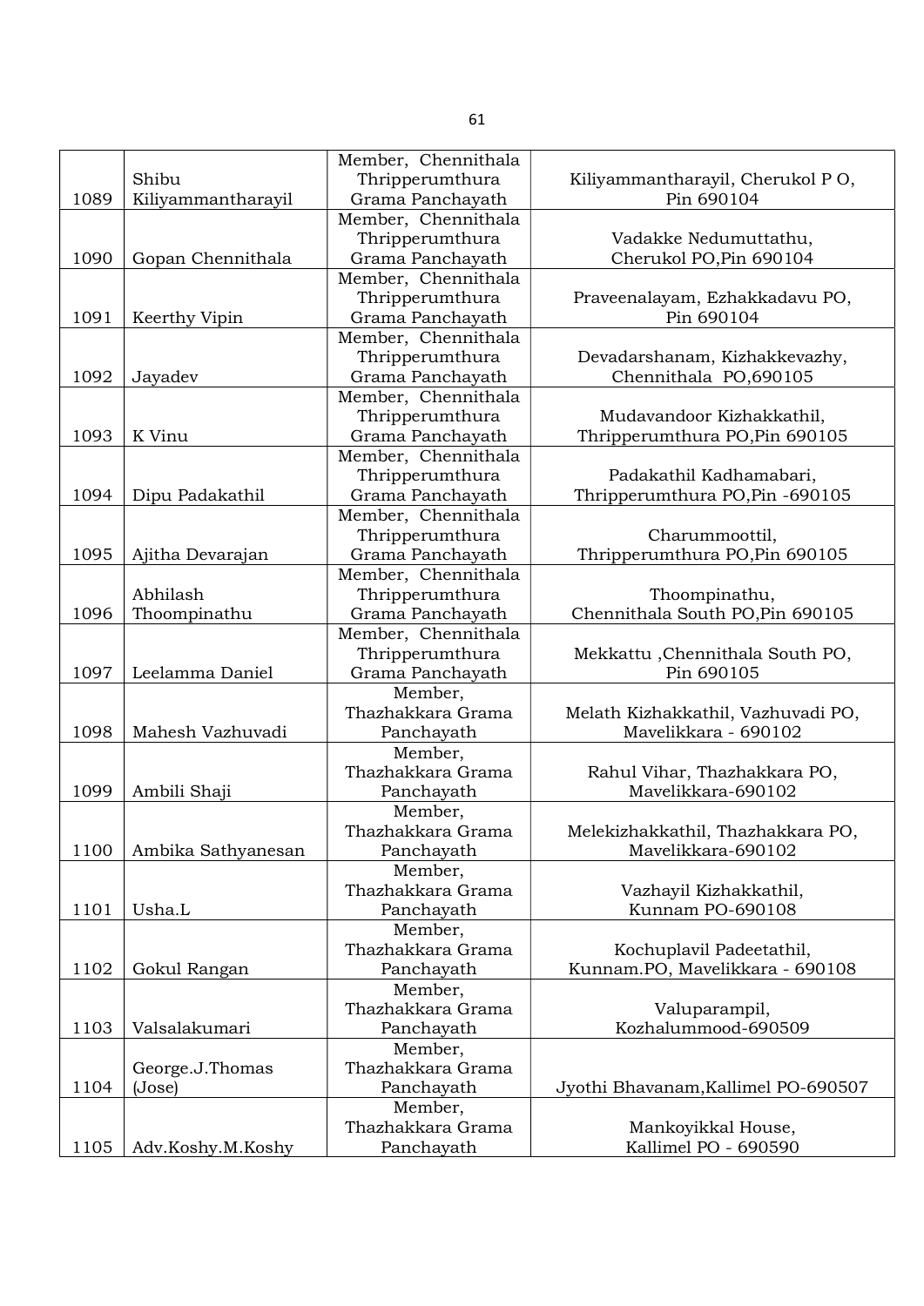| | | | |
|---|---|---|---|
| 1089 | Shibu Kiliyammantharayil | Member, Chennithala Thripperumthura Grama Panchayath | Kiliyammantharayil, Cherukol P O, Pin 690104 |
| 1090 | Gopan Chennithala | Member, Chennithala Thripperumthura Grama Panchayath | Vadakke Nedumuttathu, Cherukol PO,Pin 690104 |
| 1091 | Keerthy Vipin | Member, Chennithala Thripperumthura Grama Panchayath | Praveenalayam, Ezhakkadavu PO, Pin 690104 |
| 1092 | Jayadev | Member, Chennithala Thripperumthura Grama Panchayath | Devadarshanam, Kizhakkevazhy, Chennithala PO,690105 |
| 1093 | K Vinu | Member, Chennithala Thripperumthura Grama Panchayath | Mudavandoor Kizhakkathil, Thripperumthura PO,Pin 690105 |
| 1094 | Dipu Padakathil | Member, Chennithala Thripperumthura Grama Panchayath | Padakathil Kadhamabari, Thripperumthura PO,Pin -690105 |
| 1095 | Ajitha Devarajan | Member, Chennithala Thripperumthura Grama Panchayath | Charummoottil, Thripperumthura PO,Pin 690105 |
| 1096 | Abhilash Thoompinathu | Member, Chennithala Thripperumthura Grama Panchayath | Thoompinathu, Chennithala South PO,Pin 690105 |
| 1097 | Leelamma Daniel | Member, Chennithala Thripperumthura Grama Panchayath | Mekkattu ,Chennithala South PO, Pin 690105 |
| 1098 | Mahesh Vazhuvadi | Member, Thazhakkara Grama Panchayath | Melath Kizhakkathil, Vazhuvadi PO, Mavelikkara - 690102 |
| 1099 | Ambili Shaji | Member, Thazhakkara Grama Panchayath | Rahul Vihar, Thazhakkara PO, Mavelikkara-690102 |
| 1100 | Ambika Sathyanesan | Member, Thazhakkara Grama Panchayath | Melekizhakkathil, Thazhakkara PO, Mavelikkara-690102 |
| 1101 | Usha.L | Member, Thazhakkara Grama Panchayath | Vazhayil Kizhakkathil, Kunnam PO-690108 |
| 1102 | Gokul Rangan | Member, Thazhakkara Grama Panchayath | Kochuplavil Padeetathil, Kunnam.PO, Mavelikkara - 690108 |
| 1103 | Valsalakumari | Member, Thazhakkara Grama Panchayath | Valuparampil, Kozhalummood-690509 |
| 1104 | George.J.Thomas (Jose) | Member, Thazhakkara Grama Panchayath | Jyothi Bhavanam,Kallimel PO-690507 |
| 1105 | Adv.Koshy.M.Koshy | Member, Thazhakkara Grama Panchayath | Mankoyikkal House, Kallimel PO - 690590 |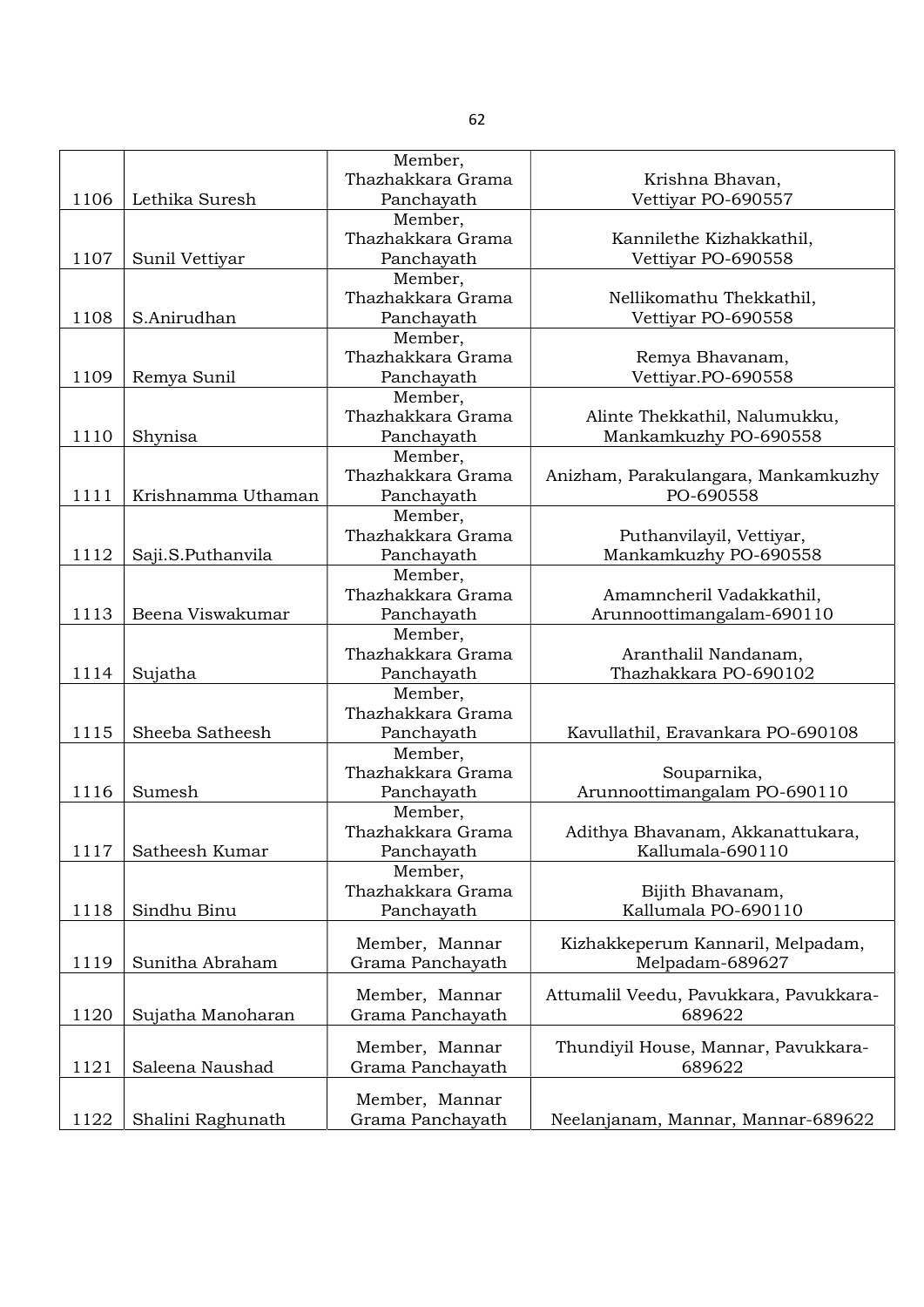| | | | |
|---|---|---|---|
| 1106 | Lethika Suresh | Member, Thazhakkara Grama Panchayath | Krishna Bhavan, Vettiyar PO-690557 |
| 1107 | Sunil Vettiyar | Member, Thazhakkara Grama Panchayath | Kannilethe Kizhakkathil, Vettiyar PO-690558 |
| 1108 | S.Anirudhan | Member, Thazhakkara Grama Panchayath | Nellikomathu Thekkathil, Vettiyar PO-690558 |
| 1109 | Remya Sunil | Member, Thazhakkara Grama Panchayath | Remya Bhavanam, Vettiyar.PO-690558 |
| 1110 | Shynisa | Member, Thazhakkara Grama Panchayath | Alinte Thekkathil, Nalumukku, Mankamkuzhy PO-690558 |
| 1111 | Krishnamma Uthaman | Member, Thazhakkara Grama Panchayath | Anizham, Parakulangara, Mankamkuzhy PO-690558 |
| 1112 | Saji.S.Puthanvila | Member, Thazhakkara Grama Panchayath | Puthanvilayil, Vettiyar, Mankamkuzhy PO-690558 |
| 1113 | Beena Viswakumar | Member, Thazhakkara Grama Panchayath | Amamncheril Vadakkathil, Arunnoottimangalam-690110 |
| 1114 | Sujatha | Member, Thazhakkara Grama Panchayath | Aranthalil Nandanam, Thazhakkara PO-690102 |
| 1115 | Sheeba Satheesh | Member, Thazhakkara Grama Panchayath | Kavullathil, Eravankara PO-690108 |
| 1116 | Sumesh | Member, Thazhakkara Grama Panchayath | Souparnika, Arunnoottimangalam PO-690110 |
| 1117 | Satheesh Kumar | Member, Thazhakkara Grama Panchayath | Adithya Bhavanam, Akkanattukara, Kallumala-690110 |
| 1118 | Sindhu Binu | Member, Thazhakkara Grama Panchayath | Bijith Bhavanam, Kallumala PO-690110 |
| 1119 | Sunitha Abraham | Member, Mannar Grama Panchayath | Kizhakkeperum Kannaril, Melpadam, Melpadam-689627 |
| 1120 | Sujatha Manoharan | Member, Mannar Grama Panchayath | Attumalil Veedu, Pavukkara, Pavukkara-689622 |
| 1121 | Saleena Naushad | Member, Mannar Grama Panchayath | Thundiyil House, Mannar, Pavukkara-689622 |
| 1122 | Shalini Raghunath | Member, Mannar Grama Panchayath | Neelanjanam, Mannar, Mannar-689622 |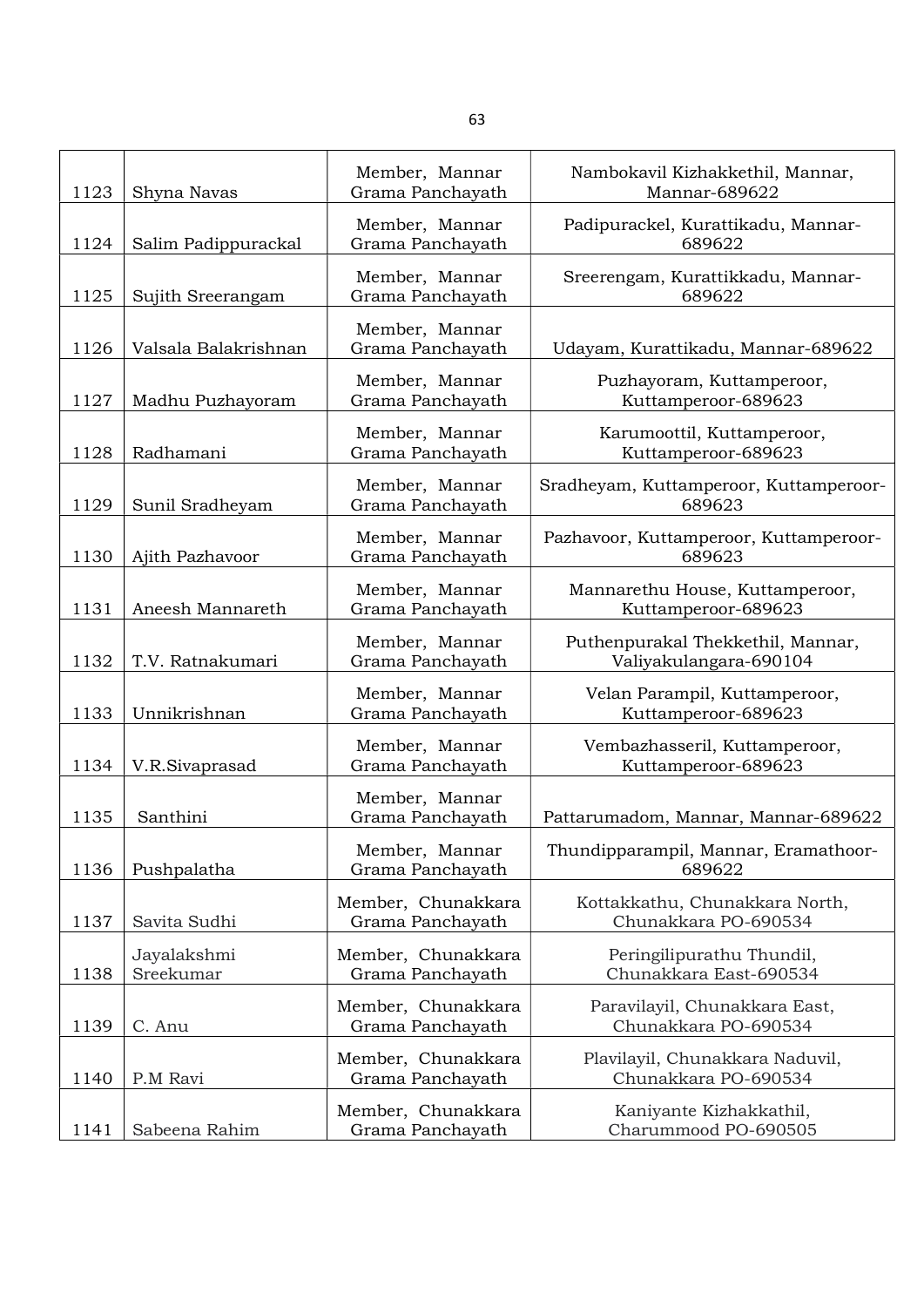| 1123 | Shyna Navas | Member, Mannar Grama Panchayath | Nambokavil Kizhakkethil, Mannar, Mannar-689622 |
|---|---|---|---|
| 1124 | Salim Padippurackal | Member, Mannar Grama Panchayath | Padipurackel, Kurattikadu, Mannar-689622 |
| 1125 | Sujith Sreerangam | Member, Mannar Grama Panchayath | Sreerengam, Kurattikkadu, Mannar-689622 |
| 1126 | Valsala Balakrishnan | Member, Mannar Grama Panchayath | Udayam, Kurattikadu, Mannar-689622 |
| 1127 | Madhu Puzhayoram | Member, Mannar Grama Panchayath | Puzhayoram, Kuttamperoor, Kuttamperoor-689623 |
| 1128 | Radhamani | Member, Mannar Grama Panchayath | Karumoottil, Kuttamperoor, Kuttamperoor-689623 |
| 1129 | Sunil Sradheyam | Member, Mannar Grama Panchayath | Sradheyam, Kuttamperoor, Kuttamperoor-689623 |
| 1130 | Ajith Pazhavoor | Member, Mannar Grama Panchayath | Pazhavoor, Kuttamperoor, Kuttamperoor-689623 |
| 1131 | Aneesh Mannareth | Member, Mannar Grama Panchayath | Mannarethu House, Kuttamperoor, Kuttamperoor-689623 |
| 1132 | T.V. Ratnakumari | Member, Mannar Grama Panchayath | Puthenpurakal Thekkethil, Mannar, Valiyakulangara-690104 |
| 1133 | Unnikrishnan | Member, Mannar Grama Panchayath | Velan Parampil, Kuttamperoor, Kuttamperoor-689623 |
| 1134 | V.R.Sivaprasad | Member, Mannar Grama Panchayath | Vembazhasseril, Kuttamperoor, Kuttamperoor-689623 |
| 1135 | Santhini | Member, Mannar Grama Panchayath | Pattarumadom, Mannar, Mannar-689622 |
| 1136 | Pushpalatha | Member, Mannar Grama Panchayath | Thundipparampil, Mannar, Eramathoor-689622 |
| 1137 | Savita Sudhi | Member, Chunakkara Grama Panchayath | Kottakkathu, Chunakkara North, Chunakkara PO-690534 |
| 1138 | Jayalakshmi Sreekumar | Member, Chunakkara Grama Panchayath | Peringilipurathu Thundil, Chunakkara East-690534 |
| 1139 | C. Anu | Member, Chunakkara Grama Panchayath | Paravilayil, Chunakkara East, Chunakkara PO-690534 |
| 1140 | P.M Ravi | Member, Chunakkara Grama Panchayath | Plavilayil, Chunakkara Naduvil, Chunakkara PO-690534 |
| 1141 | Sabeena Rahim | Member, Chunakkara Grama Panchayath | Kaniyante Kizhakkathil, Charummood PO-690505 |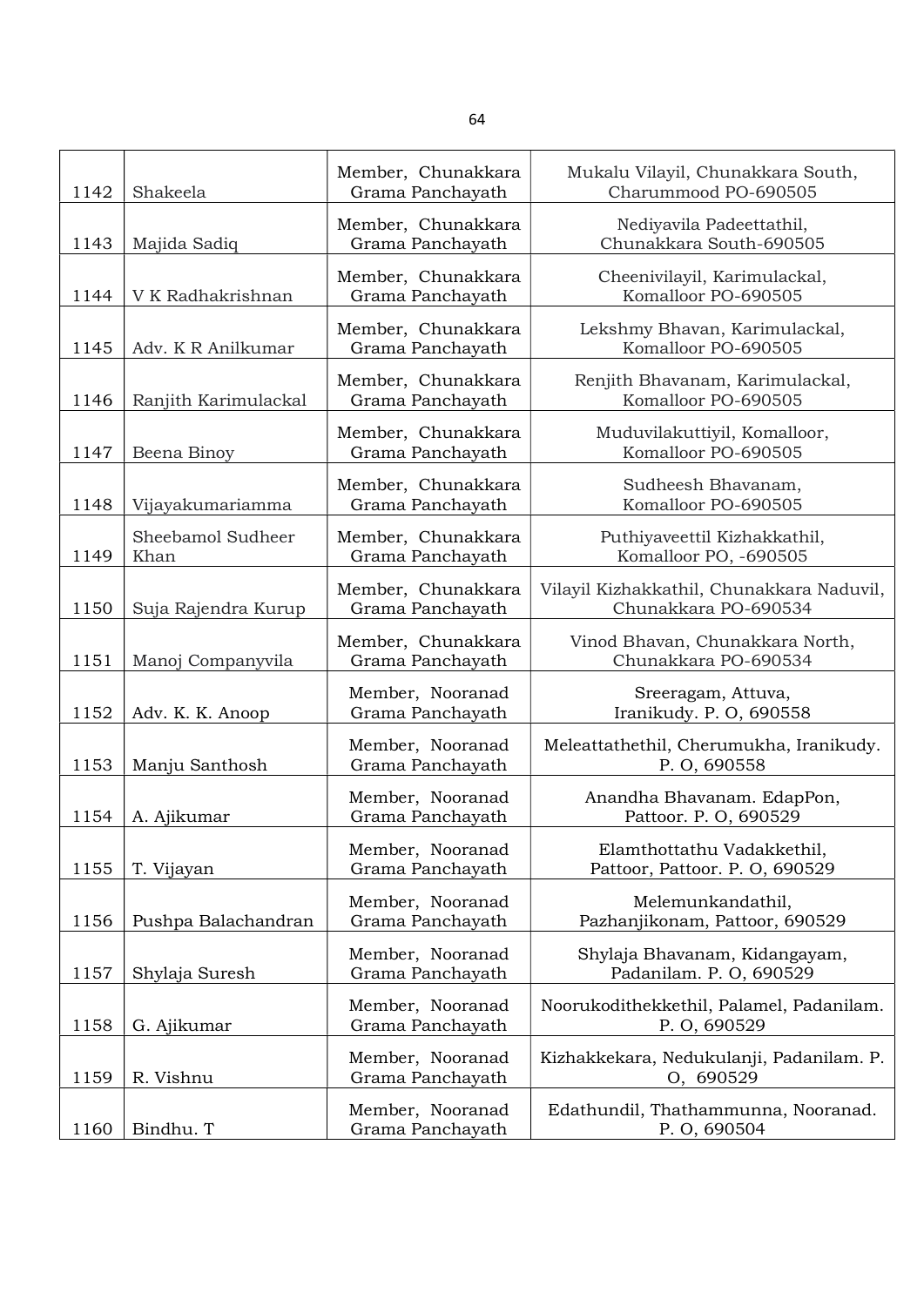| | | | |
|---|---|---|---|
| 1142 | Shakeela | Member, Chunakkara Grama Panchayath | Mukalu Vilayil, Chunakkara South, Charummood PO-690505 |
| 1143 | Majida Sadiq | Member, Chunakkara Grama Panchayath | Nediyavila Padeettathil, Chunakkara South-690505 |
| 1144 | V K Radhakrishnan | Member, Chunakkara Grama Panchayath | Cheenivilayil, Karimulackal, Komalloor PO-690505 |
| 1145 | Adv. K R Anilkumar | Member, Chunakkara Grama Panchayath | Lekshmy Bhavan, Karimulackal, Komalloor PO-690505 |
| 1146 | Ranjith Karimulackal | Member, Chunakkara Grama Panchayath | Renjith Bhavanam, Karimulackal, Komalloor PO-690505 |
| 1147 | Beena Binoy | Member, Chunakkara Grama Panchayath | Muduvilakuttiyil, Komalloor, Komalloor PO-690505 |
| 1148 | Vijayakumariamma | Member, Chunakkara Grama Panchayath | Sudheesh Bhavanam, Komalloor PO-690505 |
| 1149 | Sheebamol Sudheer Khan | Member, Chunakkara Grama Panchayath | Puthiyaveettil Kizhakkathil, Komalloor PO, -690505 |
| 1150 | Suja Rajendra Kurup | Member, Chunakkara Grama Panchayath | Vilayil Kizhakkathil, Chunakkara Naduvil, Chunakkara PO-690534 |
| 1151 | Manoj Companyvila | Member, Chunakkara Grama Panchayath | Vinod Bhavan, Chunakkara North, Chunakkara PO-690534 |
| 1152 | Adv. K. K. Anoop | Member, Nooranad Grama Panchayath | Sreeragam, Attuva, Iranikudy. P. O, 690558 |
| 1153 | Manju Santhosh | Member, Nooranad Grama Panchayath | Meleattathethil, Cherumukha, Iranikudy. P. O, 690558 |
| 1154 | A. Ajikumar | Member, Nooranad Grama Panchayath | Anandha Bhavanam. EdapPon, Pattoor. P. O, 690529 |
| 1155 | T. Vijayan | Member, Nooranad Grama Panchayath | Elamthottathu Vadakkethil, Pattoor, Pattoor. P. O, 690529 |
| 1156 | Pushpa Balachandran | Member, Nooranad Grama Panchayath | Melemunkandathil, Pazhanjikonam, Pattoor, 690529 |
| 1157 | Shylaja Suresh | Member, Nooranad Grama Panchayath | Shylaja Bhavanam, Kidangayam, Padanilam. P. O, 690529 |
| 1158 | G. Ajikumar | Member, Nooranad Grama Panchayath | Noorukodithekkethil, Palamel, Padanilam. P. O, 690529 |
| 1159 | R. Vishnu | Member, Nooranad Grama Panchayath | Kizhakkekara, Nedukulanji, Padanilam. P. O, 690529 |
| 1160 | Bindhu. T | Member, Nooranad Grama Panchayath | Edathundil, Thathammunna, Nooranad. P. O, 690504 |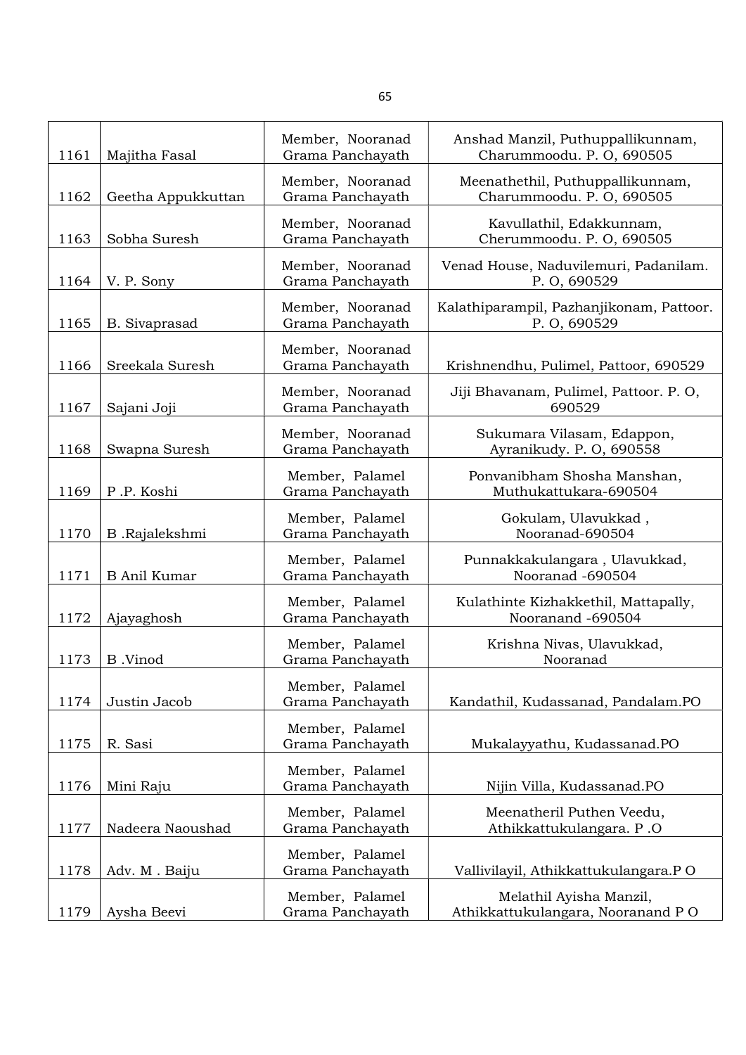| | | | |
|---|---|---|---|
| 1161 | Majitha Fasal | Member, Nooranad Grama Panchayath | Anshad Manzil, Puthuppallikunnam, Charummoodu. P. O, 690505 |
| 1162 | Geetha Appukkuttan | Member, Nooranad Grama Panchayath | Meenathethil, Puthuppallikunnam, Charummoodu. P. O, 690505 |
| 1163 | Sobha Suresh | Member, Nooranad Grama Panchayath | Kavullathil, Edakkunnam, Cherummoodu. P. O, 690505 |
| 1164 | V. P. Sony | Member, Nooranad Grama Panchayath | Venad House, Naduvilemuri, Padanilam. P. O, 690529 |
| 1165 | B. Sivaprasad | Member, Nooranad Grama Panchayath | Kalathiparampil, Pazhanjikonam, Pattoor. P. O, 690529 |
| 1166 | Sreekala Suresh | Member, Nooranad Grama Panchayath | Krishnendhu, Pulimel, Pattoor, 690529 |
| 1167 | Sajani Joji | Member, Nooranad Grama Panchayath | Jiji Bhavanam, Pulimel, Pattoor. P. O, 690529 |
| 1168 | Swapna Suresh | Member, Nooranad Grama Panchayath | Sukumara Vilasam, Edappon, Ayranikudy. P. O, 690558 |
| 1169 | P .P. Koshi | Member, Palamel Grama Panchayath | Ponvanibham Shosha Manshan, Muthukattukara-690504 |
| 1170 | B .Rajalekshmi | Member, Palamel Grama Panchayath | Gokulam, Ulavukkad , Nooranad-690504 |
| 1171 | B Anil Kumar | Member, Palamel Grama Panchayath | Punnakkakulangara , Ulavukkad, Nooranad -690504 |
| 1172 | Ajayaghosh | Member, Palamel Grama Panchayath | Kulathinte Kizhakkethil, Mattapally, Nooranand -690504 |
| 1173 | B .Vinod | Member, Palamel Grama Panchayath | Krishna Nivas, Ulavukkad, Nooranad |
| 1174 | Justin Jacob | Member, Palamel Grama Panchayath | Kandathil, Kudassanad, Pandalam.PO |
| 1175 | R. Sasi | Member, Palamel Grama Panchayath | Mukalayyathu, Kudassanad.PO |
| 1176 | Mini Raju | Member, Palamel Grama Panchayath | Nijin Villa, Kudassanad.PO |
| 1177 | Nadeera Naoushad | Member, Palamel Grama Panchayath | Meenatheril Puthen Veedu, Athikkattukulangara. P .O |
| 1178 | Adv. M . Baiju | Member, Palamel Grama Panchayath | Vallivilayil, Athikkattukulangara.P O |
| 1179 | Aysha Beevi | Member, Palamel Grama Panchayath | Melathil Ayisha Manzil, Athikkattukulangara, Nooranand P O |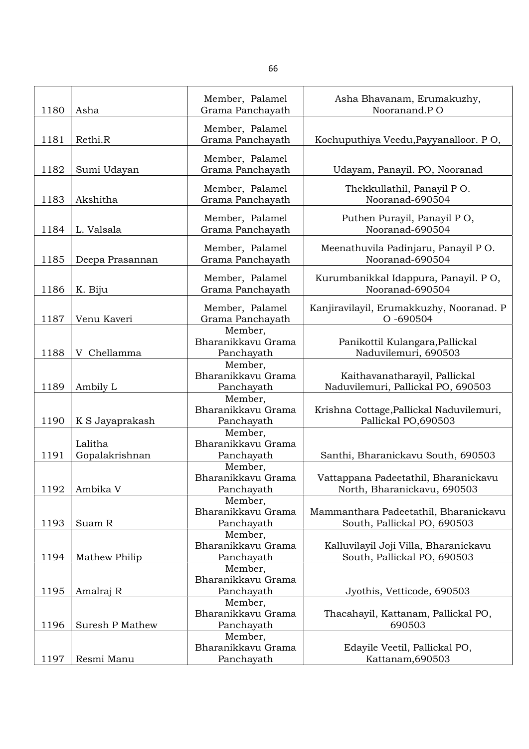| | | | |
|---|---|---|---|
| 1180 | Asha | Member, Palamel Grama Panchayath | Asha Bhavanam, Erumakuzhy, Nooranand.P O |
| 1181 | Rethi.R | Member, Palamel Grama Panchayath | Kochuputhiya Veedu,Payyanalloor. P O, |
| 1182 | Sumi Udayan | Member, Palamel Grama Panchayath | Udayam, Panayil. PO, Nooranad |
| 1183 | Akshitha | Member, Palamel Grama Panchayath | Thekkullathil, Panayil P O. Nooranad-690504 |
| 1184 | L. Valsala | Member, Palamel Grama Panchayath | Puthen Purayil, Panayil P O, Nooranad-690504 |
| 1185 | Deepa Prasannan | Member, Palamel Grama Panchayath | Meenathuvila Padinjaru, Panayil P O. Nooranad-690504 |
| 1186 | K. Biju | Member, Palamel Grama Panchayath | Kurumbanikkal Idappura, Panayil. P O, Nooranad-690504 |
| 1187 | Venu Kaveri | Member, Palamel Grama Panchayath | Kanjiravilayil, Erumakkuzhy, Nooranad. P O -690504 |
| 1188 | V Chellamma | Member, Bharanikkavu Grama Panchayath | Panikottil Kulangara,Pallickal Naduvilemuri, 690503 |
| 1189 | Ambily L | Member, Bharanikkavu Grama Panchayath | Kaithavanatharayil, Pallickal Naduvilemuri, Pallickal PO, 690503 |
| 1190 | K S Jayaprakash | Member, Bharanikkavu Grama Panchayath | Krishna Cottage,Pallickal Naduvilemuri, Pallickal PO,690503 |
| 1191 | Lalitha Gopalakrishnan | Member, Bharanikkavu Grama Panchayath | Santhi, Bharanickavu South, 690503 |
| 1192 | Ambika V | Member, Bharanikkavu Grama Panchayath | Vattappana Padeetathil, Bharanickavu North, Bharanickavu, 690503 |
| 1193 | Suam R | Member, Bharanikkavu Grama Panchayath | Mammanthara Padeetathil, Bharanickavu South, Pallickal PO, 690503 |
| 1194 | Mathew Philip | Member, Bharanikkavu Grama Panchayath | Kalluvilayil Joji Villa, Bharanickavu South, Pallickal PO, 690503 |
| 1195 | Amalraj R | Member, Bharanikkavu Grama Panchayath | Jyothis, Vetticode, 690503 |
| 1196 | Suresh P Mathew | Member, Bharanikkavu Grama Panchayath | Thacahayil, Kattanam, Pallickal PO, 690503 |
| 1197 | Resmi Manu | Member, Bharanikkavu Grama Panchayath | Edayile Veetil, Pallickal PO, Kattanam,690503 |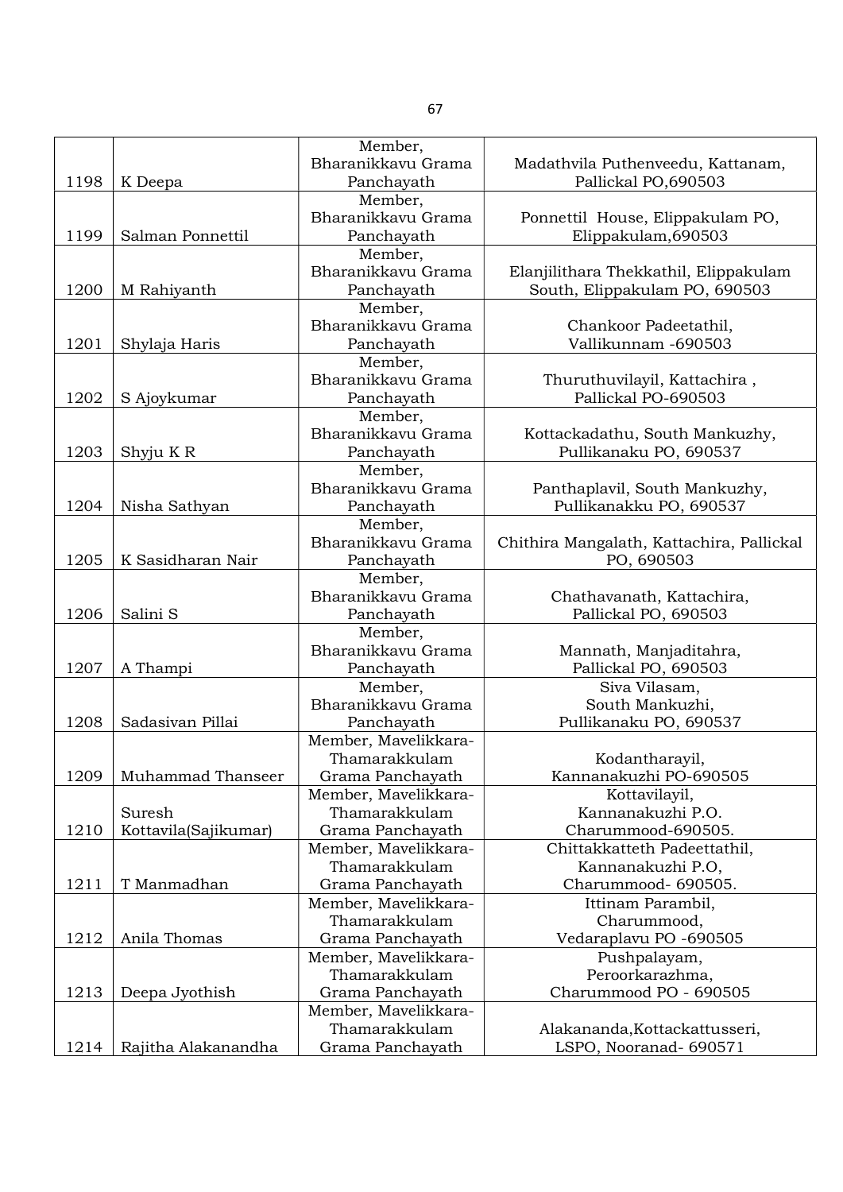| 1198 | K Deepa | Member, Bharanikkavu Grama Panchayath | Madathvila Puthenveedu, Kattanam, Pallickal PO,690503 |
|---|---|---|---|
| 1199 | Salman Ponnettil | Member, Bharanikkavu Grama Panchayath | Ponnettil House, Elippakulam PO, Elippakulam,690503 |
| 1200 | M Rahiyanth | Member, Bharanikkavu Grama Panchayath | Elanjilithara Thekkathil, Elippakulam South, Elippakulam PO, 690503 |
| 1201 | Shylaja Haris | Member, Bharanikkavu Grama Panchayath | Chankoor Padeetathil, Vallikunnam -690503 |
| 1202 | S Ajoykumar | Member, Bharanikkavu Grama Panchayath | Thuruthuvilayil, Kattachira , Pallickal PO-690503 |
| 1203 | Shyju K R | Member, Bharanikkavu Grama Panchayath | Kottackadathu, South Mankuzhy, Pullikanaku PO, 690537 |
| 1204 | Nisha Sathyan | Member, Bharanikkavu Grama Panchayath | Panthaplavil, South Mankuzhy, Pullikanakku PO, 690537 |
| 1205 | K Sasidharan Nair | Member, Bharanikkavu Grama Panchayath | Chithira Mangalath, Kattachira, Pallickal PO, 690503 |
| 1206 | Salini S | Member, Bharanikkavu Grama Panchayath | Chathavanath, Kattachira, Pallickal PO, 690503 |
| 1207 | A Thampi | Member, Bharanikkavu Grama Panchayath | Mannath, Manjaditahra, Pallickal PO, 690503 |
| 1208 | Sadasivan Pillai | Member, Bharanikkavu Grama Panchayath | Siva Vilasam, South Mankuzhi, Pullikanaku PO, 690537 |
| 1209 | Muhammad Thanseer | Member, Mavelikkara-Thamarakkulam Grama Panchayath | Kodantharayil, Kannanakuzhi PO-690505 |
| 1210 | Suresh Kottavila(Sajikumar) | Member, Mavelikkara-Thamarakkulam Grama Panchayath | Kottavilayil, Kannanakuzhi P.O. Charummood-690505. |
| 1211 | T Manmadhan | Member, Mavelikkara-Thamarakkulam Grama Panchayath | Chittakkatteth Padeettathil, Kannanakuzhi P.O, Charummood- 690505. |
| 1212 | Anila Thomas | Member, Mavelikkara-Thamarakkulam Grama Panchayath | Ittinam Parambil, Charummood, Vedaraplavu PO -690505 |
| 1213 | Deepa Jyothish | Member, Mavelikkara-Thamarakkulam Grama Panchayath | Pushpalayam, Peroorkarazhma, Charummood PO - 690505 |
| 1214 | Rajitha Alakanandha | Member, Mavelikkara-Thamarakkulam Grama Panchayath | Alakananda,Kottackattusseri, LSPO, Nooranad- 690571 |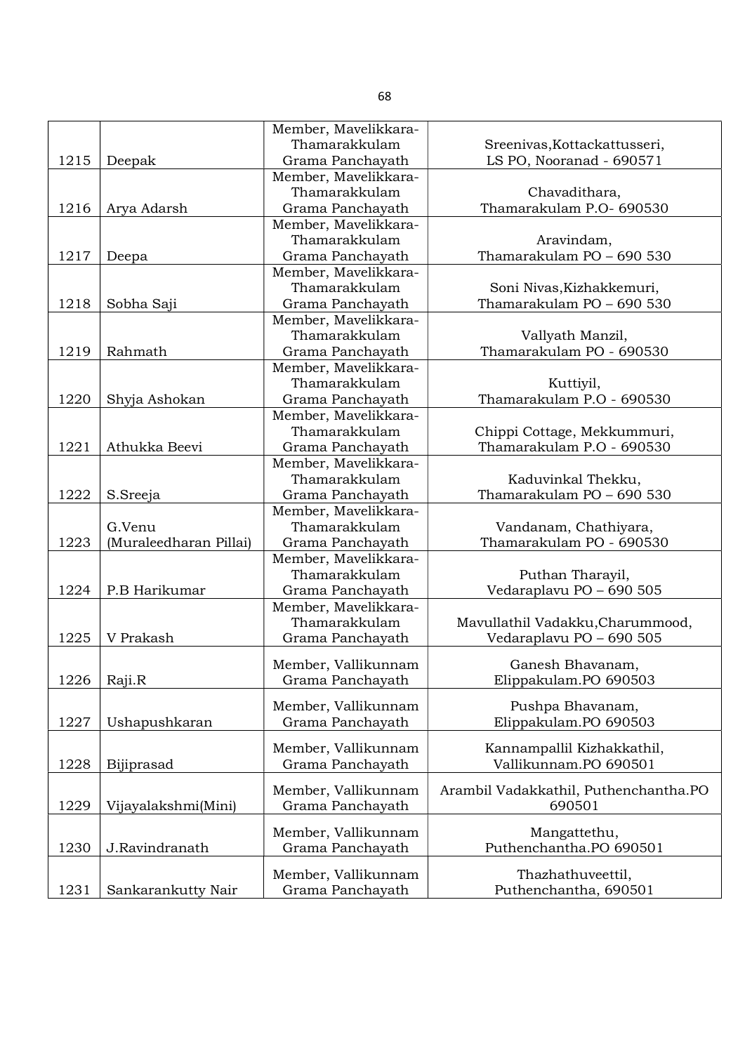| | | | |
|---|---|---|---|
| 1215 | Deepak | Member, Mavelikkara-Thamarakkulam Grama Panchayath | Sreenivas,Kottackattusseri, LS PO, Nooranad - 690571 |
| 1216 | Arya Adarsh | Member, Mavelikkara-Thamarakkulam Grama Panchayath | Chavadithara, Thamarakulam P.O- 690530 |
| 1217 | Deepa | Member, Mavelikkara-Thamarakkulam Grama Panchayath | Aravindam, Thamarakulam PO – 690 530 |
| 1218 | Sobha Saji | Member, Mavelikkara-Thamarakkulam Grama Panchayath | Soni Nivas,Kizhakkemuri, Thamarakulam PO – 690 530 |
| 1219 | Rahmath | Member, Mavelikkara-Thamarakkulam Grama Panchayath | Vallyath Manzil, Thamarakulam PO - 690530 |
| 1220 | Shyja Ashokan | Member, Mavelikkara-Thamarakkulam Grama Panchayath | Kuttiyil, Thamarakulam P.O - 690530 |
| 1221 | Athukka Beevi | Member, Mavelikkara-Thamarakkulam Grama Panchayath | Chippi Cottage, Mekkummuri, Thamarakulam P.O - 690530 |
| 1222 | S.Sreeja | Member, Mavelikkara-Thamarakkulam Grama Panchayath | Kaduvinkal Thekku, Thamarakulam PO – 690 530 |
| 1223 | G.Venu (Muraleedharan Pillai) | Member, Mavelikkara-Thamarakkulam Grama Panchayath | Vandanam, Chathiyara, Thamarakulam PO - 690530 |
| 1224 | P.B Harikumar | Member, Mavelikkara-Thamarakkulam Grama Panchayath | Puthan Tharayil, Vedaraplavu PO – 690 505 |
| 1225 | V Prakash | Member, Mavelikkara-Thamarakkulam Grama Panchayath | Mavullathil Vadakku,Charummood, Vedaraplavu PO – 690 505 |
| 1226 | Raji.R | Member, Vallikunnam Grama Panchayath | Ganesh Bhavanam, Elippakulam.PO 690503 |
| 1227 | Ushapushkaran | Member, Vallikunnam Grama Panchayath | Pushpa Bhavanam, Elippakulam.PO 690503 |
| 1228 | Bijiprasad | Member, Vallikunnam Grama Panchayath | Kannampallil Kizhakkathil, Vallikunnam.PO 690501 |
| 1229 | Vijayalakshmi(Mini) | Member, Vallikunnam Grama Panchayath | Arambil Vadakkathil, Puthenchantha.PO 690501 |
| 1230 | J.Ravindranath | Member, Vallikunnam Grama Panchayath | Mangattethu, Puthenchantha.PO 690501 |
| 1231 | Sankarankutty Nair | Member, Vallikunnam Grama Panchayath | Thazhathuveettil, Puthenchantha, 690501 |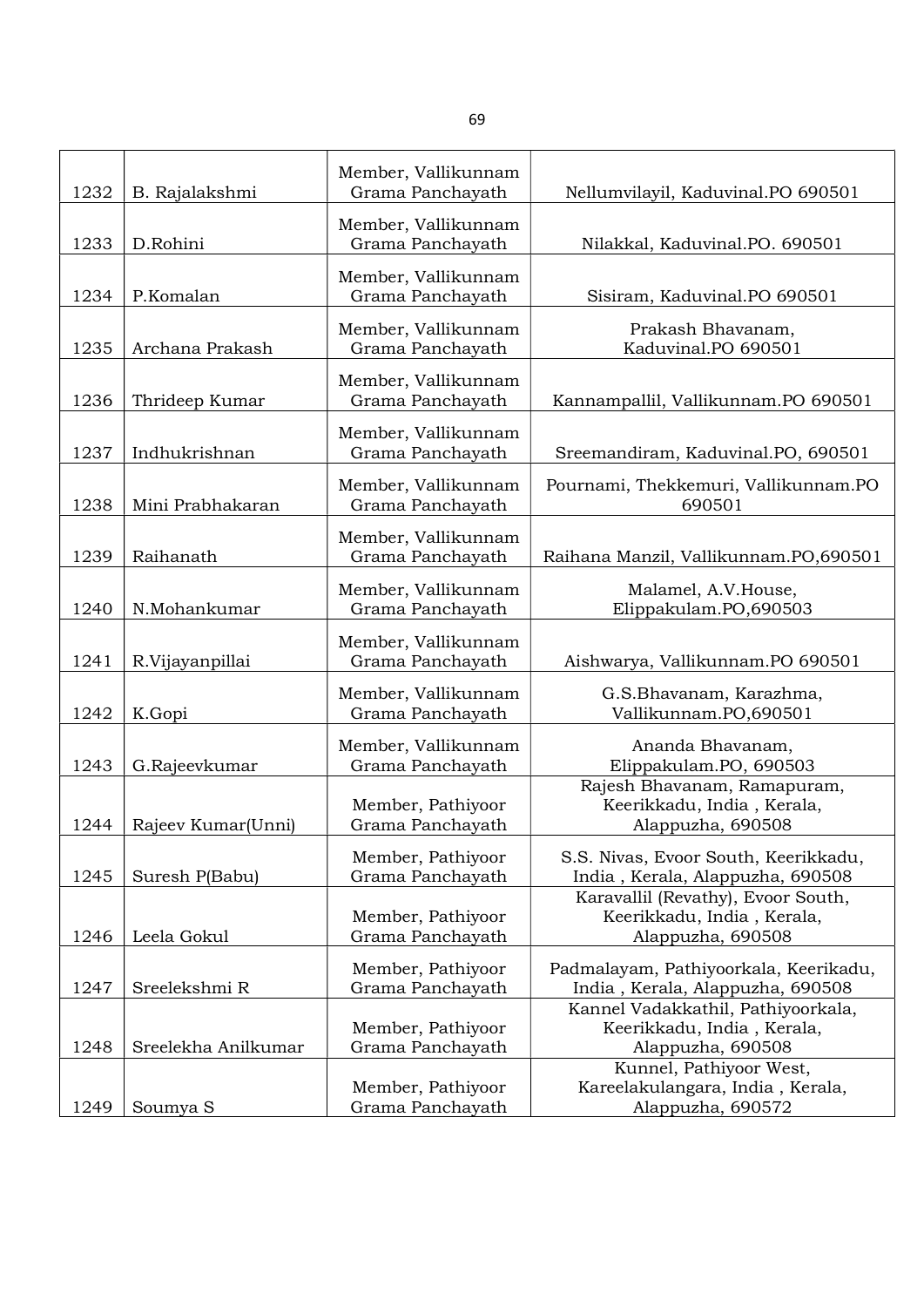| | | | |
|---|---|---|---|
| 1232 | B. Rajalakshmi | Member, Vallikunnam Grama Panchayath | Nellumvilayil, Kaduvinal.PO 690501 |
| 1233 | D.Rohini | Member, Vallikunnam Grama Panchayath | Nilakkal, Kaduvinal.PO. 690501 |
| 1234 | P.Komalan | Member, Vallikunnam Grama Panchayath | Sisiram, Kaduvinal.PO 690501 |
| 1235 | Archana Prakash | Member, Vallikunnam Grama Panchayath | Prakash Bhavanam, Kaduvinal.PO 690501 |
| 1236 | Thrideep Kumar | Member, Vallikunnam Grama Panchayath | Kannampallil, Vallikunnam.PO 690501 |
| 1237 | Indhukrishnan | Member, Vallikunnam Grama Panchayath | Sreemandiram, Kaduvinal.PO, 690501 |
| 1238 | Mini Prabhakaran | Member, Vallikunnam Grama Panchayath | Pournami, Thekkemuri, Vallikunnam.PO 690501 |
| 1239 | Raihanath | Member, Vallikunnam Grama Panchayath | Raihana Manzil, Vallikunnam.PO,690501 |
| 1240 | N.Mohankumar | Member, Vallikunnam Grama Panchayath | Malamel, A.V.House, Elippakulam.PO,690503 |
| 1241 | R.Vijayanpillai | Member, Vallikunnam Grama Panchayath | Aishwarya, Vallikunnam.PO 690501 |
| 1242 | K.Gopi | Member, Vallikunnam Grama Panchayath | G.S.Bhavanam, Karazhma, Vallikunnam.PO,690501 |
| 1243 | G.Rajeevkumar | Member, Vallikunnam Grama Panchayath | Ananda Bhavanam, Elippakulam.PO, 690503 |
| 1244 | Rajeev Kumar(Unni) | Member, Pathiyoor Grama Panchayath | Rajesh Bhavanam, Ramapuram, Keerikkadu, India , Kerala, Alappuzha, 690508 |
| 1245 | Suresh P(Babu) | Member, Pathiyoor Grama Panchayath | S.S. Nivas, Evoor South, Keerikkadu, India , Kerala, Alappuzha, 690508 |
| 1246 | Leela Gokul | Member, Pathiyoor Grama Panchayath | Karavallil (Revathy), Evoor South, Keerikkadu, India , Kerala, Alappuzha, 690508 |
| 1247 | Sreelekshmi R | Member, Pathiyoor Grama Panchayath | Padmalayam, Pathiyoorkala, Keerikadu, India , Kerala, Alappuzha, 690508 |
| 1248 | Sreelekha Anilkumar | Member, Pathiyoor Grama Panchayath | Kannel Vadakkathil, Pathiyoorkala, Keerikkadu, India , Kerala, Alappuzha, 690508 |
| 1249 | Soumya S | Member, Pathiyoor Grama Panchayath | Kunnel, Pathiyoor West, Kareelakulangara, India , Kerala, Alappuzha, 690572 |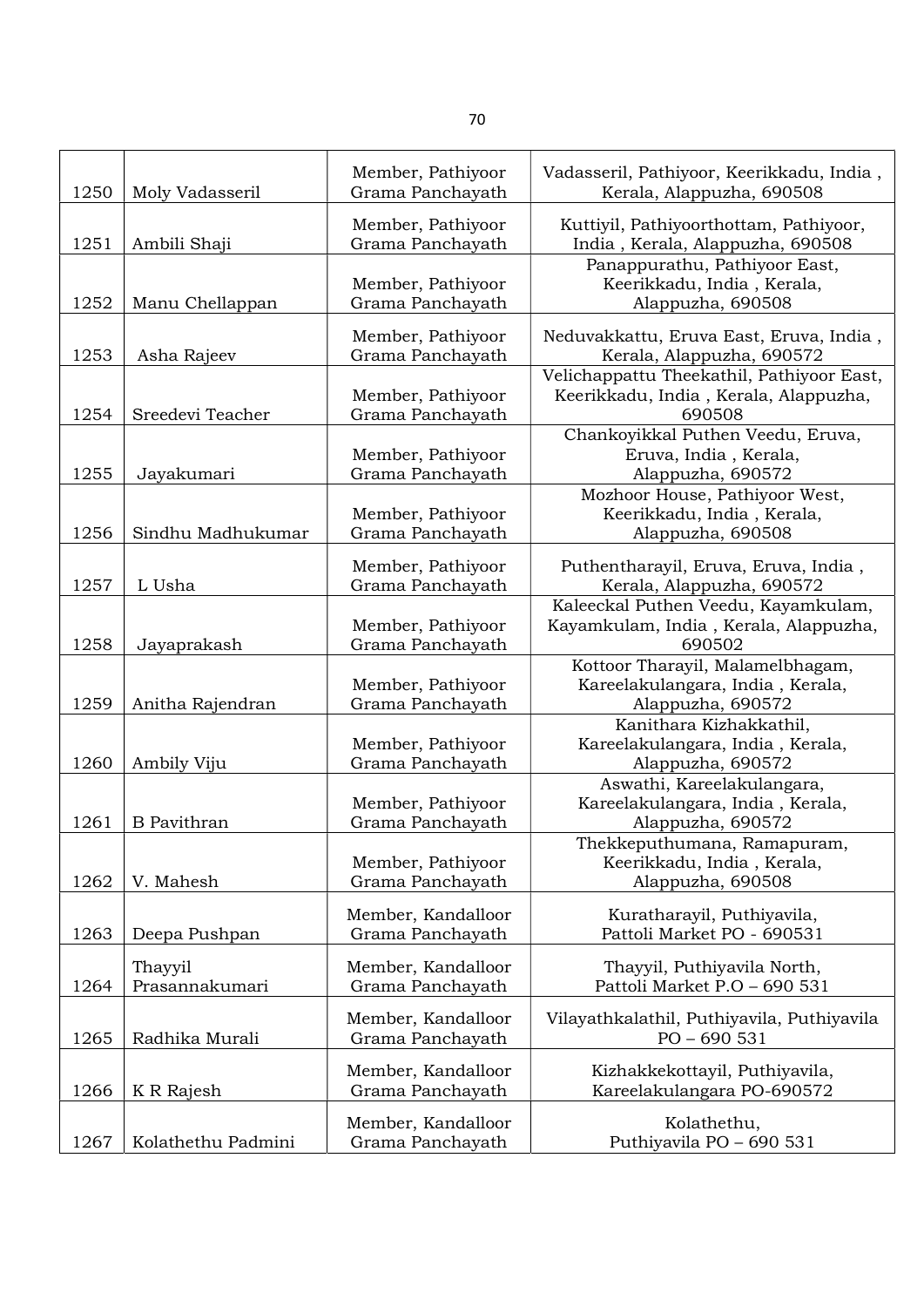| 1250 | Moly Vadasseril | Member, Pathiyoor Grama Panchayath | Vadasseril, Pathiyoor, Keerikkadu, India , Kerala, Alappuzha, 690508 |
|---|---|---|---|
| 1251 | Ambili Shaji | Member, Pathiyoor Grama Panchayath | Kuttiyil, Pathiyoorthottam, Pathiyoor, India , Kerala, Alappuzha, 690508 |
| 1252 | Manu Chellappan | Member, Pathiyoor Grama Panchayath | Panappurathu, Pathiyoor East, Keerikkadu, India , Kerala, Alappuzha, 690508 |
| 1253 | Asha Rajeev | Member, Pathiyoor Grama Panchayath | Neduvakkattu, Eruva East, Eruva, India , Kerala, Alappuzha, 690572 |
| 1254 | Sreedevi Teacher | Member, Pathiyoor Grama Panchayath | Velichappattu Theekathil, Pathiyoor East, Keerikkadu, India , Kerala, Alappuzha, 690508 |
| 1255 | Jayakumari | Member, Pathiyoor Grama Panchayath | Chankoyikkal Puthen Veedu, Eruva, Eruva, India , Kerala, Alappuzha, 690572 |
| 1256 | Sindhu Madhukumar | Member, Pathiyoor Grama Panchayath | Mozhoor House, Pathiyoor West, Keerikkadu, India , Kerala, Alappuzha, 690508 |
| 1257 | L Usha | Member, Pathiyoor Grama Panchayath | Puthentharayil, Eruva, Eruva, India , Kerala, Alappuzha, 690572 |
| 1258 | Jayaprakash | Member, Pathiyoor Grama Panchayath | Kaleeckal Puthen Veedu, Kayamkulam, Kayamkulam, India , Kerala, Alappuzha, 690502 |
| 1259 | Anitha Rajendran | Member, Pathiyoor Grama Panchayath | Kottoor Tharayil, Malamelbhagam, Kareelakulangara, India , Kerala, Alappuzha, 690572 |
| 1260 | Ambily Viju | Member, Pathiyoor Grama Panchayath | Kanithara Kizhakkathil, Kareelakulangara, India , Kerala, Alappuzha, 690572 |
| 1261 | B Pavithran | Member, Pathiyoor Grama Panchayath | Aswathi, Kareelakulangara, Kareelakulangara, India , Kerala, Alappuzha, 690572 |
| 1262 | V. Mahesh | Member, Pathiyoor Grama Panchayath | Thekkeputhumana, Ramapuram, Keerikkadu, India , Kerala, Alappuzha, 690508 |
| 1263 | Deepa Pushpan | Member, Kandalloor Grama Panchayath | Kuratharayil, Puthiyavila, Pattoli Market PO - 690531 |
| 1264 | Thayyil Prasannakumari | Member, Kandalloor Grama Panchayath | Thayyil, Puthiyavila North, Pattoli Market P.O – 690 531 |
| 1265 | Radhika Murali | Member, Kandalloor Grama Panchayath | Vilayathkalathil, Puthiyavila, Puthiyavila PO – 690 531 |
| 1266 | K R Rajesh | Member, Kandalloor Grama Panchayath | Kizhakkekottayil, Puthiyavila, Kareelakulangara PO-690572 |
| 1267 | Kolathethu Padmini | Member, Kandalloor Grama Panchayath | Kolathethu, Puthiyavila PO – 690 531 |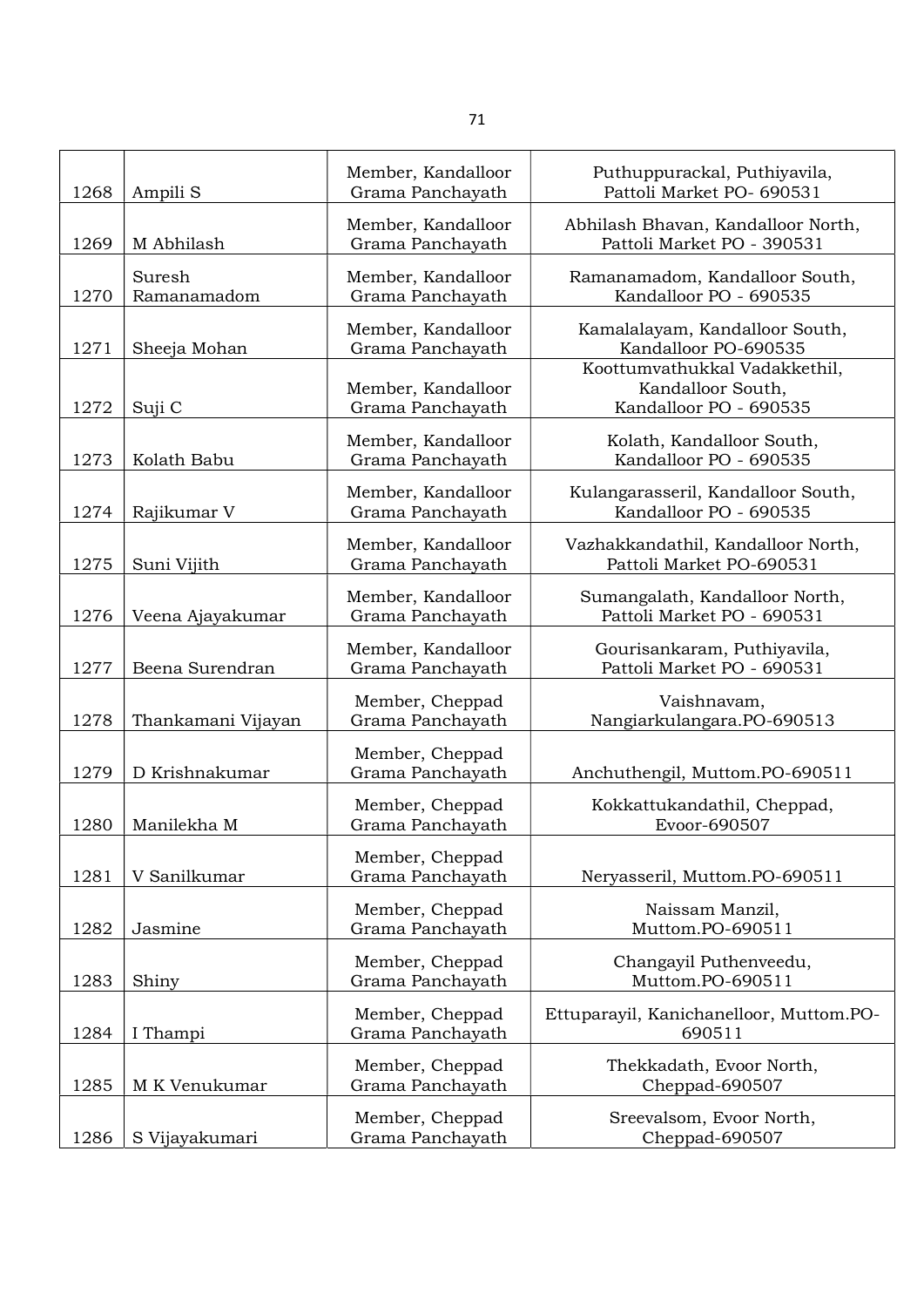| | | | |
|---|---|---|---|
| 1268 | Ampili S | Member, Kandalloor Grama Panchayath | Puthuppurackal, Puthiyavila, Pattoli Market PO- 690531 |
| 1269 | M Abhilash | Member, Kandalloor Grama Panchayath | Abhilash Bhavan, Kandalloor North, Pattoli Market PO - 390531 |
| 1270 | Suresh Ramanamadom | Member, Kandalloor Grama Panchayath | Ramanamadom, Kandalloor South, Kandalloor PO - 690535 |
| 1271 | Sheeja Mohan | Member, Kandalloor Grama Panchayath | Kamalalayam, Kandalloor South, Kandalloor PO-690535 |
| 1272 | Suji C | Member, Kandalloor Grama Panchayath | Koottumvathukkal Vadakkethil, Kandalloor South, Kandalloor PO - 690535 |
| 1273 | Kolath Babu | Member, Kandalloor Grama Panchayath | Kolath, Kandalloor South, Kandalloor PO - 690535 |
| 1274 | Rajikumar V | Member, Kandalloor Grama Panchayath | Kulangarasseril, Kandalloor South, Kandalloor PO - 690535 |
| 1275 | Suni Vijith | Member, Kandalloor Grama Panchayath | Vazhakkandathil, Kandalloor North, Pattoli Market PO-690531 |
| 1276 | Veena Ajayakumar | Member, Kandalloor Grama Panchayath | Sumangalath, Kandalloor North, Pattoli Market PO - 690531 |
| 1277 | Beena Surendran | Member, Kandalloor Grama Panchayath | Gourisankaram, Puthiyavila, Pattoli Market PO - 690531 |
| 1278 | Thankamani Vijayan | Member, Cheppad Grama Panchayath | Vaishnavam, Nangiarkulangara.PO-690513 |
| 1279 | D Krishnakumar | Member, Cheppad Grama Panchayath | Anchuthengil, Muttom.PO-690511 |
| 1280 | Manilekha M | Member, Cheppad Grama Panchayath | Kokkattukandathil, Cheppad, Evoor-690507 |
| 1281 | V Sanilkumar | Member, Cheppad Grama Panchayath | Neryasseril, Muttom.PO-690511 |
| 1282 | Jasmine | Member, Cheppad Grama Panchayath | Naissam Manzil, Muttom.PO-690511 |
| 1283 | Shiny | Member, Cheppad Grama Panchayath | Changayil Puthenveedu, Muttom.PO-690511 |
| 1284 | I Thampi | Member, Cheppad Grama Panchayath | Ettuparayil, Kanichanelloor, Muttom.PO-690511 |
| 1285 | M K Venukumar | Member, Cheppad Grama Panchayath | Thekkadath, Evoor North, Cheppad-690507 |
| 1286 | S Vijayakumari | Member, Cheppad Grama Panchayath | Sreevalsom, Evoor North, Cheppad-690507 |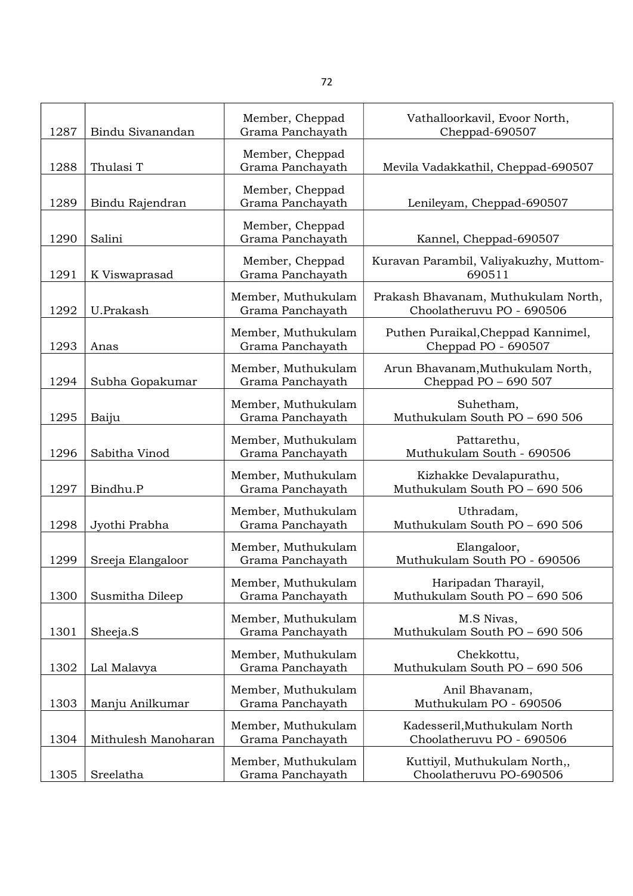| 1287 | Bindu Sivanandan | Member, Cheppad Grama Panchayath | Vathalloorkavil, Evoor North, Cheppad-690507 |
|---|---|---|---|
| 1288 | Thulasi T | Member, Cheppad Grama Panchayath | Mevila Vadakkathil, Cheppad-690507 |
| 1289 | Bindu Rajendran | Member, Cheppad Grama Panchayath | Lenileyam, Cheppad-690507 |
| 1290 | Salini | Member, Cheppad Grama Panchayath | Kannel, Cheppad-690507 |
| 1291 | K Viswaprasad | Member, Cheppad Grama Panchayath | Kuravan Parambil, Valiyakuzhy, Muttom-690511 |
| 1292 | U.Prakash | Member, Muthukulam Grama Panchayath | Prakash Bhavanam, Muthukulam North, Choolatheruvu PO - 690506 |
| 1293 | Anas | Member, Muthukulam Grama Panchayath | Puthen Puraikal,Cheppad Kannimel, Cheppad PO - 690507 |
| 1294 | Subha Gopakumar | Member, Muthukulam Grama Panchayath | Arun Bhavanam,Muthukulam North, Cheppad PO – 690 507 |
| 1295 | Baiju | Member, Muthukulam Grama Panchayath | Suhetham, Muthukulam South PO – 690 506 |
| 1296 | Sabitha Vinod | Member, Muthukulam Grama Panchayath | Pattarethu, Muthukulam South - 690506 |
| 1297 | Bindhu.P | Member, Muthukulam Grama Panchayath | Kizhakke Devalapurathu, Muthukulam South PO – 690 506 |
| 1298 | Jyothi Prabha | Member, Muthukulam Grama Panchayath | Uthradam, Muthukulam South PO – 690 506 |
| 1299 | Sreeja Elangaloor | Member, Muthukulam Grama Panchayath | Elangaloor, Muthukulam South PO - 690506 |
| 1300 | Susmitha Dileep | Member, Muthukulam Grama Panchayath | Haripadan Tharayil, Muthukulam South PO – 690 506 |
| 1301 | Sheeja.S | Member, Muthukulam Grama Panchayath | M.S Nivas, Muthukulam South PO – 690 506 |
| 1302 | Lal Malavya | Member, Muthukulam Grama Panchayath | Chekkottu, Muthukulam South PO – 690 506 |
| 1303 | Manju Anilkumar | Member, Muthukulam Grama Panchayath | Anil Bhavanam, Muthukulam PO - 690506 |
| 1304 | Mithulesh Manoharan | Member, Muthukulam Grama Panchayath | Kadesseril,Muthukulam North Choolatheruvu PO - 690506 |
| 1305 | Sreelatha | Member, Muthukulam Grama Panchayath | Kuttiyil, Muthukulam North,, Choolatheruvu PO-690506 |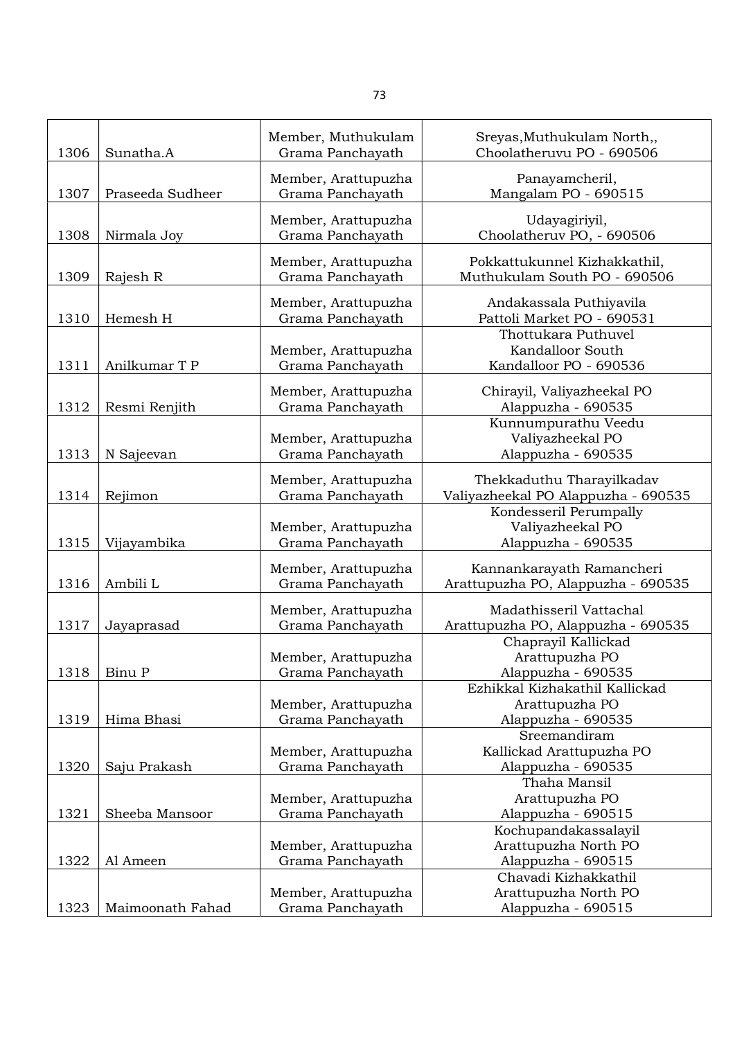| | | | |
|---|---|---|---|
| 1306 | Sunatha.A | Member, Muthukulam Grama Panchayath | Sreyas,Muthukulam North,, Choolatheruvu PO - 690506 |
| 1307 | Praseeda Sudheer | Member, Arattupuzha Grama Panchayath | Panayamcheril, Mangalam PO - 690515 |
| 1308 | Nirmala Joy | Member, Arattupuzha Grama Panchayath | Udayagiriyil, Choolatheruv PO, - 690506 |
| 1309 | Rajesh R | Member, Arattupuzha Grama Panchayath | Pokkattukunnel Kizhakkathil, Muthukulam South PO - 690506 |
| 1310 | Hemesh H | Member, Arattupuzha Grama Panchayath | Andakassala Puthiyavila Pattoli Market PO - 690531 |
| 1311 | Anilkumar T P | Member, Arattupuzha Grama Panchayath | Thottukara Puthuvel Kandalloor South Kandalloor PO - 690536 |
| 1312 | Resmi Renjith | Member, Arattupuzha Grama Panchayath | Chirayil, Valiyazheekal PO Alappuzha - 690535 |
| 1313 | N Sajeevan | Member, Arattupuzha Grama Panchayath | Kunnumpurathu Veedu Valiyazheekal PO Alappuzha - 690535 |
| 1314 | Rejimon | Member, Arattupuzha Grama Panchayath | Thekkaduthu Tharayilkadav Valiyazheekal PO Alappuzha - 690535 |
| 1315 | Vijayambika | Member, Arattupuzha Grama Panchayath | Kondesseril Perumpally Valiyazheekal PO Alappuzha - 690535 |
| 1316 | Ambili L | Member, Arattupuzha Grama Panchayath | Kannankarayath Ramancheri Arattupuzha PO, Alappuzha - 690535 |
| 1317 | Jayaprasad | Member, Arattupuzha Grama Panchayath | Madathisseril Vattachal Arattupuzha PO, Alappuzha - 690535 |
| 1318 | Binu P | Member, Arattupuzha Grama Panchayath | Chaprayil Kallickad Arattupuzha PO Alappuzha - 690535 |
| 1319 | Hima Bhasi | Member, Arattupuzha Grama Panchayath | Ezhikkal Kizhakathil Kallickad Arattupuzha PO Alappuzha - 690535 |
| 1320 | Saju Prakash | Member, Arattupuzha Grama Panchayath | Sreemandiram Kallickad Arattupuzha PO Alappuzha - 690535 |
| 1321 | Sheeba Mansoor | Member, Arattupuzha Grama Panchayath | Thaha Mansil Arattupuzha PO Alappuzha - 690515 |
| 1322 | Al Ameen | Member, Arattupuzha Grama Panchayath | Kochupandakassalayil Arattupuzha North PO Alappuzha - 690515 |
| 1323 | Maimoonath Fahad | Member, Arattupuzha Grama Panchayath | Chavadi Kizhakkathil Arattupuzha North PO Alappuzha - 690515 |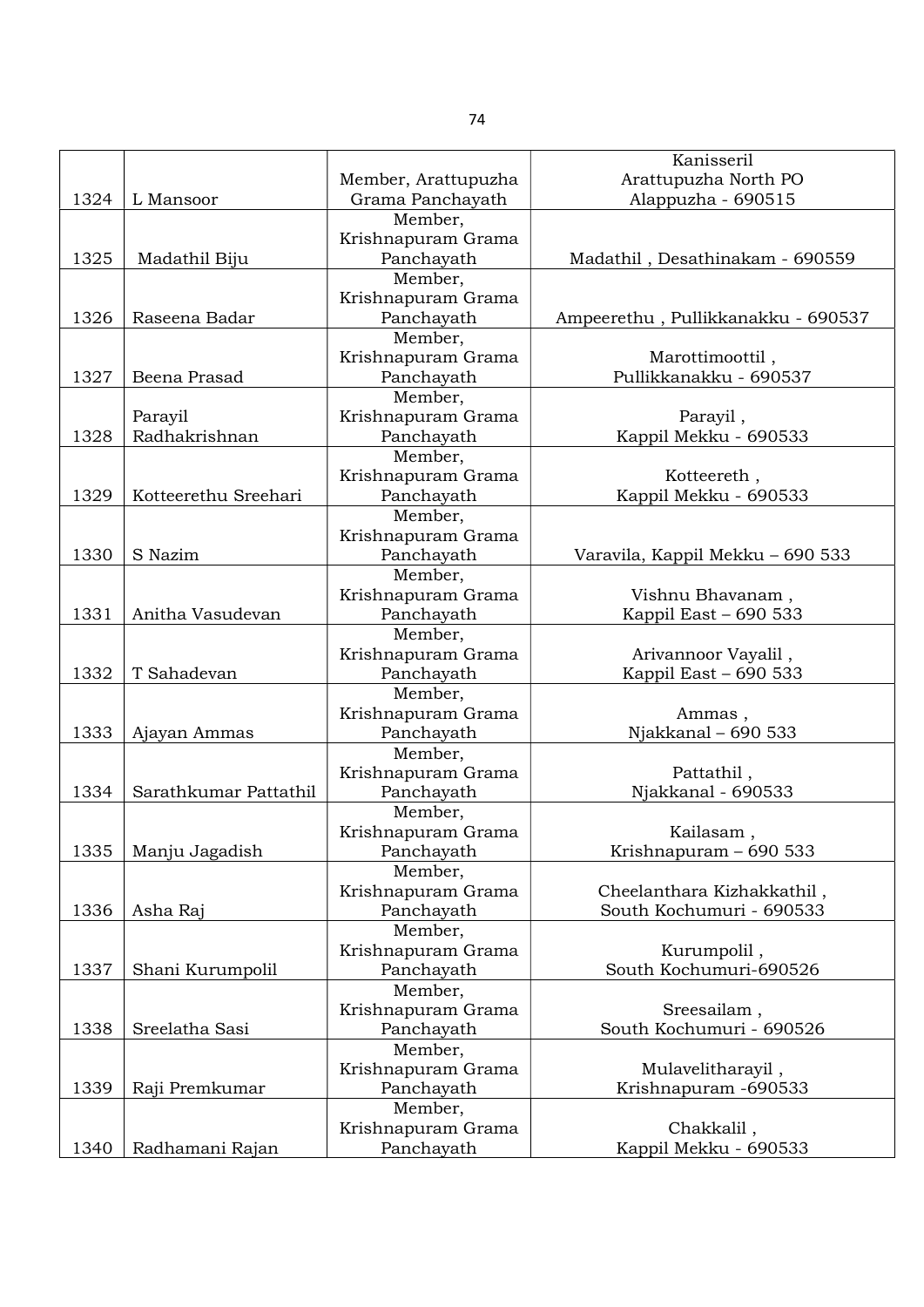| | | | |
|---|---|---|---|
| 1324 | L Mansoor | Member, Arattupuzha Grama Panchayath | Kanisseril Arattupuzha North PO Alappuzha - 690515 |
| 1325 | Madathil Biju | Member, Krishnapuram Grama Panchayath | Madathil , Desathinakam - 690559 |
| 1326 | Raseena Badar | Member, Krishnapuram Grama Panchayath | Ampeerethu , Pullikkanakku - 690537 |
| 1327 | Beena Prasad | Member, Krishnapuram Grama Panchayath | Marottimoottil , Pullikkanakku - 690537 |
| 1328 | Parayil Radhakrishnan | Member, Krishnapuram Grama Panchayath | Parayil , Kappil Mekku - 690533 |
| 1329 | Kotteerethu Sreehari | Member, Krishnapuram Grama Panchayath | Kottereth , Kappil Mekku - 690533 |
| 1330 | S Nazim | Member, Krishnapuram Grama Panchayath | Varavila, Kappil Mekku – 690 533 |
| 1331 | Anitha Vasudevan | Member, Krishnapuram Grama Panchayath | Vishnu Bhavanam , Kappil East – 690 533 |
| 1332 | T Sahadevan | Member, Krishnapuram Grama Panchayath | Arivannoor Vayalil , Kappil East – 690 533 |
| 1333 | Ajayan Ammas | Member, Krishnapuram Grama Panchayath | Ammas , Njakkanal – 690 533 |
| 1334 | Sarathkumar Pattathil | Member, Krishnapuram Grama Panchayath | Pattathil , Njakkanal - 690533 |
| 1335 | Manju Jagadish | Member, Krishnapuram Grama Panchayath | Kailasam , Krishnapuram – 690 533 |
| 1336 | Asha Raj | Member, Krishnapuram Grama Panchayath | Cheelanthara Kizhakkathil , South Kochumuri - 690533 |
| 1337 | Shani Kurumpolil | Member, Krishnapuram Grama Panchayath | Kurumpolil , South Kochumuri-690526 |
| 1338 | Sreelatha Sasi | Member, Krishnapuram Grama Panchayath | Sreesailam , South Kochumuri - 690526 |
| 1339 | Raji Premkumar | Member, Krishnapuram Grama Panchayath | Mulavelitharayil , Krishnapuram -690533 |
| 1340 | Radhamani Rajan | Member, Krishnapuram Grama Panchayath | Chakkalil , Kappil Mekku - 690533 |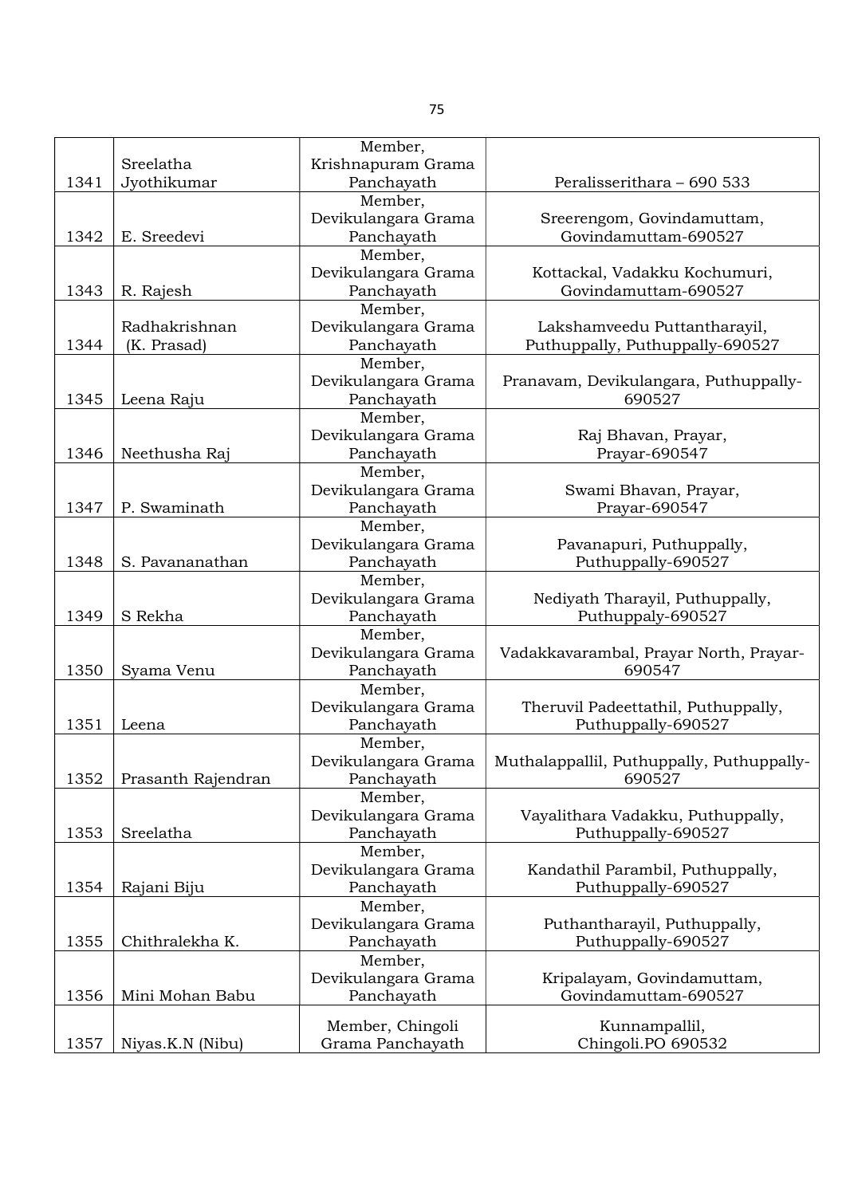| 1341 | Sreelatha Jyothikumar | Member, Krishnapuram Grama Panchayath | Peralisserithara – 690 533 |
|---|---|---|---|
| 1342 | E. Sreedevi | Member, Devikulangara Grama Panchayath | Sreerengom, Govindamuttam, Govindamuttam-690527 |
| 1343 | R. Rajesh | Member, Devikulangara Grama Panchayath | Kottackal, Vadakku Kochumuri, Govindamuttam-690527 |
| 1344 | Radhakrishnan (K. Prasad) | Member, Devikulangara Grama Panchayath | Lakshamveedu Puttantharayil, Puthuppally, Puthuppally-690527 |
| 1345 | Leena Raju | Member, Devikulangara Grama Panchayath | Pranavam, Devikulangara, Puthuppally-690527 |
| 1346 | Neethusha Raj | Member, Devikulangara Grama Panchayath | Raj Bhavan, Prayar, Prayar-690547 |
| 1347 | P. Swaminath | Member, Devikulangara Grama Panchayath | Swami Bhavan, Prayar, Prayar-690547 |
| 1348 | S. Pavananathan | Member, Devikulangara Grama Panchayath | Pavanapuri, Puthuppally, Puthuppally-690527 |
| 1349 | S Rekha | Member, Devikulangara Grama Panchayath | Nediyath Tharayil, Puthuppally, Puthuppaly-690527 |
| 1350 | Syama Venu | Member, Devikulangara Grama Panchayath | Vadakkavarambal, Prayar North, Prayar-690547 |
| 1351 | Leena | Member, Devikulangara Grama Panchayath | Theruvil Padeettathil, Puthuppally, Puthuppally-690527 |
| 1352 | Prasanth Rajendran | Member, Devikulangara Grama Panchayath | Muthalappallil, Puthuppally, Puthuppally-690527 |
| 1353 | Sreelatha | Member, Devikulangara Grama Panchayath | Vayalithara Vadakku, Puthuppally, Puthuppally-690527 |
| 1354 | Rajani Biju | Member, Devikulangara Grama Panchayath | Kandathil Parambil, Puthuppally, Puthuppally-690527 |
| 1355 | Chithralekha K. | Member, Devikulangara Grama Panchayath | Puthantharayil, Puthuppally, Puthuppally-690527 |
| 1356 | Mini Mohan Babu | Member, Devikulangara Grama Panchayath | Kripalayam, Govindamuttam, Govindamuttam-690527 |
| 1357 | Niyas.K.N (Nibu) | Member, Chingoli Grama Panchayath | Kunnampallil, Chingoli.PO 690532 |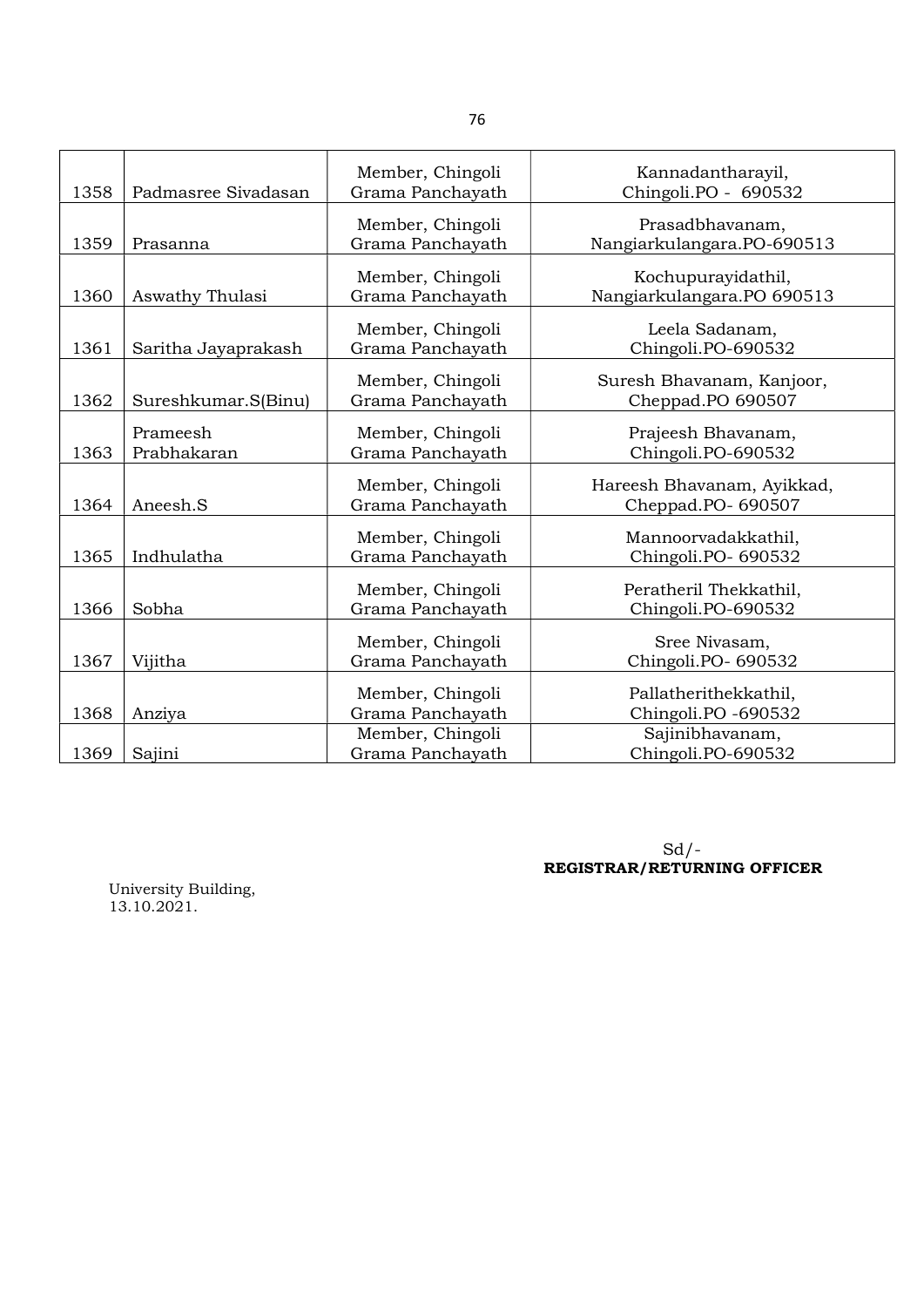| | | | |
|---|---|---|---|
| 1358 | Padmasree Sivadasan | Member, Chingoli Grama Panchayath | Kannadantharayil, Chingoli.PO - 690532 |
| 1359 | Prasanna | Member, Chingoli Grama Panchayath | Prasadbhavanam, Nangiarkulangara.PO-690513 |
| 1360 | Aswathy Thulasi | Member, Chingoli Grama Panchayath | Kochupurayidathil, Nangiarkulangara.PO 690513 |
| 1361 | Saritha Jayaprakash | Member, Chingoli Grama Panchayath | Leela Sadanam, Chingoli.PO-690532 |
| 1362 | Sureshkumar.S(Binu) | Member, Chingoli Grama Panchayath | Suresh Bhavanam, Kanjoor, Cheppad.PO 690507 |
| 1363 | Prameesh Prabhakaran | Member, Chingoli Grama Panchayath | Prajeesh Bhavanam, Chingoli.PO-690532 |
| 1364 | Aneesh.S | Member, Chingoli Grama Panchayath | Hareesh Bhavanam, Ayikkad, Cheppad.PO- 690507 |
| 1365 | Indhulatha | Member, Chingoli Grama Panchayath | Mannoorvadakkathil, Chingoli.PO- 690532 |
| 1366 | Sobha | Member, Chingoli Grama Panchayath | Peratheril Thekkathil, Chingoli.PO-690532 |
| 1367 | Vijitha | Member, Chingoli Grama Panchayath | Sree Nivasam, Chingoli.PO- 690532 |
| 1368 | Anziya | Member, Chingoli Grama Panchayath | Pallatherithekkathil, Chingoli.PO -690532 |
| 1369 | Sajini | Member, Chingoli Grama Panchayath | Sajinibhavanam, Chingoli.PO-690532 |

Sd/-
**REGISTRAR/RETURNING OFFICER**

University Building,
13.10.2021.